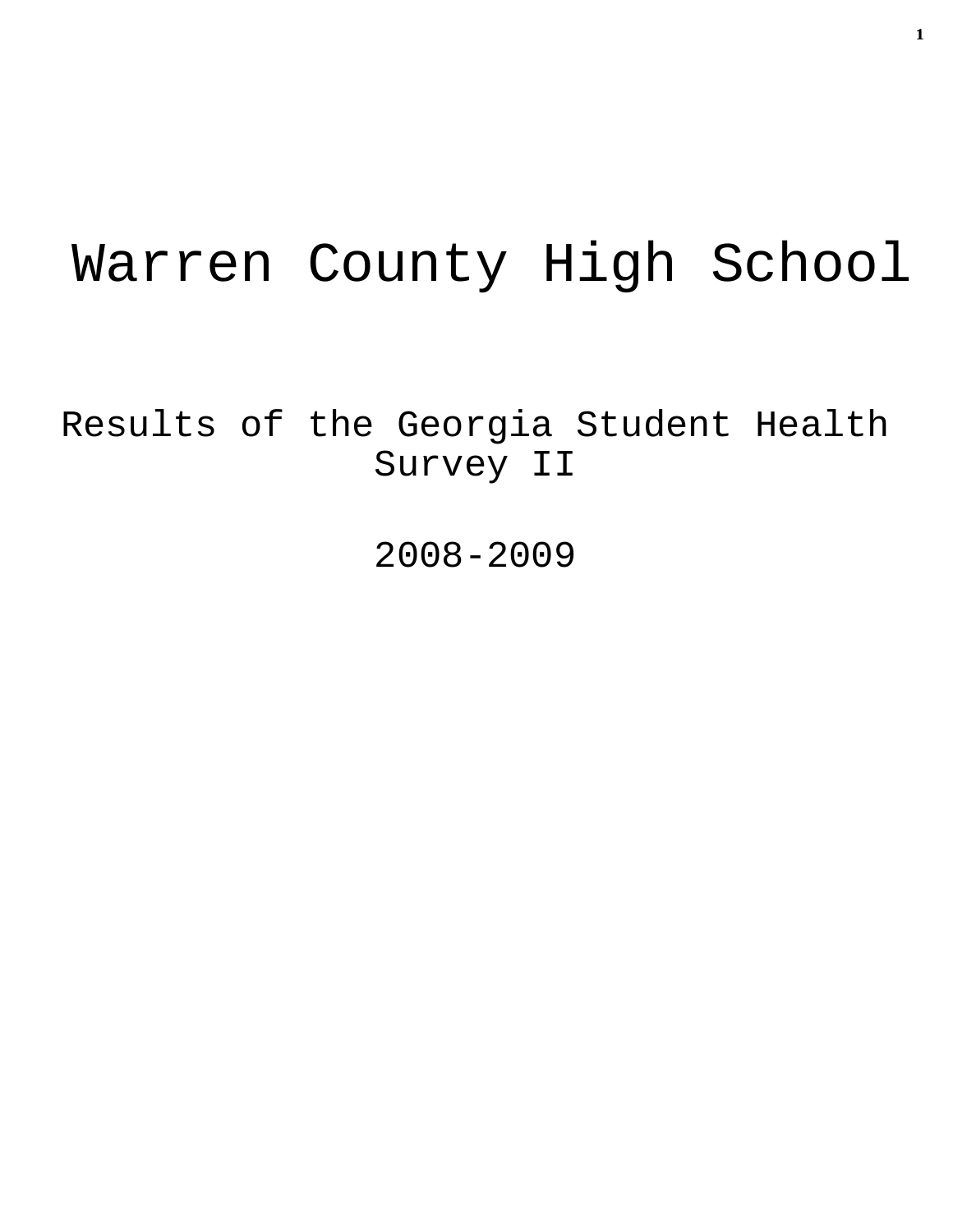# Warren County High School

Results of the Georgia Student Health Survey II

2008-2009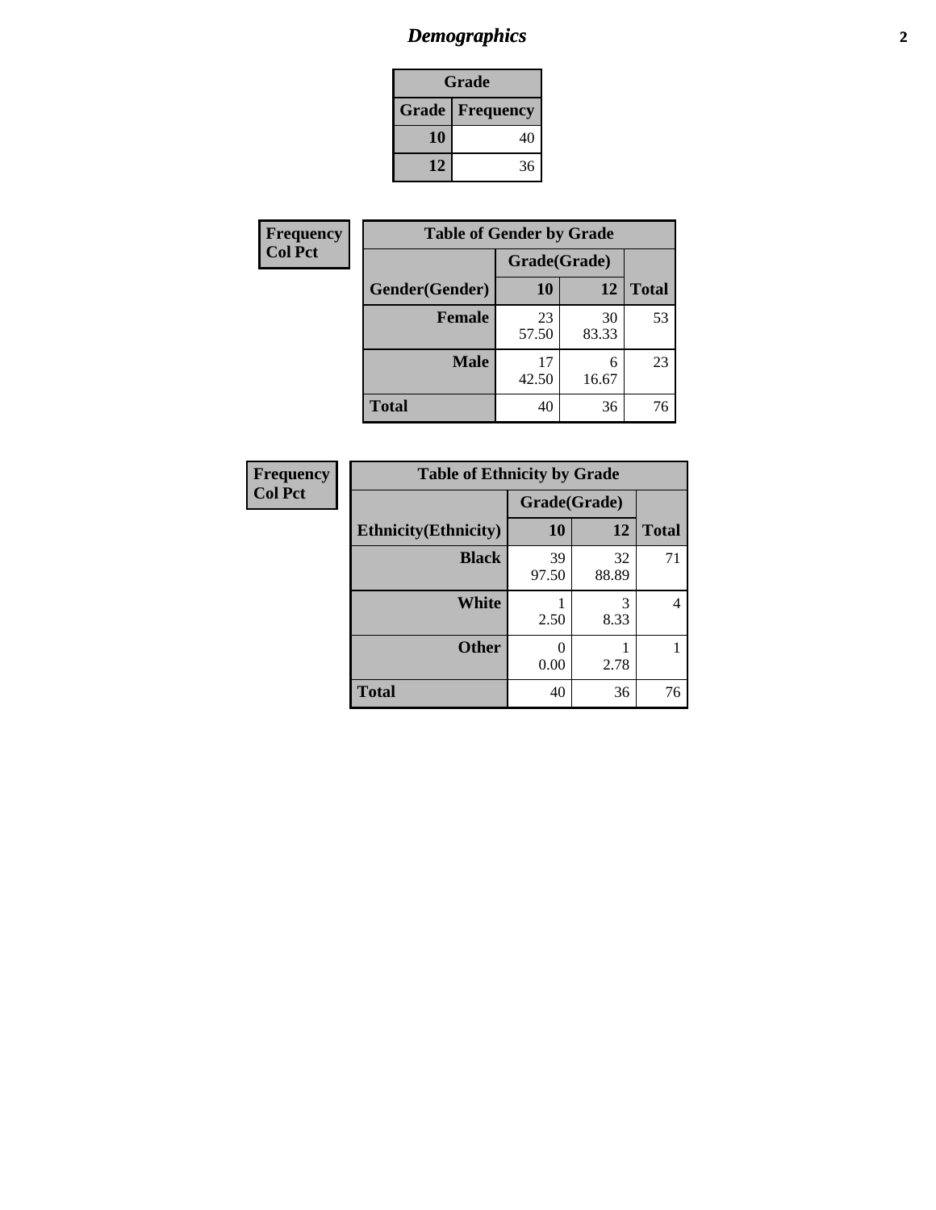# *Demographics*

| Grade | |
|---|---|
| **Grade** | **Frequency** |
| **10** | 40 |
| **12** | 36 |

| Frequency<br>Col Pct |
|---|

| Table of Gender by Grade | | | |
|---|---|---|---|
| | Grade(Grade) | | |
| **Gender(Gender)** | **10** | **12** | **Total** |
| **Female** | 23<br>57.50 | 30<br>83.33 | 53 |
| **Male** | 17<br>42.50 | 6<br>16.67 | 23 |
| **Total** | 40 | 36 | 76 |

| Frequency<br>Col Pct |
|---|

| Table of Ethnicity by Grade | | | |
|---|---|---|---|
| | Grade(Grade) | | |
| **Ethnicity(Ethnicity)** | **10** | **12** | **Total** |
| **Black** | 39<br>97.50 | 32<br>88.89 | 71 |
| **White** | 1<br>2.50 | 3<br>8.33 | 4 |
| **Other** | 0<br>0.00 | 1<br>2.78 | 1 |
| **Total** | 40 | 36 | 76 |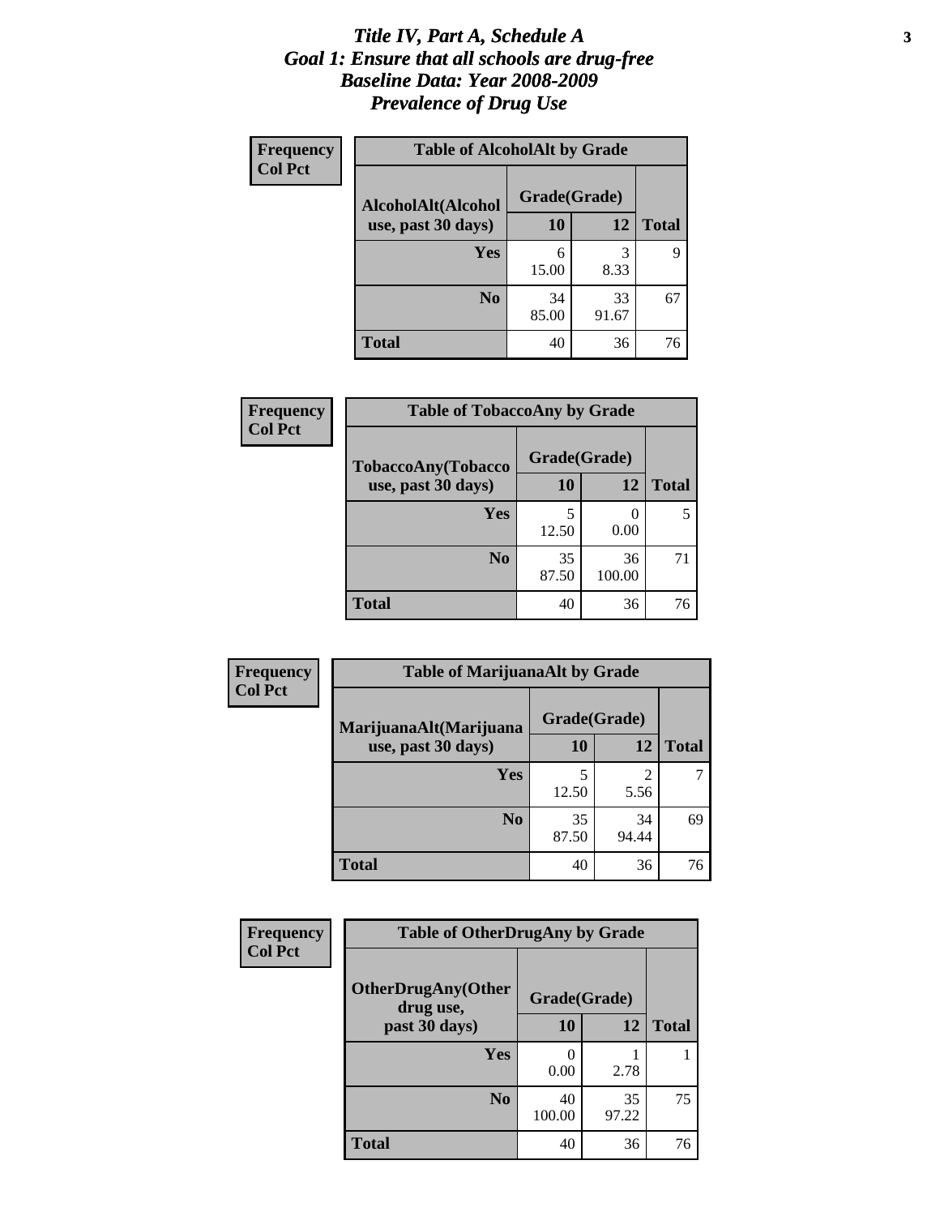# *Title IV, Part A, Schedule A*
# *Goal 1: Ensure that all schools are drug-free*
# *Baseline Data: Year 2008-2009*
# *Prevalence of Drug Use*

**Frequency**
**Col Pct**

**Table of AlcoholAlt by Grade**

| AlcoholAlt(Alcohol use, past 30 days) | Grade(Grade) 10 | 12 | Total |
|---|---|---|---|
| **Yes** | 6<br>15.00 | 3<br>8.33 | 9 |
| **No** | 34<br>85.00 | 33<br>91.67 | 67 |
| **Total** | 40 | 36 | 76 |

**Frequency**
**Col Pct**

**Table of TobaccoAny by Grade**

| TobaccoAny(Tobacco use, past 30 days) | Grade(Grade) 10 | 12 | Total |
|---|---|---|---|
| **Yes** | 5<br>12.50 | 0<br>0.00 | 5 |
| **No** | 35<br>87.50 | 36<br>100.00 | 71 |
| **Total** | 40 | 36 | 76 |

**Frequency**
**Col Pct**

**Table of MarijuanaAlt by Grade**

| MarijuanaAlt(Marijuana use, past 30 days) | Grade(Grade) 10 | 12 | Total |
|---|---|---|---|
| **Yes** | 5<br>12.50 | 2<br>5.56 | 7 |
| **No** | 35<br>87.50 | 34<br>94.44 | 69 |
| **Total** | 40 | 36 | 76 |

**Frequency**
**Col Pct**

**Table of OtherDrugAny by Grade**

| OtherDrugAny(Other drug use, past 30 days) | Grade(Grade) 10 | 12 | Total |
|---|---|---|---|
| **Yes** | 0<br>0.00 | 1<br>2.78 | 1 |
| **No** | 40<br>100.00 | 35<br>97.22 | 75 |
| **Total** | 40 | 36 | 76 |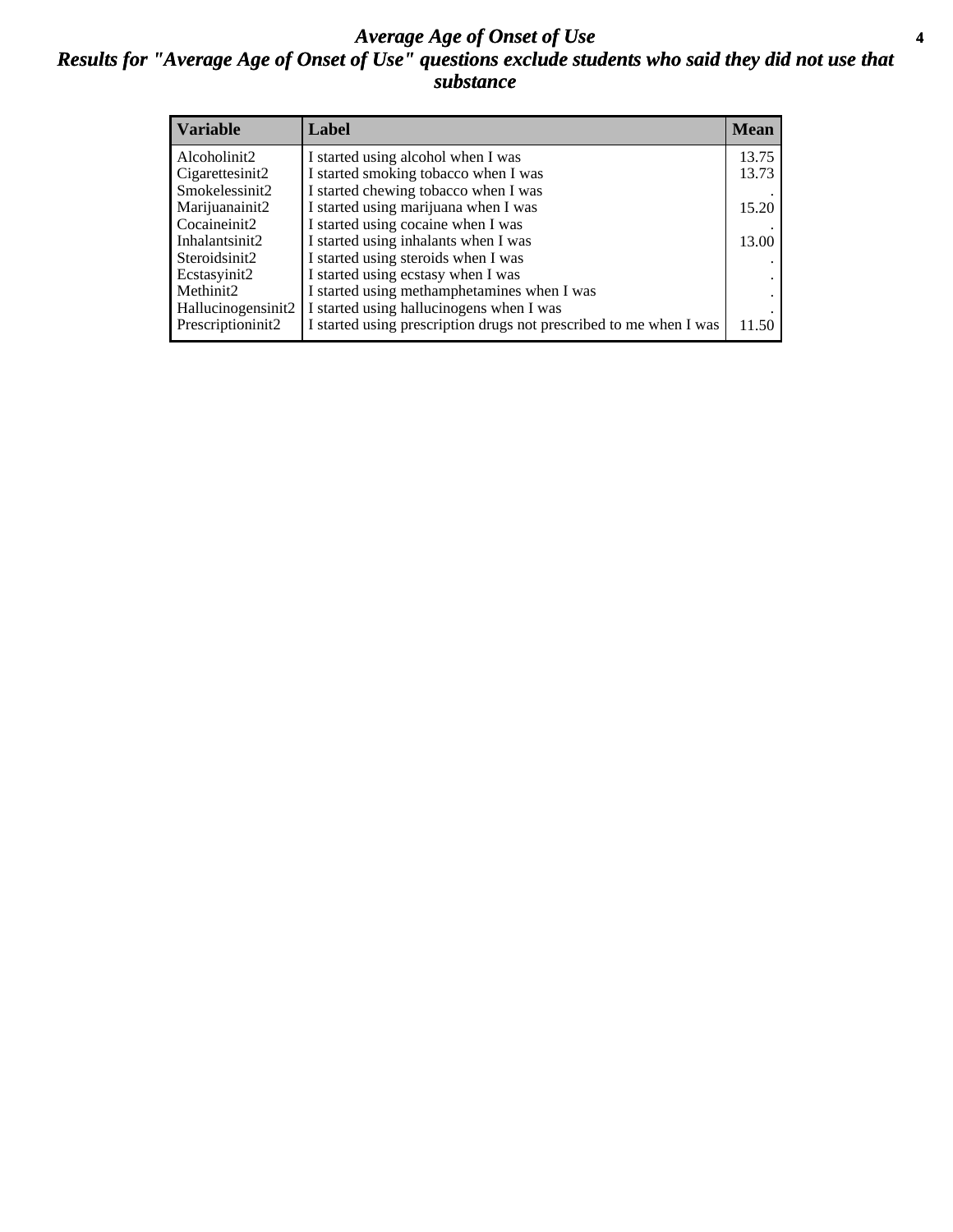# *Average Age of Onset of Use*

## *Results for "Average Age of Onset of Use" questions exclude students who said they did not use that substance*

| Variable | Label | Mean |
|---|---|---|
| Alcoholinit2 | I started using alcohol when I was | 13.75 |
| Cigarettesinit2 | I started smoking tobacco when I was | 13.73 |
| Smokelessinit2 | I started chewing tobacco when I was | . |
| Marijuanainit2 | I started using marijuana when I was | 15.20 |
| Cocaineinit2 | I started using cocaine when I was | . |
| Inhalantsinit2 | I started using inhalants when I was | 13.00 |
| Steroidsinit2 | I started using steroids when I was | . |
| Ecstasyinit2 | I started using ecstasy when I was | . |
| Methinit2 | I started using methamphetamines when I was | . |
| Hallucinogensinit2 | I started using hallucinogens when I was | . |
| Prescriptioninit2 | I started using prescription drugs not prescribed to me when I was | 11.50 |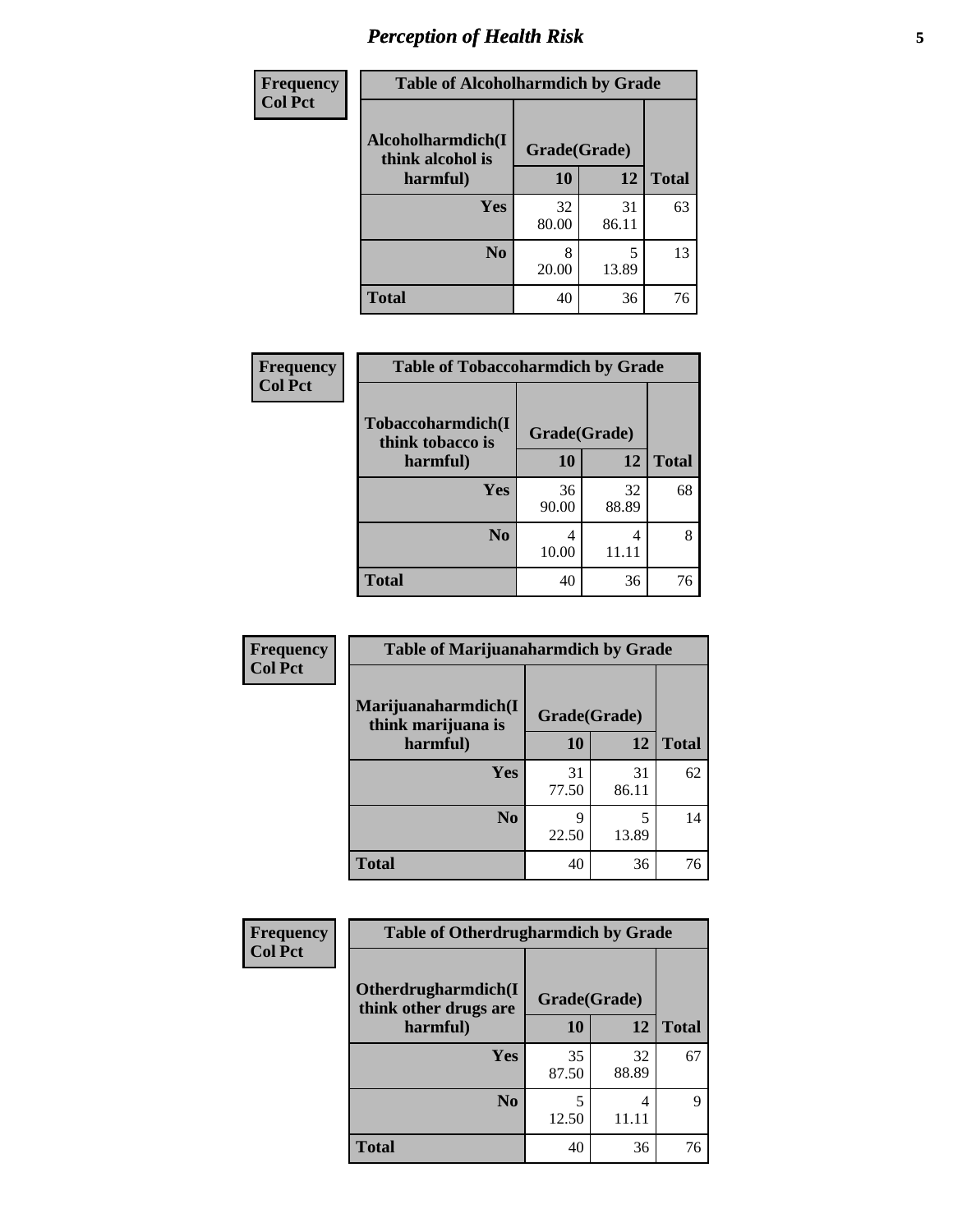# Perception of Health Risk

| Frequency Col Pct | Table of Alcoholharmdich by Grade | | |
|---|---|---|---|
| Alcoholharmdich(I think alcohol is harmful) | Grade(Grade) | | |
| | 10 | 12 | Total |
| Yes | 32<br>80.00 | 31<br>86.11 | 63 |
| No | 8<br>20.00 | 5<br>13.89 | 13 |
| Total | 40 | 36 | 76 |

| Frequency Col Pct | Table of Tobaccoharmdich by Grade | | |
|---|---|---|---|
| Tobaccoharmdich(I think tobacco is harmful) | Grade(Grade) | | |
| | 10 | 12 | Total |
| Yes | 36<br>90.00 | 32<br>88.89 | 68 |
| No | 4<br>10.00 | 4<br>11.11 | 8 |
| Total | 40 | 36 | 76 |

| Frequency Col Pct | Table of Marijuanaharmdich by Grade | | |
|---|---|---|---|
| Marijuanaharmdich(I think marijuana is harmful) | Grade(Grade) | | |
| | 10 | 12 | Total |
| Yes | 31<br>77.50 | 31<br>86.11 | 62 |
| No | 9<br>22.50 | 5<br>13.89 | 14 |
| Total | 40 | 36 | 76 |

| Frequency Col Pct | Table of Otherdrugharmdich by Grade | | |
|---|---|---|---|
| Otherdrugharmdich(I think other drugs are harmful) | Grade(Grade) | | |
| | 10 | 12 | Total |
| Yes | 35<br>87.50 | 32<br>88.89 | 67 |
| No | 5<br>12.50 | 4<br>11.11 | 9 |
| Total | 40 | 36 | 76 |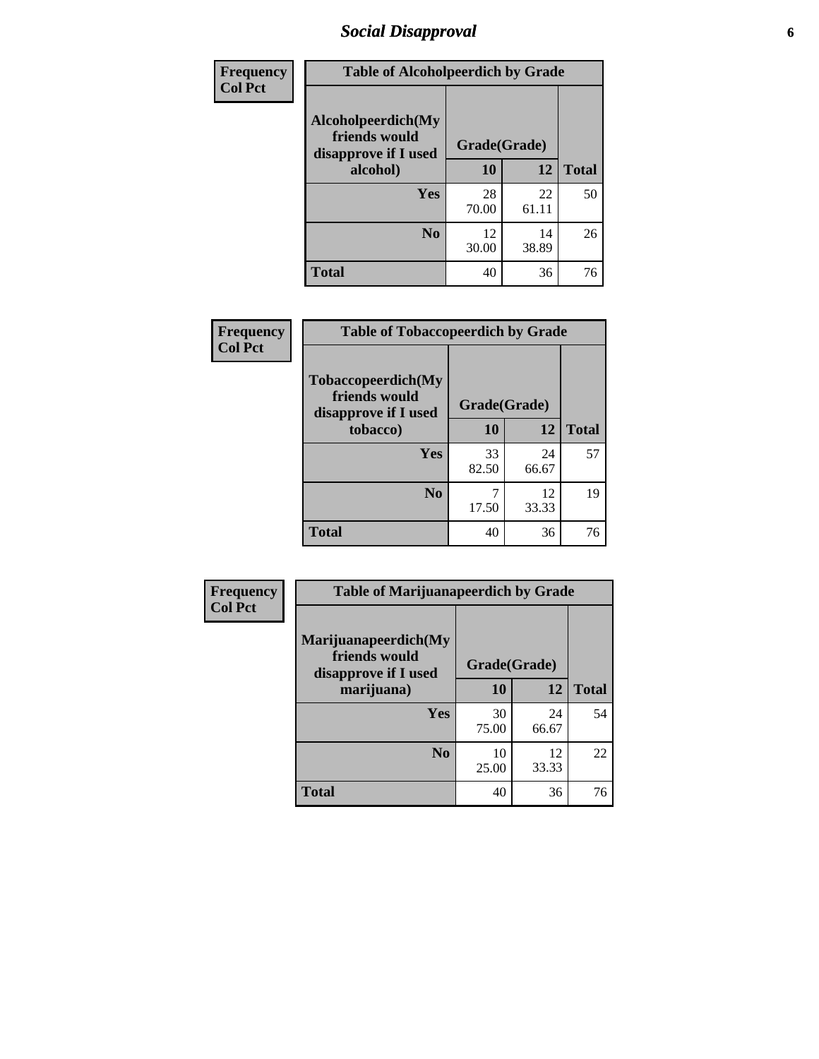## Social Disapproval

**Frequency / Col Pct**

**Table of Alcoholpeerdich by Grade**

| Alcoholpeerdich(My friends would disapprove if I used alcohol) | Grade(Grade) 10 | 12 | Total |
|---|---|---|---|
| Yes | 28<br>70.00 | 22<br>61.11 | 50 |
| No | 12<br>30.00 | 14<br>38.89 | 26 |
| Total | 40 | 36 | 76 |

**Frequency / Col Pct**

**Table of Tobaccopeerdich by Grade**

| Tobaccopeerdich(My friends would disapprove if I used tobacco) | Grade(Grade) 10 | 12 | Total |
|---|---|---|---|
| Yes | 33<br>82.50 | 24<br>66.67 | 57 |
| No | 7<br>17.50 | 12<br>33.33 | 19 |
| Total | 40 | 36 | 76 |

**Frequency / Col Pct**

**Table of Marijuanapeerdich by Grade**

| Marijuanapeerdich(My friends would disapprove if I used marijuana) | Grade(Grade) 10 | 12 | Total |
|---|---|---|---|
| Yes | 30<br>75.00 | 24<br>66.67 | 54 |
| No | 10<br>25.00 | 12<br>33.33 | 22 |
| Total | 40 | 36 | 76 |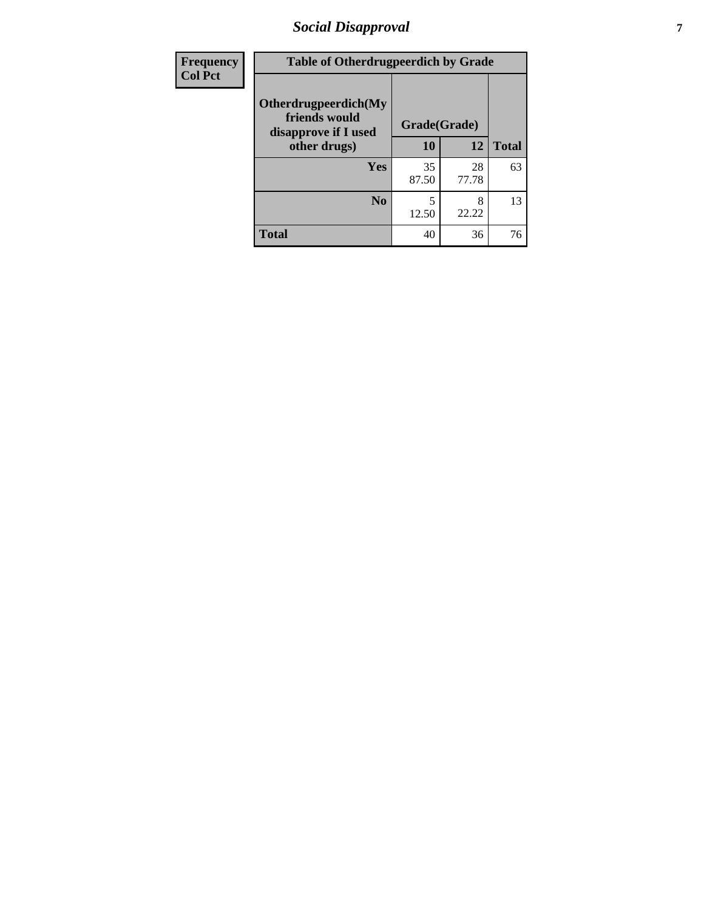# Social Disapproval

| Frequency<br>Col Pct | Table of Otherdrugpeerdich by Grade | | |
|---|---|---|---|
| **Otherdrugpeerdich(My friends would disapprove if I used other drugs)** | **Grade(Grade)** | | |
| | **10** | **12** | **Total** |
| **Yes** | 35<br>87.50 | 28<br>77.78 | 63 |
| **No** | 5<br>12.50 | 8<br>22.22 | 13 |
| **Total** | 40 | 36 | 76 |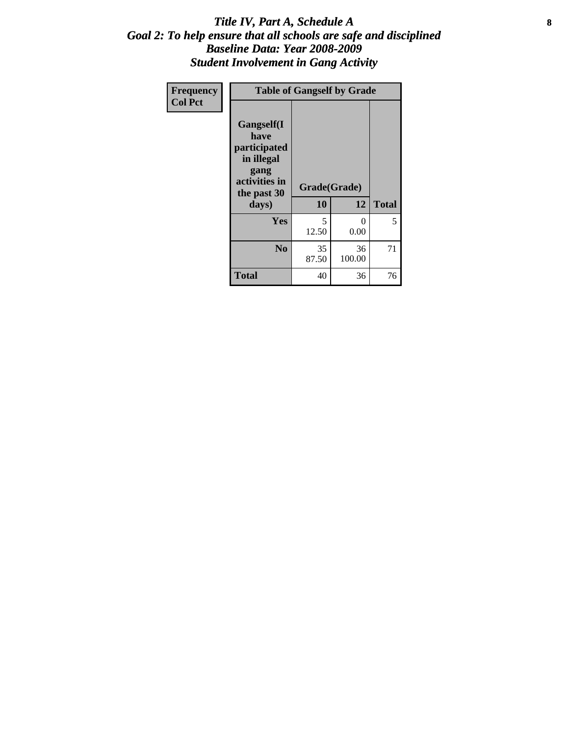# *Title IV, Part A, Schedule A*
## *Goal 2: To help ensure that all schools are safe and disciplined*
## *Baseline Data: Year 2008-2009*
## *Student Involvement in Gang Activity*

| Frequency<br>Col Pct | Table of Gangself by Grade | | |
|---|---|---|---|
| **Gangself(I have participated in illegal gang activities in the past 30 days)** | **Grade(Grade)** | | |
| | **10** | **12** | **Total** |
| **Yes** | 5<br>12.50 | 0<br>0.00 | 5 |
| **No** | 35<br>87.50 | 36<br>100.00 | 71 |
| **Total** | 40 | 36 | 76 |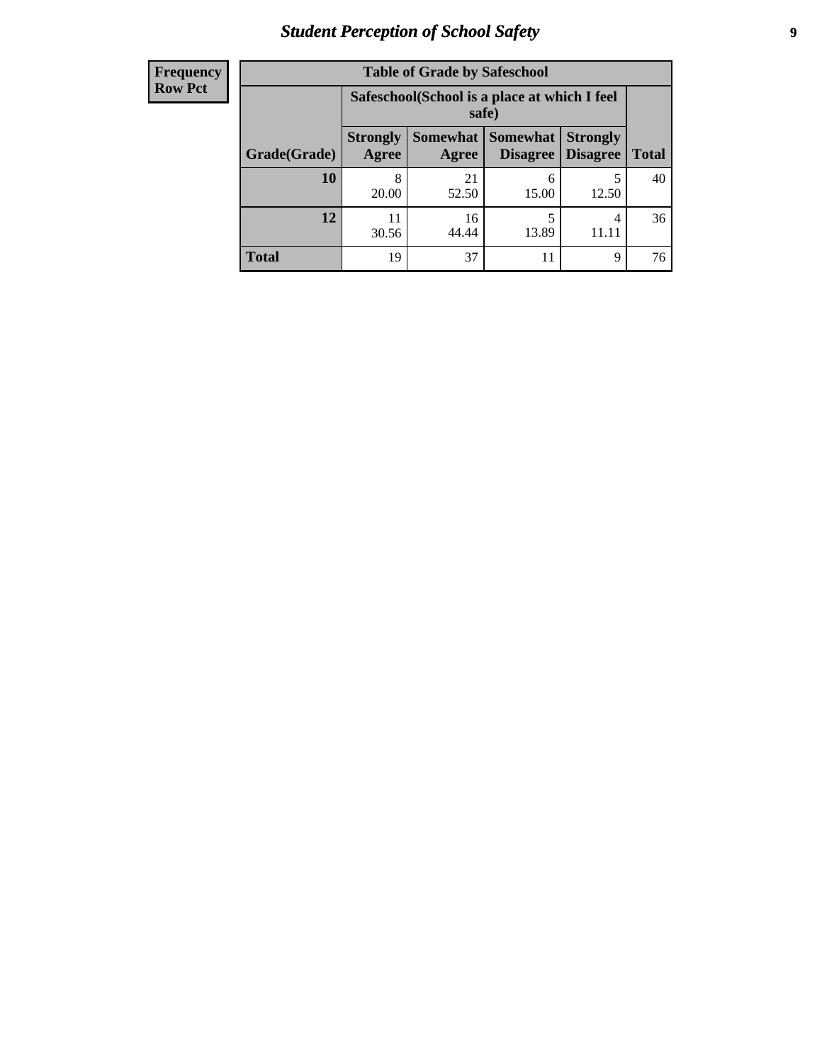## Student Perception of School Safety

| Frequency Row Pct | Table of Grade by Safeschool | | | | |
|---|---|---|---|---|---|
| | Safeschool(School is a place at which I feel safe) | | | | |
| Grade(Grade) | Strongly Agree | Somewhat Agree | Somewhat Disagree | Strongly Disagree | Total |
| 10 | 8<br>20.00 | 21<br>52.50 | 6<br>15.00 | 5<br>12.50 | 40 |
| 12 | 11<br>30.56 | 16<br>44.44 | 5<br>13.89 | 4<br>11.11 | 36 |
| Total | 19 | 37 | 11 | 9 | 76 |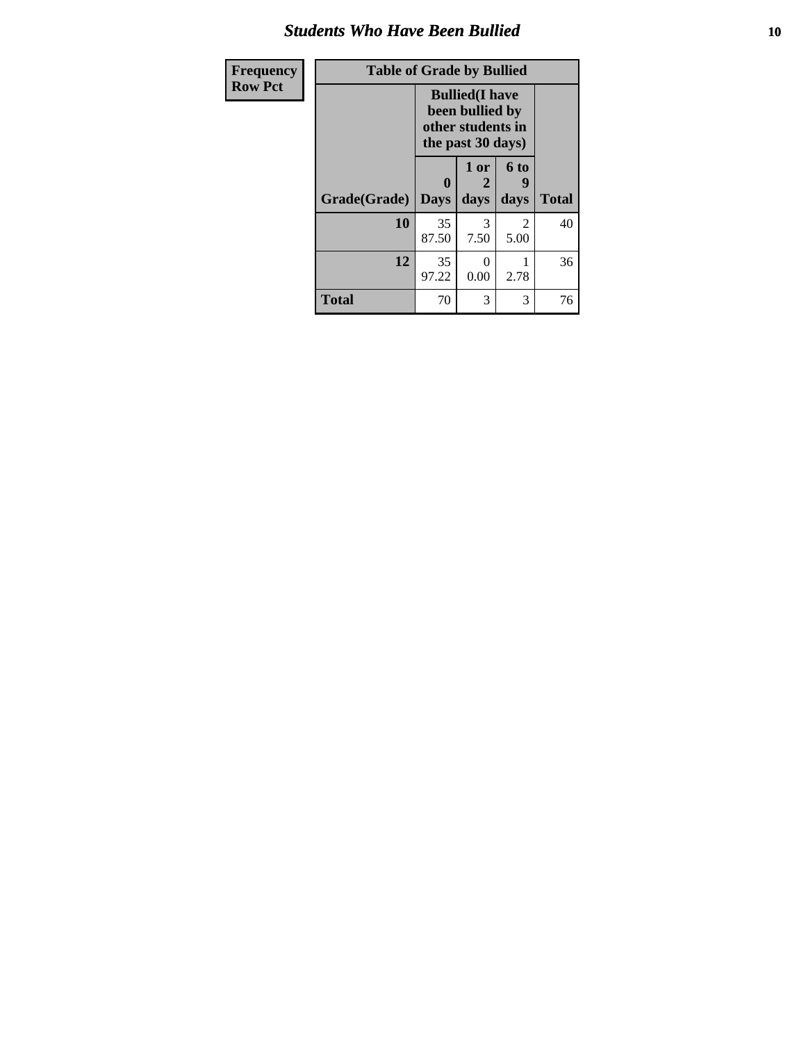## Students Who Have Been Bullied

| Frequency<br>Row Pct |
|---|

**Table of Grade by Bullied**

| Grade(Grade) | Bullied(I have been bullied by other students in the past 30 days) | | | Total |
|---|---|---|---|---|
| | 0 Days | 1 or 2 days | 6 to 9 days | |
| **10** | 35<br>87.50 | 3<br>7.50 | 2<br>5.00 | 40 |
| **12** | 35<br>97.22 | 0<br>0.00 | 1<br>2.78 | 36 |
| **Total** | 70 | 3 | 3 | 76 |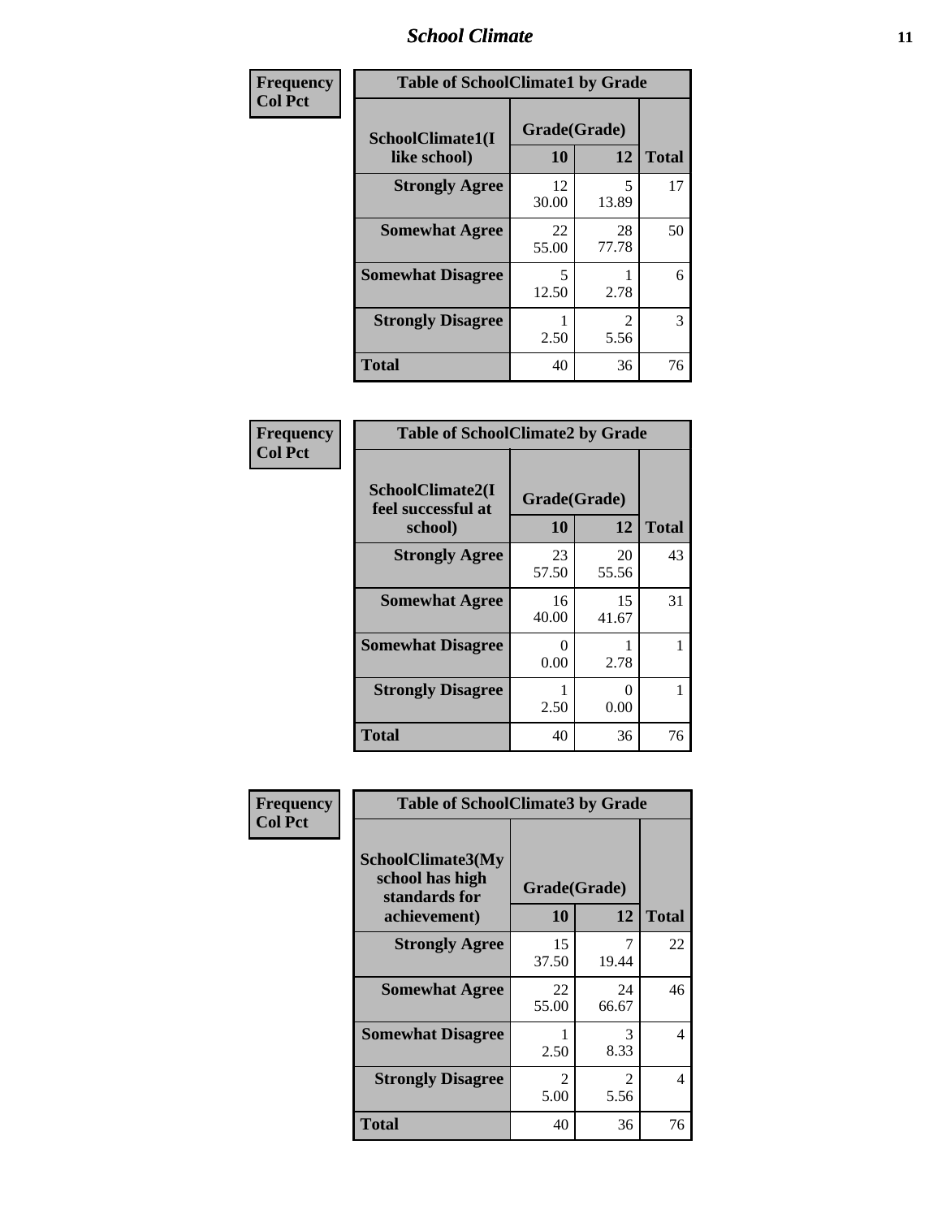| Frequency<br>Col Pct |
|---|

| Table of SchoolClimate1 by Grade | | | |
|---|---|---|---|
| SchoolClimate1(I like school) | Grade(Grade) | | |
| | 10 | 12 | Total |
| Strongly Agree | 12<br>30.00 | 5<br>13.89 | 17 |
| Somewhat Agree | 22<br>55.00 | 28<br>77.78 | 50 |
| Somewhat Disagree | 5<br>12.50 | 1<br>2.78 | 6 |
| Strongly Disagree | 1<br>2.50 | 2<br>5.56 | 3 |
| Total | 40 | 36 | 76 |

| Frequency<br>Col Pct |
|---|

| Table of SchoolClimate2 by Grade | | | |
|---|---|---|---|
| SchoolClimate2(I feel successful at school) | Grade(Grade) | | |
| | 10 | 12 | Total |
| Strongly Agree | 23<br>57.50 | 20<br>55.56 | 43 |
| Somewhat Agree | 16<br>40.00 | 15<br>41.67 | 31 |
| Somewhat Disagree | 0<br>0.00 | 1<br>2.78 | 1 |
| Strongly Disagree | 1<br>2.50 | 0<br>0.00 | 1 |
| Total | 40 | 36 | 76 |

| Frequency<br>Col Pct |
|---|

| Table of SchoolClimate3 by Grade | | | |
|---|---|---|---|
| SchoolClimate3(My school has high standards for achievement) | Grade(Grade) | | |
| | 10 | 12 | Total |
| Strongly Agree | 15<br>37.50 | 7<br>19.44 | 22 |
| Somewhat Agree | 22<br>55.00 | 24<br>66.67 | 46 |
| Somewhat Disagree | 1<br>2.50 | 3<br>8.33 | 4 |
| Strongly Disagree | 2<br>5.00 | 2<br>5.56 | 4 |
| Total | 40 | 36 | 76 |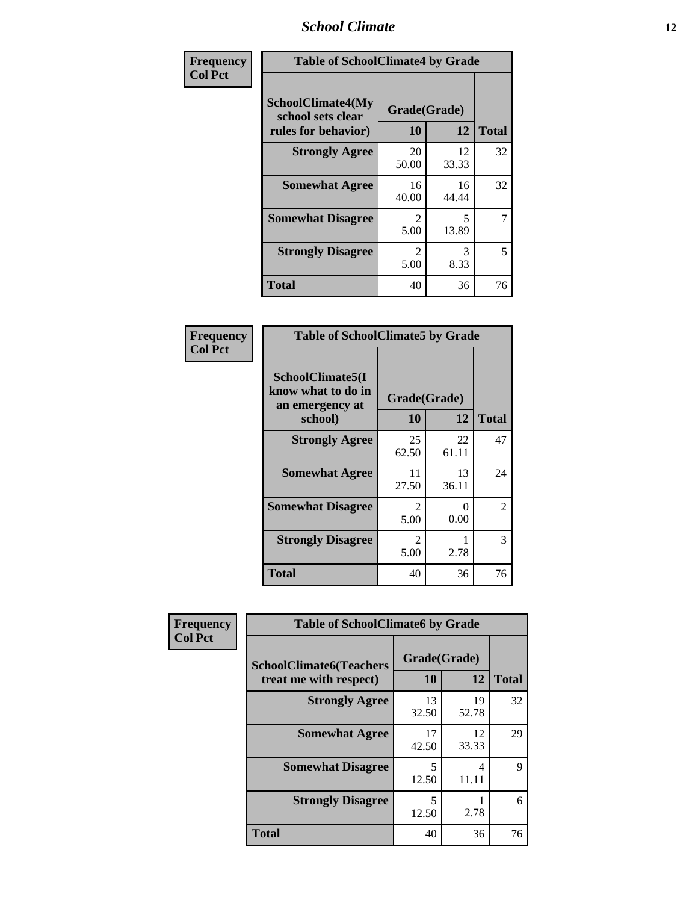| Frequency Col Pct | Table of SchoolClimate4 by Grade | | | |
|---|---|---|---|---|
| | SchoolClimate4(My school sets clear rules for behavior) | Grade(Grade) | | |
| | | 10 | 12 | Total |
| | Strongly Agree | 20<br>50.00 | 12<br>33.33 | 32 |
| | Somewhat Agree | 16<br>40.00 | 16<br>44.44 | 32 |
| | Somewhat Disagree | 2<br>5.00 | 5<br>13.89 | 7 |
| | Strongly Disagree | 2<br>5.00 | 3<br>8.33 | 5 |
| | Total | 40 | 36 | 76 |

| Frequency Col Pct | Table of SchoolClimate5 by Grade | | | |
|---|---|---|---|---|
| | SchoolClimate5(I know what to do in an emergency at school) | Grade(Grade) | | |
| | | 10 | 12 | Total |
| | Strongly Agree | 25<br>62.50 | 22<br>61.11 | 47 |
| | Somewhat Agree | 11<br>27.50 | 13<br>36.11 | 24 |
| | Somewhat Disagree | 2<br>5.00 | 0<br>0.00 | 2 |
| | Strongly Disagree | 2<br>5.00 | 1<br>2.78 | 3 |
| | Total | 40 | 36 | 76 |

| Frequency Col Pct | Table of SchoolClimate6 by Grade | | | |
|---|---|---|---|---|
| | SchoolClimate6(Teachers treat me with respect) | Grade(Grade) | | |
| | | 10 | 12 | Total |
| | Strongly Agree | 13<br>32.50 | 19<br>52.78 | 32 |
| | Somewhat Agree | 17<br>42.50 | 12<br>33.33 | 29 |
| | Somewhat Disagree | 5<br>12.50 | 4<br>11.11 | 9 |
| | Strongly Disagree | 5<br>12.50 | 1<br>2.78 | 6 |
| | Total | 40 | 36 | 76 |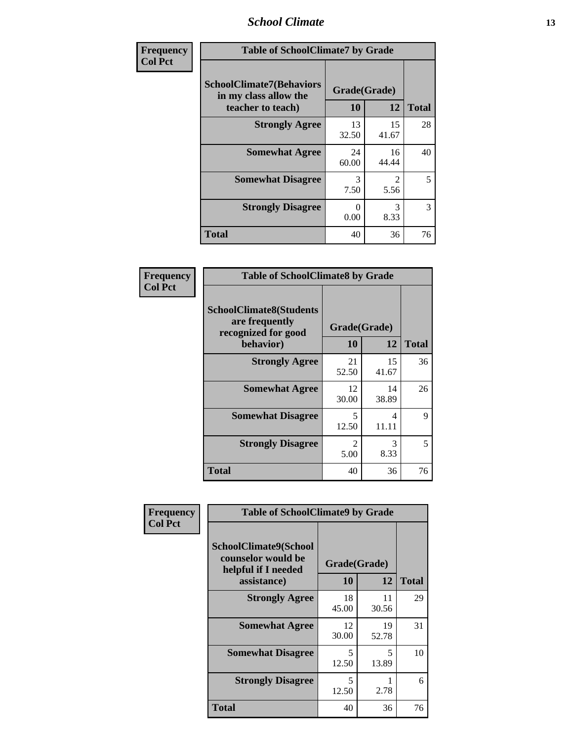| Frequency<br>Col Pct | Table of SchoolClimate7 by Grade | | |
|---|---|---|---|
| SchoolClimate7(Behaviors in my class allow the teacher to teach) | Grade(Grade) | | |
| | 10 | 12 | Total |
| Strongly Agree | 13<br>32.50 | 15<br>41.67 | 28 |
| Somewhat Agree | 24<br>60.00 | 16<br>44.44 | 40 |
| Somewhat Disagree | 3<br>7.50 | 2<br>5.56 | 5 |
| Strongly Disagree | 0<br>0.00 | 3<br>8.33 | 3 |
| Total | 40 | 36 | 76 |

| Frequency<br>Col Pct | Table of SchoolClimate8 by Grade | | |
|---|---|---|---|
| SchoolClimate8(Students are frequently recognized for good behavior) | Grade(Grade) | | |
| | 10 | 12 | Total |
| Strongly Agree | 21<br>52.50 | 15<br>41.67 | 36 |
| Somewhat Agree | 12<br>30.00 | 14<br>38.89 | 26 |
| Somewhat Disagree | 5<br>12.50 | 4<br>11.11 | 9 |
| Strongly Disagree | 2<br>5.00 | 3<br>8.33 | 5 |
| Total | 40 | 36 | 76 |

| Frequency<br>Col Pct | Table of SchoolClimate9 by Grade | | |
|---|---|---|---|
| SchoolClimate9(School counselor would be helpful if I needed assistance) | Grade(Grade) | | |
| | 10 | 12 | Total |
| Strongly Agree | 18<br>45.00 | 11<br>30.56 | 29 |
| Somewhat Agree | 12<br>30.00 | 19<br>52.78 | 31 |
| Somewhat Disagree | 5<br>12.50 | 5<br>13.89 | 10 |
| Strongly Disagree | 5<br>12.50 | 1<br>2.78 | 6 |
| Total | 40 | 36 | 76 |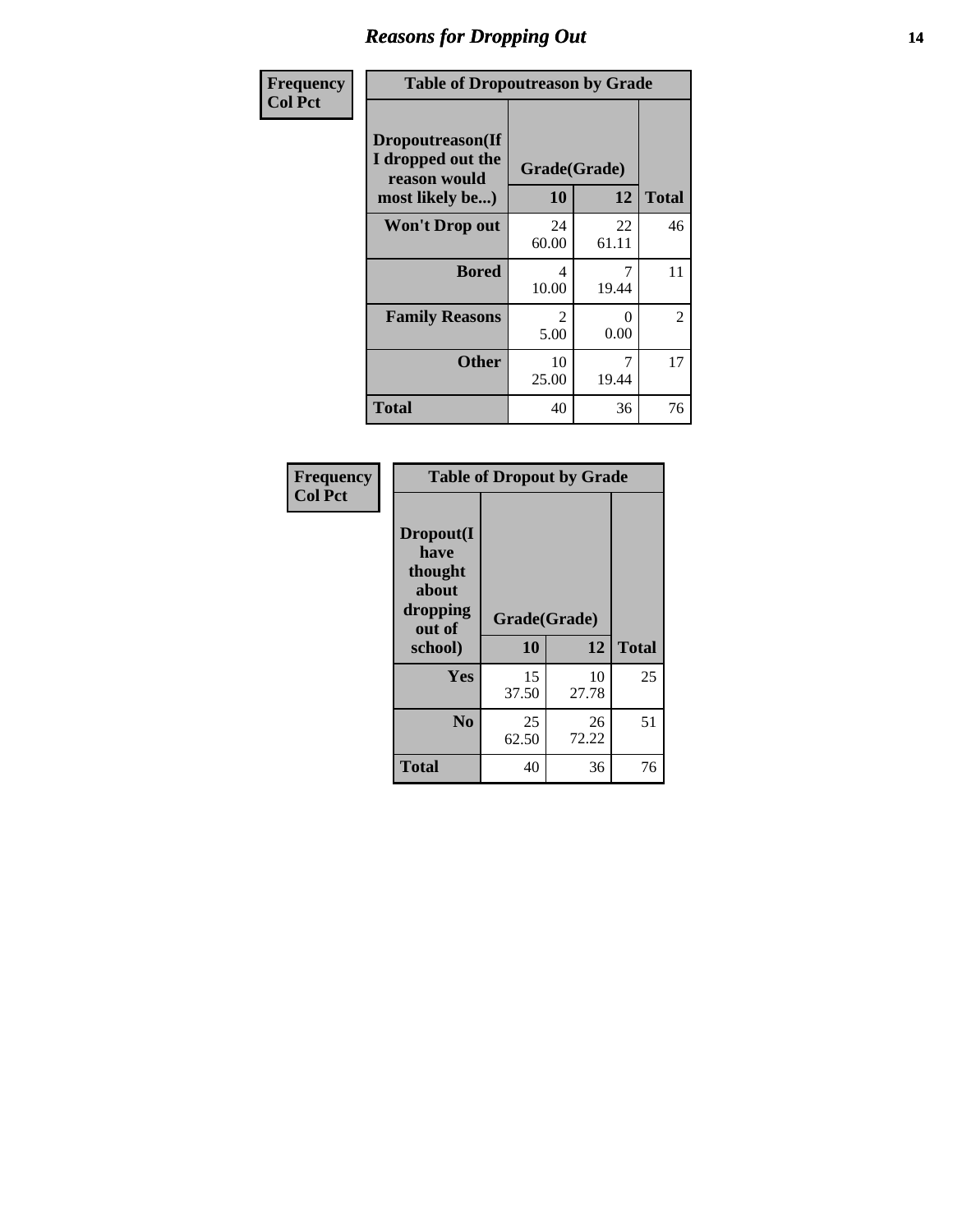# Reasons for Dropping Out

| Frequency<br>Col Pct | Table of Dropoutreason by Grade | | |
|---|---|---|---|
| Dropoutreason(If I dropped out the reason would most likely be...) | Grade(Grade) | | |
| | 10 | 12 | Total |
| Won't Drop out | 24<br>60.00 | 22<br>61.11 | 46 |
| Bored | 4<br>10.00 | 7<br>19.44 | 11 |
| Family Reasons | 2<br>5.00 | 0<br>0.00 | 2 |
| Other | 10<br>25.00 | 7<br>19.44 | 17 |
| Total | 40 | 36 | 76 |

| Frequency<br>Col Pct | Table of Dropout by Grade | | |
|---|---|---|---|
| Dropout(I have thought about dropping out of school) | Grade(Grade) | | |
| | 10 | 12 | Total |
| Yes | 15<br>37.50 | 10<br>27.78 | 25 |
| No | 25<br>62.50 | 26<br>72.22 | 51 |
| Total | 40 | 36 | 76 |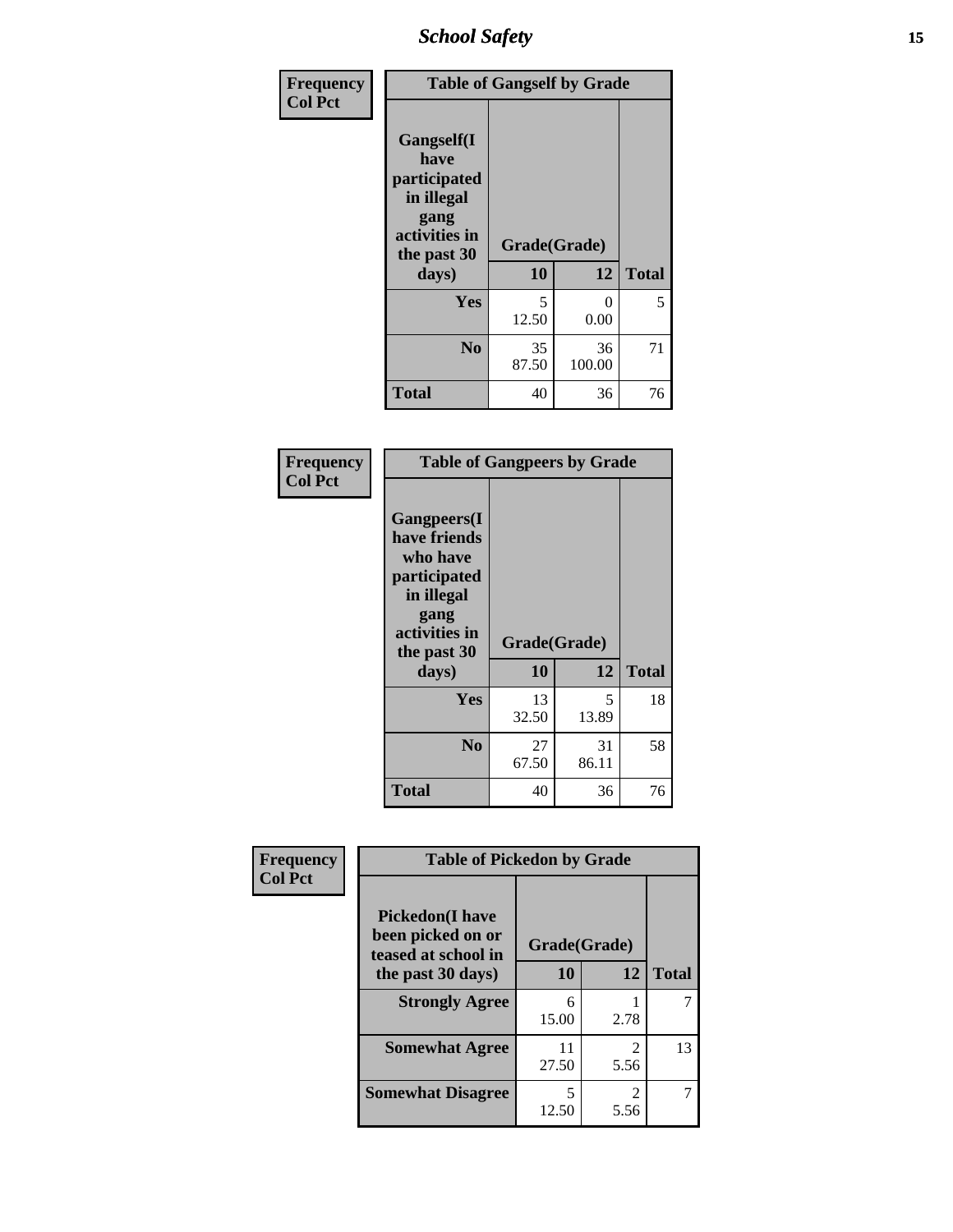| Frequency<br>Col Pct | | | |
|---|---|---|---|

**Table of Gangself by Grade**

| Gangself(I have participated in illegal gang activities in the past 30 days) | Grade(Grade) | | |
|---|---|---|---|
| | 10 | 12 | Total |
| Yes | 5<br>12.50 | 0<br>0.00 | 5 |
| No | 35<br>87.50 | 36<br>100.00 | 71 |
| Total | 40 | 36 | 76 |

| Frequency<br>Col Pct | | | |
|---|---|---|---|

**Table of Gangpeers by Grade**

| Gangpeers(I have friends who have participated in illegal gang activities in the past 30 days) | Grade(Grade) | | |
|---|---|---|---|
| | 10 | 12 | Total |
| Yes | 13<br>32.50 | 5<br>13.89 | 18 |
| No | 27<br>67.50 | 31<br>86.11 | 58 |
| Total | 40 | 36 | 76 |

| Frequency<br>Col Pct | | | |
|---|---|---|---|

**Table of Pickedon by Grade**

| Pickedon(I have been picked on or teased at school in the past 30 days) | Grade(Grade) | | |
|---|---|---|---|
| | 10 | 12 | Total |
| Strongly Agree | 6<br>15.00 | 1<br>2.78 | 7 |
| Somewhat Agree | 11<br>27.50 | 2<br>5.56 | 13 |
| Somewhat Disagree | 5<br>12.50 | 2<br>5.56 | 7 |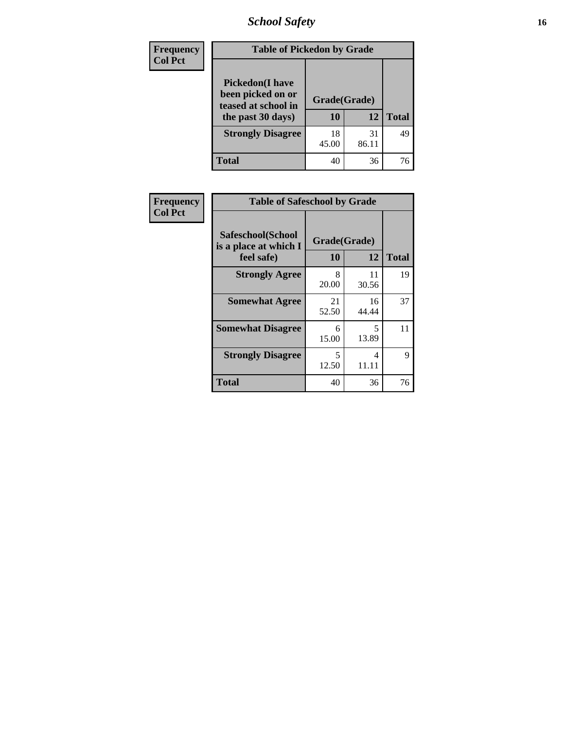# School Safety

| Frequency<br>Col Pct | Table of Pickedon by Grade | | |
|---|---|---|---|
| **Pickedon(I have been picked on or teased at school in the past 30 days)** | **Grade(Grade)** | | |
| | **10** | **12** | **Total** |
| **Strongly Disagree** | 18<br>45.00 | 31<br>86.11 | 49 |
| **Total** | 40 | 36 | 76 |

| Frequency<br>Col Pct | Table of Safeschool by Grade | | |
|---|---|---|---|
| **Safeschool(School is a place at which I feel safe)** | **Grade(Grade)** | | |
| | **10** | **12** | **Total** |
| **Strongly Agree** | 8<br>20.00 | 11<br>30.56 | 19 |
| **Somewhat Agree** | 21<br>52.50 | 16<br>44.44 | 37 |
| **Somewhat Disagree** | 6<br>15.00 | 5<br>13.89 | 11 |
| **Strongly Disagree** | 5<br>12.50 | 4<br>11.11 | 9 |
| **Total** | 40 | 36 | 76 |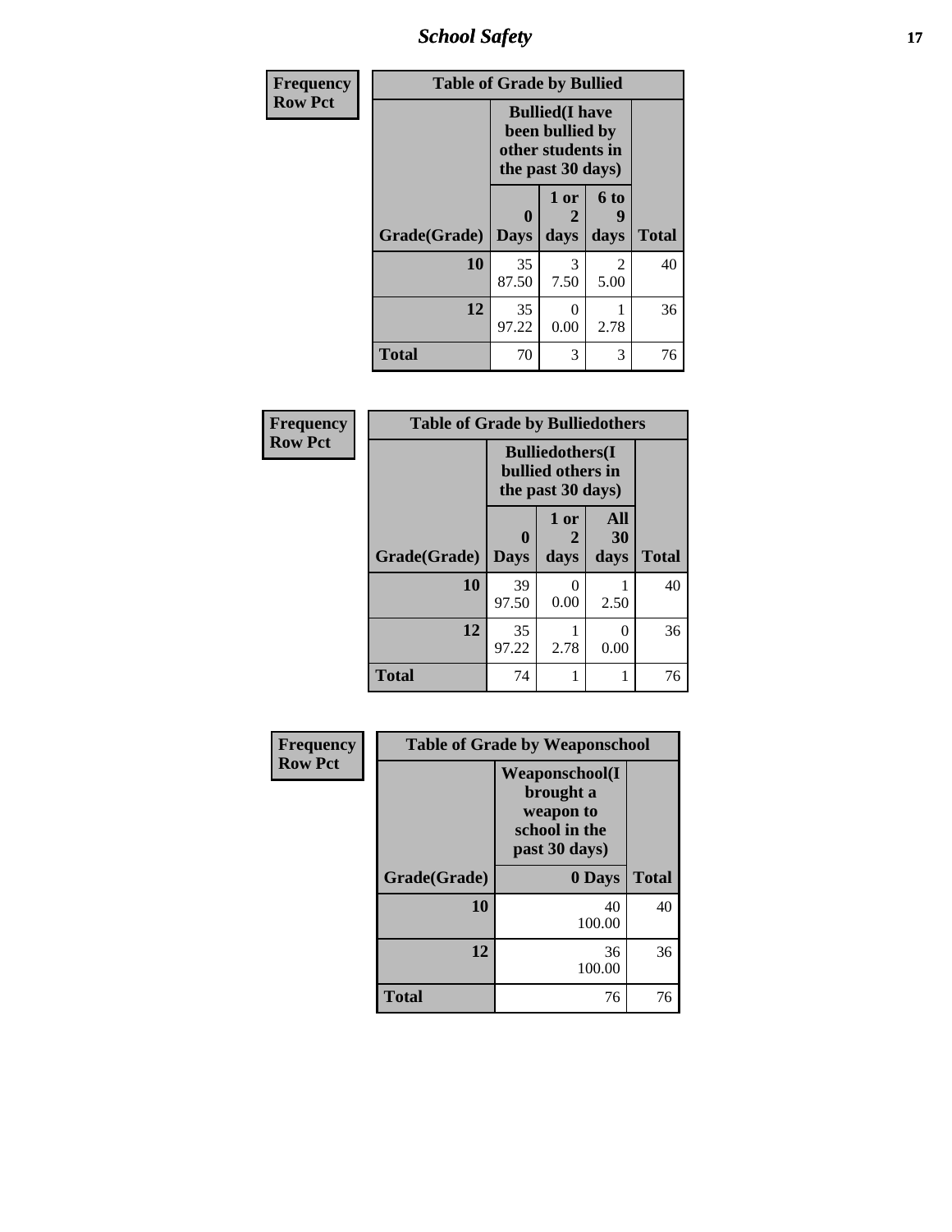| Frequency<br>Row Pct |
|---|

| Table of Grade by Bullied | | | | |
|---|---|---|---|---|
| | Bullied(I have been bullied by other students in the past 30 days) | | | |
| Grade(Grade) | 0 Days | 1 or 2 days | 6 to 9 days | Total |
| 10 | 35<br>87.50 | 3<br>7.50 | 2<br>5.00 | 40 |
| 12 | 35<br>97.22 | 0<br>0.00 | 1<br>2.78 | 36 |
| Total | 70 | 3 | 3 | 76 |

| Frequency<br>Row Pct |
|---|

| Table of Grade by Bulliedothers | | | | |
|---|---|---|---|---|
| | Bulliedothers(I bullied others in the past 30 days) | | | |
| Grade(Grade) | 0 Days | 1 or 2 days | All 30 days | Total |
| 10 | 39<br>97.50 | 0<br>0.00 | 1<br>2.50 | 40 |
| 12 | 35<br>97.22 | 1<br>2.78 | 0<br>0.00 | 36 |
| Total | 74 | 1 | 1 | 76 |

| Frequency<br>Row Pct |
|---|

| Table of Grade by Weaponschool | | |
|---|---|---|
| | Weaponschool(I brought a weapon to school in the past 30 days) | |
| Grade(Grade) | 0 Days | Total |
| 10 | 40<br>100.00 | 40 |
| 12 | 36<br>100.00 | 36 |
| Total | 76 | 76 |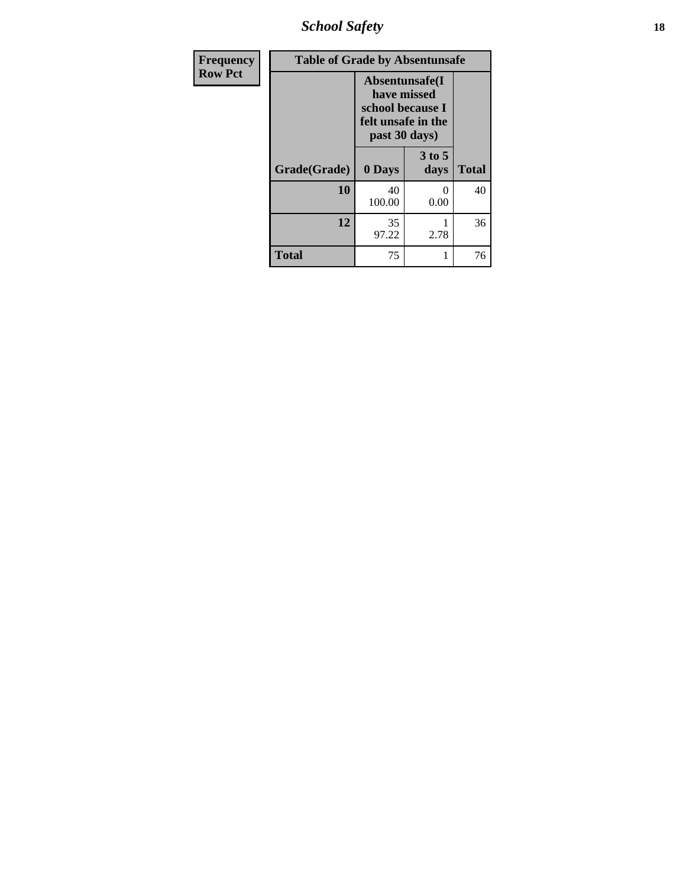| Frequency Row Pct | Table of Grade by Absentunsafe | | |
|---|---|---|---|
| | Absentunsafe(I have missed school because I felt unsafe in the past 30 days) | | |
| Grade(Grade) | 0 Days | 3 to 5 days | Total |
| 10 | 40<br>100.00 | 0<br>0.00 | 40 |
| 12 | 35<br>97.22 | 1<br>2.78 | 36 |
| Total | 75 | 1 | 76 |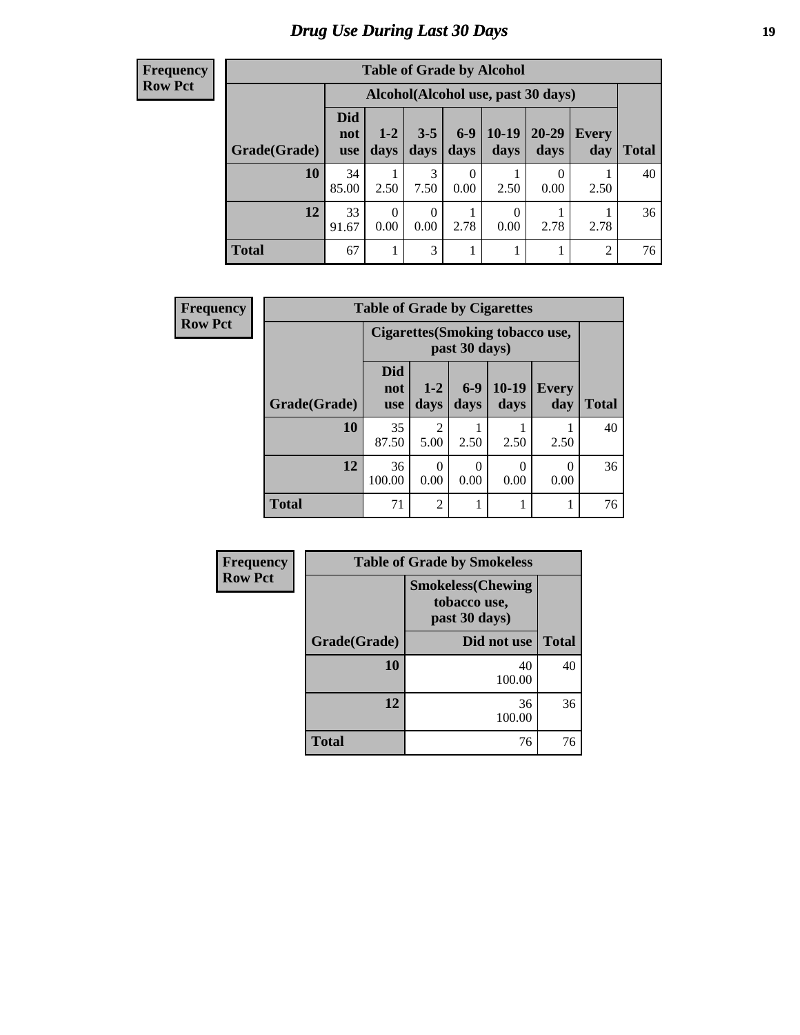# Drug Use During Last 30 Days

**Frequency**
**Row Pct**

| Table of Grade by Alcohol | | | | | | | | |
|---|---|---|---|---|---|---|---|---|
| | Alcohol(Alcohol use, past 30 days) | | | | | | | |
| Grade(Grade) | Did not use | 1-2 days | 3-5 days | 6-9 days | 10-19 days | 20-29 days | Every day | Total |
| **10** | 34<br>85.00 | 1<br>2.50 | 3<br>7.50 | 0<br>0.00 | 1<br>2.50 | 0<br>0.00 | 1<br>2.50 | 40 |
| **12** | 33<br>91.67 | 0<br>0.00 | 0<br>0.00 | 1<br>2.78 | 0<br>0.00 | 1<br>2.78 | 1<br>2.78 | 36 |
| **Total** | 67 | 1 | 3 | 1 | 1 | 1 | 2 | 76 |

**Frequency**
**Row Pct**

| Table of Grade by Cigarettes | | | | | | |
|---|---|---|---|---|---|---|
| | Cigarettes(Smoking tobacco use, past 30 days) | | | | | |
| Grade(Grade) | Did not use | 1-2 days | 6-9 days | 10-19 days | Every day | Total |
| **10** | 35<br>87.50 | 2<br>5.00 | 1<br>2.50 | 1<br>2.50 | 1<br>2.50 | 40 |
| **12** | 36<br>100.00 | 0<br>0.00 | 0<br>0.00 | 0<br>0.00 | 0<br>0.00 | 36 |
| **Total** | 71 | 2 | 1 | 1 | 1 | 76 |

**Frequency**
**Row Pct**

| Table of Grade by Smokeless | | |
|---|---|---|
| | Smokeless(Chewing tobacco use, past 30 days) | |
| Grade(Grade) | Did not use | Total |
| **10** | 40<br>100.00 | 40 |
| **12** | 36<br>100.00 | 36 |
| **Total** | 76 | 76 |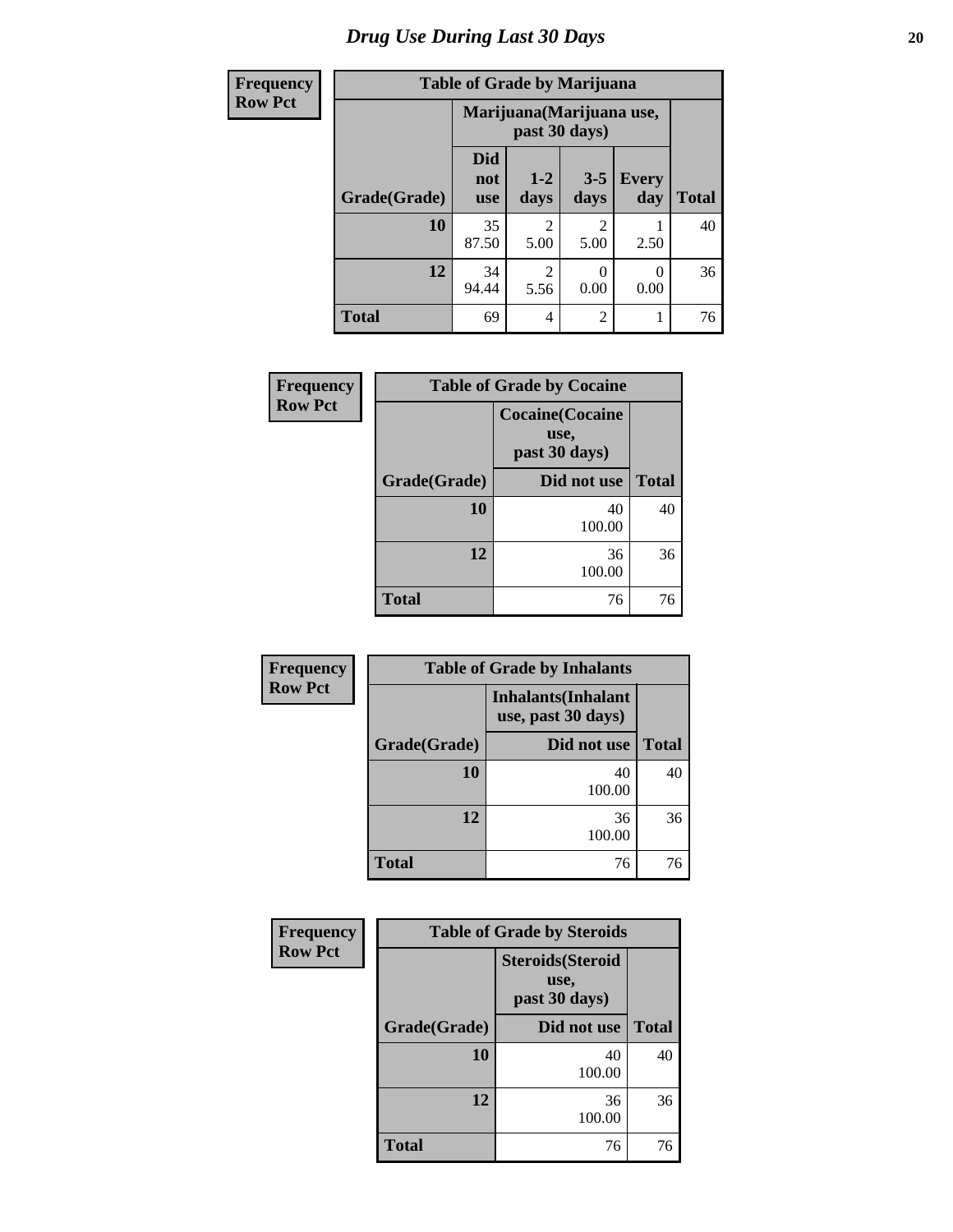# Drug Use During Last 30 Days

| Frequency<br>Row Pct | Table of Grade by Marijuana | | | | |
|---|---|---|---|---|---|
| | Marijuana(Marijuana use, past 30 days) | | | | |
| Grade(Grade) | Did not use | 1-2 days | 3-5 days | Every day | Total |
| 10 | 35<br>87.50 | 2<br>5.00 | 2<br>5.00 | 1<br>2.50 | 40 |
| 12 | 34<br>94.44 | 2<br>5.56 | 0<br>0.00 | 0<br>0.00 | 36 |
| Total | 69 | 4 | 2 | 1 | 76 |

| Frequency<br>Row Pct | Table of Grade by Cocaine | |
|---|---|---|
| | Cocaine(Cocaine use, past 30 days) | |
| Grade(Grade) | Did not use | Total |
| 10 | 40<br>100.00 | 40 |
| 12 | 36<br>100.00 | 36 |
| Total | 76 | 76 |

| Frequency<br>Row Pct | Table of Grade by Inhalants | |
|---|---|---|
| | Inhalants(Inhalant use, past 30 days) | |
| Grade(Grade) | Did not use | Total |
| 10 | 40<br>100.00 | 40 |
| 12 | 36<br>100.00 | 36 |
| Total | 76 | 76 |

| Frequency<br>Row Pct | Table of Grade by Steroids | |
|---|---|---|
| | Steroids(Steroid use, past 30 days) | |
| Grade(Grade) | Did not use | Total |
| 10 | 40<br>100.00 | 40 |
| 12 | 36<br>100.00 | 36 |
| Total | 76 | 76 |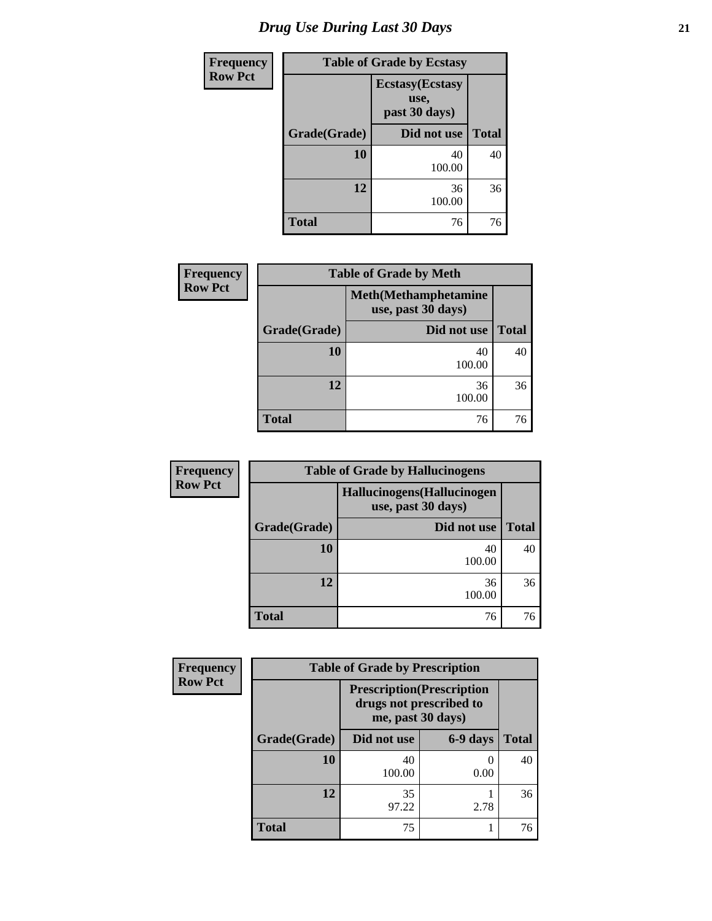# Drug Use During Last 30 Days

| Frequency Row Pct | Table of Grade by Ecstasy | |
|---|---|---|
| | Ecstasy(Ecstasy use, past 30 days) | |
| Grade(Grade) | Did not use | Total |
| 10 | 40<br>100.00 | 40 |
| 12 | 36<br>100.00 | 36 |
| Total | 76 | 76 |

| Frequency Row Pct | Table of Grade by Meth | |
|---|---|---|
| | Meth(Methamphetamine use, past 30 days) | |
| Grade(Grade) | Did not use | Total |
| 10 | 40<br>100.00 | 40 |
| 12 | 36<br>100.00 | 36 |
| Total | 76 | 76 |

| Frequency Row Pct | Table of Grade by Hallucinogens | |
|---|---|---|
| | Hallucinogens(Hallucinogen use, past 30 days) | |
| Grade(Grade) | Did not use | Total |
| 10 | 40<br>100.00 | 40 |
| 12 | 36<br>100.00 | 36 |
| Total | 76 | 76 |

| Frequency Row Pct | Table of Grade by Prescription | | |
|---|---|---|---|
| | Prescription(Prescription drugs not prescribed to me, past 30 days) | | |
| Grade(Grade) | Did not use | 6-9 days | Total |
| 10 | 40<br>100.00 | 0<br>0.00 | 40 |
| 12 | 35<br>97.22 | 1<br>2.78 | 36 |
| Total | 75 | 1 | 76 |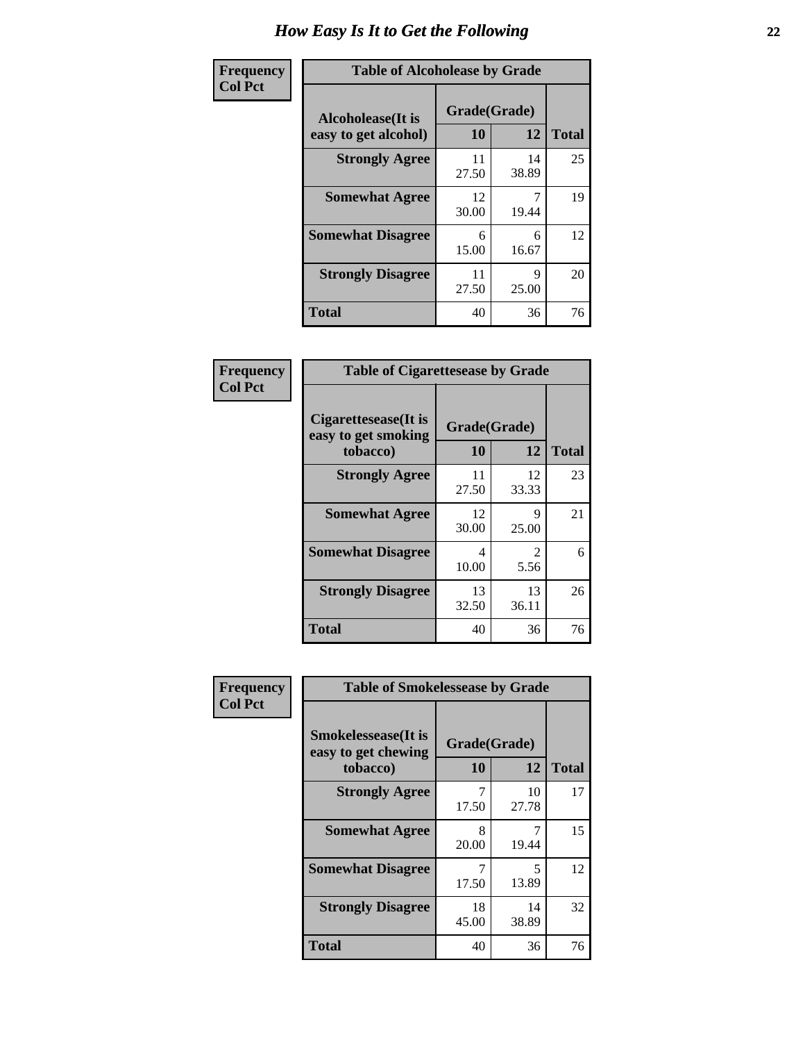# How Easy Is It to Get the Following

**Frequency Col Pct**

**Table of Alcoholease by Grade**

| Alcoholease(It is easy to get alcohol) | Grade(Grade) 10 | 12 | Total |
|---|---|---|---|
| **Strongly Agree** | 11<br>27.50 | 14<br>38.89 | 25 |
| **Somewhat Agree** | 12<br>30.00 | 7<br>19.44 | 19 |
| **Somewhat Disagree** | 6<br>15.00 | 6<br>16.67 | 12 |
| **Strongly Disagree** | 11<br>27.50 | 9<br>25.00 | 20 |
| **Total** | 40 | 36 | 76 |

**Frequency Col Pct**

**Table of Cigarettesease by Grade**

| Cigarettesease(It is easy to get smoking tobacco) | Grade(Grade) 10 | 12 | Total |
|---|---|---|---|
| **Strongly Agree** | 11<br>27.50 | 12<br>33.33 | 23 |
| **Somewhat Agree** | 12<br>30.00 | 9<br>25.00 | 21 |
| **Somewhat Disagree** | 4<br>10.00 | 2<br>5.56 | 6 |
| **Strongly Disagree** | 13<br>32.50 | 13<br>36.11 | 26 |
| **Total** | 40 | 36 | 76 |

**Frequency Col Pct**

**Table of Smokelessease by Grade**

| Smokelessease(It is easy to get chewing tobacco) | Grade(Grade) 10 | 12 | Total |
|---|---|---|---|
| **Strongly Agree** | 7<br>17.50 | 10<br>27.78 | 17 |
| **Somewhat Agree** | 8<br>20.00 | 7<br>19.44 | 15 |
| **Somewhat Disagree** | 7<br>17.50 | 5<br>13.89 | 12 |
| **Strongly Disagree** | 18<br>45.00 | 14<br>38.89 | 32 |
| **Total** | 40 | 36 | 76 |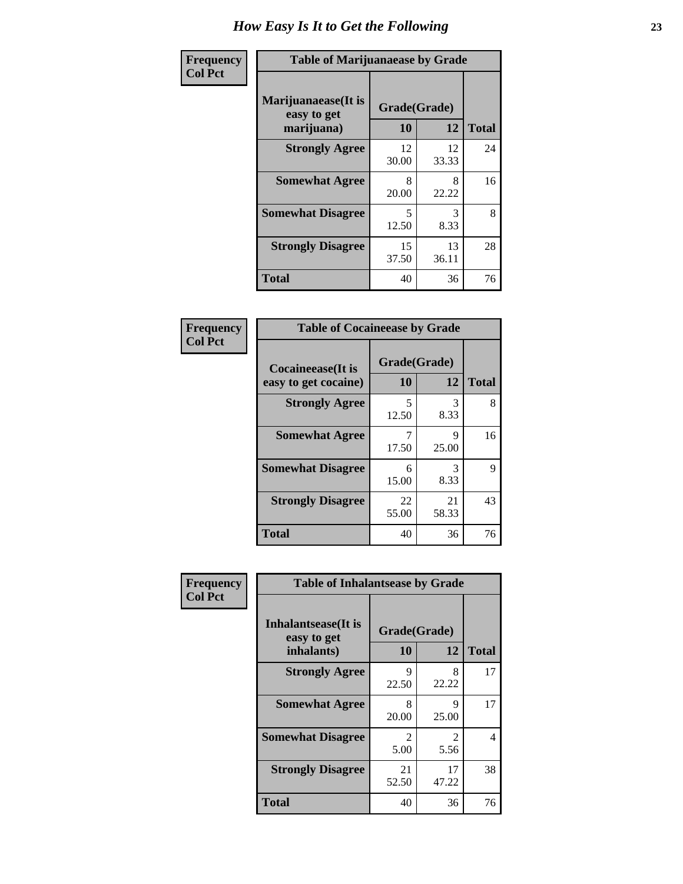# How Easy Is It to Get the Following

Frequency
Col Pct

| Table of Marijuanaease by Grade | | | |
|---|---|---|---|
| **Marijuanaease(It is easy to get marijuana)** | **Grade(Grade)** | | |
| | **10** | **12** | **Total** |
| **Strongly Agree** | 12<br>30.00 | 12<br>33.33 | 24 |
| **Somewhat Agree** | 8<br>20.00 | 8<br>22.22 | 16 |
| **Somewhat Disagree** | 5<br>12.50 | 3<br>8.33 | 8 |
| **Strongly Disagree** | 15<br>37.50 | 13<br>36.11 | 28 |
| **Total** | 40 | 36 | 76 |

Frequency
Col Pct

| Table of Cocaineease by Grade | | | |
|---|---|---|---|
| **Cocaineease(It is easy to get cocaine)** | **Grade(Grade)** | | |
| | **10** | **12** | **Total** |
| **Strongly Agree** | 5<br>12.50 | 3<br>8.33 | 8 |
| **Somewhat Agree** | 7<br>17.50 | 9<br>25.00 | 16 |
| **Somewhat Disagree** | 6<br>15.00 | 3<br>8.33 | 9 |
| **Strongly Disagree** | 22<br>55.00 | 21<br>58.33 | 43 |
| **Total** | 40 | 36 | 76 |

Frequency
Col Pct

| Table of Inhalantsease by Grade | | | |
|---|---|---|---|
| **Inhalantsease(It is easy to get inhalants)** | **Grade(Grade)** | | |
| | **10** | **12** | **Total** |
| **Strongly Agree** | 9<br>22.50 | 8<br>22.22 | 17 |
| **Somewhat Agree** | 8<br>20.00 | 9<br>25.00 | 17 |
| **Somewhat Disagree** | 2<br>5.00 | 2<br>5.56 | 4 |
| **Strongly Disagree** | 21<br>52.50 | 17<br>47.22 | 38 |
| **Total** | 40 | 36 | 76 |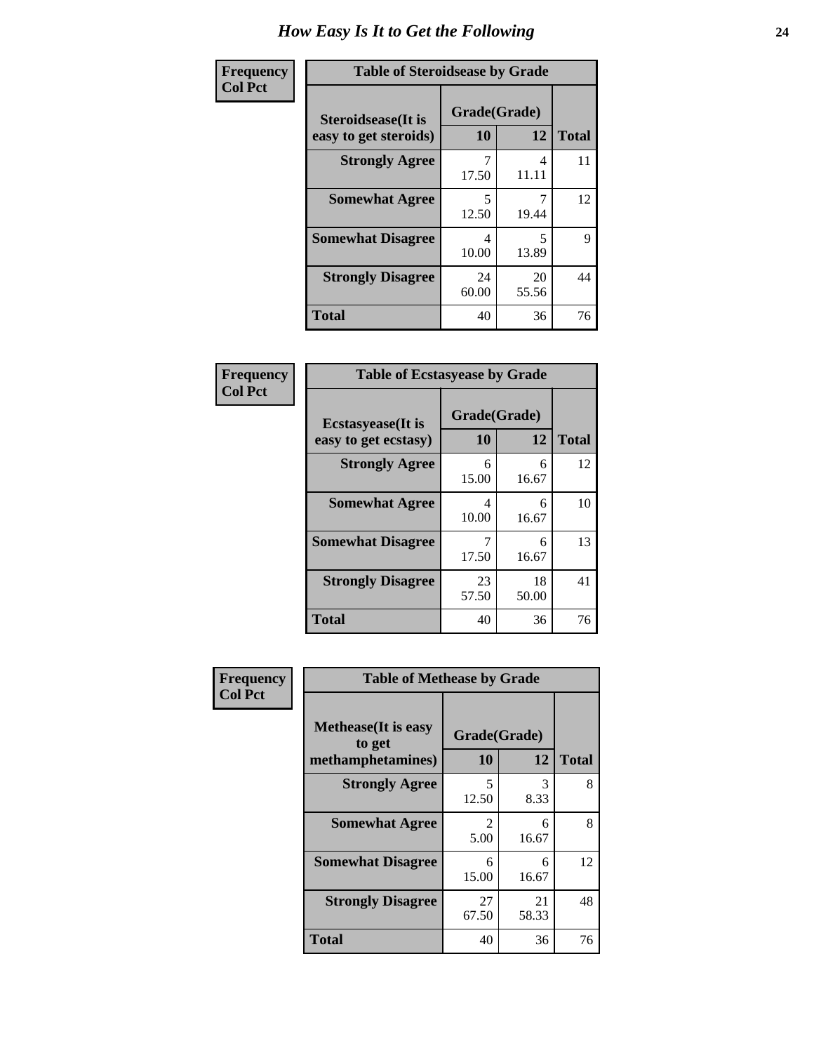# How Easy Is It to Get the Following

**Frequency / Col Pct**

| Table of Steroidsease by Grade | | | |
|---|---|---|---|
| **Steroidsease(It is easy to get steroids)** | **Grade(Grade)** | | **Total** |
| | **10** | **12** | |
| **Strongly Agree** | 7<br>17.50 | 4<br>11.11 | 11 |
| **Somewhat Agree** | 5<br>12.50 | 7<br>19.44 | 12 |
| **Somewhat Disagree** | 4<br>10.00 | 5<br>13.89 | 9 |
| **Strongly Disagree** | 24<br>60.00 | 20<br>55.56 | 44 |
| **Total** | 40 | 36 | 76 |

**Frequency / Col Pct**

| Table of Ecstasyease by Grade | | | |
|---|---|---|---|
| **Ecstasyease(It is easy to get ecstasy)** | **Grade(Grade)** | | **Total** |
| | **10** | **12** | |
| **Strongly Agree** | 6<br>15.00 | 6<br>16.67 | 12 |
| **Somewhat Agree** | 4<br>10.00 | 6<br>16.67 | 10 |
| **Somewhat Disagree** | 7<br>17.50 | 6<br>16.67 | 13 |
| **Strongly Disagree** | 23<br>57.50 | 18<br>50.00 | 41 |
| **Total** | 40 | 36 | 76 |

**Frequency / Col Pct**

| Table of Methease by Grade | | | |
|---|---|---|---|
| **Methease(It is easy to get methamphetamines)** | **Grade(Grade)** | | **Total** |
| | **10** | **12** | |
| **Strongly Agree** | 5<br>12.50 | 3<br>8.33 | 8 |
| **Somewhat Agree** | 2<br>5.00 | 6<br>16.67 | 8 |
| **Somewhat Disagree** | 6<br>15.00 | 6<br>16.67 | 12 |
| **Strongly Disagree** | 27<br>67.50 | 21<br>58.33 | 48 |
| **Total** | 40 | 36 | 76 |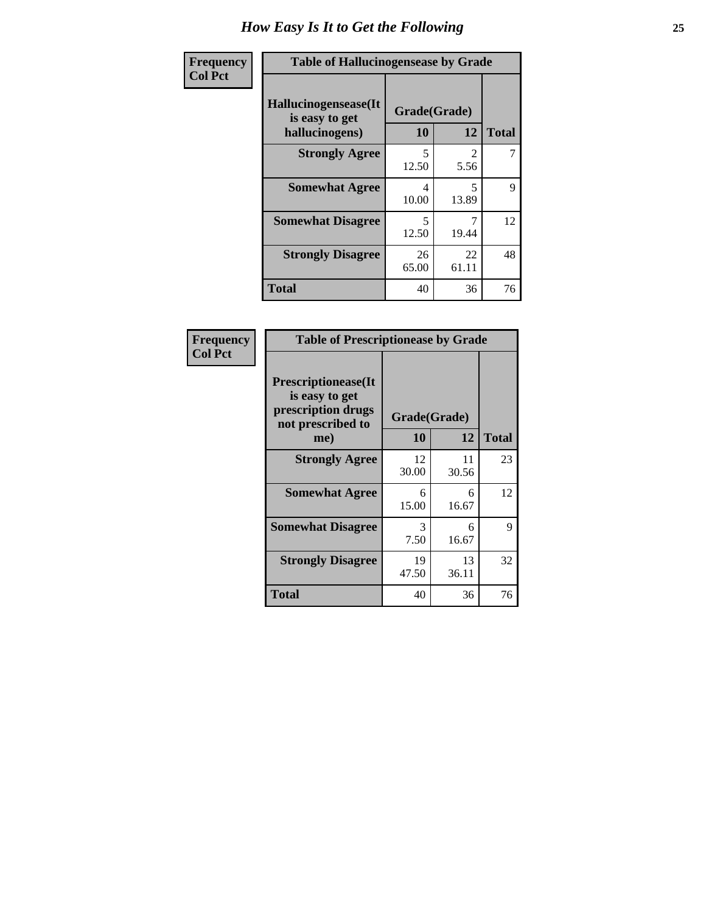# How Easy Is It to Get the Following

**Frequency**
**Col Pct**

**Table of Hallucinogensease by Grade**

| Hallucinogensease(It is easy to get hallucinogens) | Grade(Grade) 10 | 12 | Total |
|---|---|---|---|
| **Strongly Agree** | 5<br>12.50 | 2<br>5.56 | 7 |
| **Somewhat Agree** | 4<br>10.00 | 5<br>13.89 | 9 |
| **Somewhat Disagree** | 5<br>12.50 | 7<br>19.44 | 12 |
| **Strongly Disagree** | 26<br>65.00 | 22<br>61.11 | 48 |
| **Total** | 40 | 36 | 76 |

**Frequency**
**Col Pct**

**Table of Prescriptionease by Grade**

| Prescriptionease(It is easy to get prescription drugs not prescribed to me) | Grade(Grade) 10 | 12 | Total |
|---|---|---|---|
| **Strongly Agree** | 12<br>30.00 | 11<br>30.56 | 23 |
| **Somewhat Agree** | 6<br>15.00 | 6<br>16.67 | 12 |
| **Somewhat Disagree** | 3<br>7.50 | 6<br>16.67 | 9 |
| **Strongly Disagree** | 19<br>47.50 | 13<br>36.11 | 32 |
| **Total** | 40 | 36 | 76 |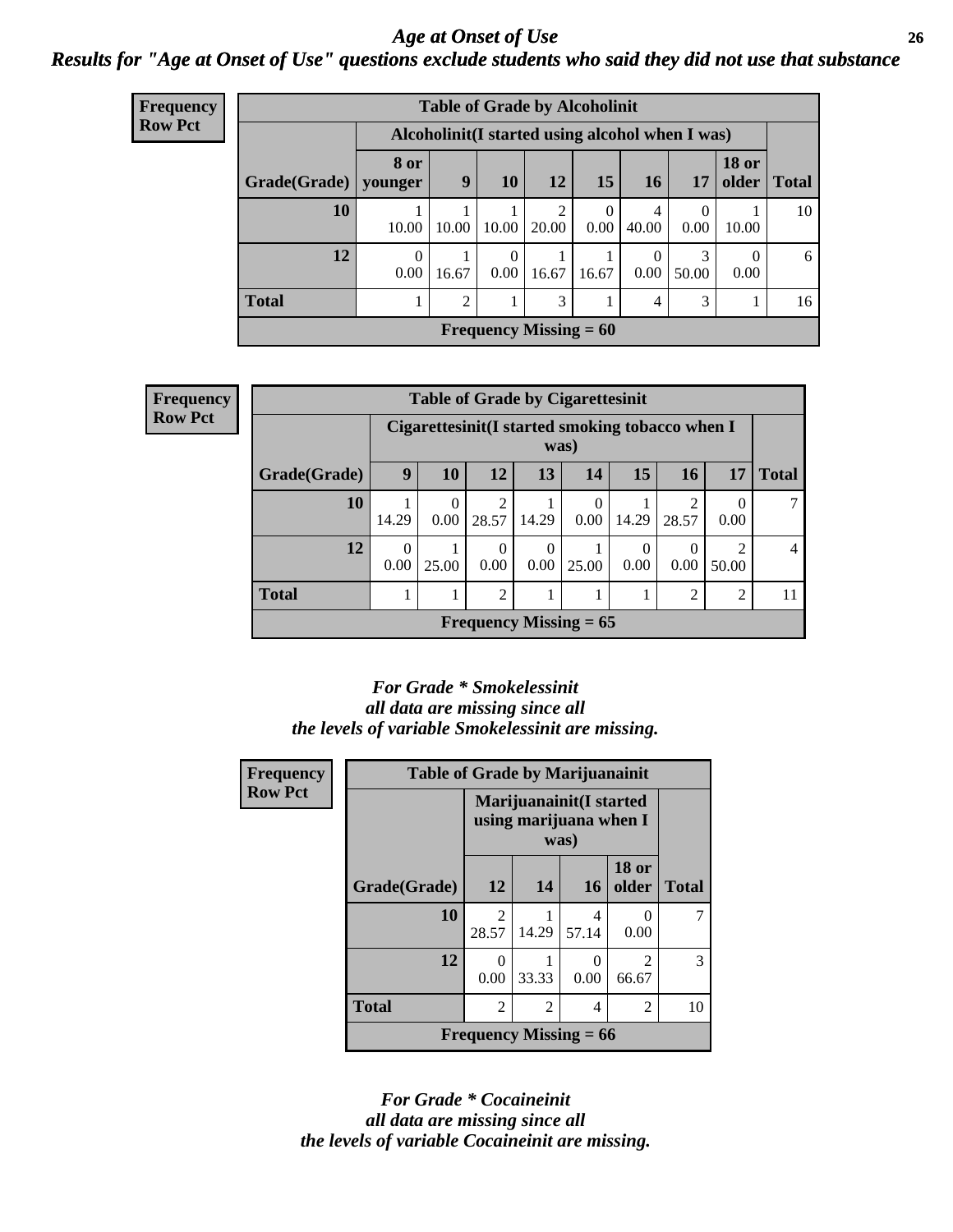## *Age at Onset of Use*

***Results for "Age at Onset of Use" questions exclude students who said they did not use that substance***

**Frequency**
**Row Pct**

| Table of Grade by Alcoholinit | | | | | | | | | |
|---|---|---|---|---|---|---|---|---|---|
| | Alcoholinit(I started using alcohol when I was) | | | | | | | | |
| Grade(Grade) | 8 or younger | 9 | 10 | 12 | 15 | 16 | 17 | 18 or older | Total |
| 10 | 1<br>10.00 | 1<br>10.00 | 1<br>10.00 | 2<br>20.00 | 0<br>0.00 | 4<br>40.00 | 0<br>0.00 | 1<br>10.00 | 10 |
| 12 | 0<br>0.00 | 1<br>16.67 | 0<br>0.00 | 1<br>16.67 | 1<br>16.67 | 0<br>0.00 | 3<br>50.00 | 0<br>0.00 | 6 |
| Total | 1 | 2 | 1 | 3 | 1 | 4 | 3 | 1 | 16 |
| Frequency Missing = 60 | | | | | | | | | |

**Frequency**
**Row Pct**

| Table of Grade by Cigarettesinit | | | | | | | | | |
|---|---|---|---|---|---|---|---|---|---|
| | Cigarettesinit(I started smoking tobacco when I was) | | | | | | | | |
| Grade(Grade) | 9 | 10 | 12 | 13 | 14 | 15 | 16 | 17 | Total |
| 10 | 1<br>14.29 | 0<br>0.00 | 2<br>28.57 | 1<br>14.29 | 0<br>0.00 | 1<br>14.29 | 2<br>28.57 | 0<br>0.00 | 7 |
| 12 | 0<br>0.00 | 1<br>25.00 | 0<br>0.00 | 0<br>0.00 | 1<br>25.00 | 0<br>0.00 | 0<br>0.00 | 2<br>50.00 | 4 |
| Total | 1 | 1 | 2 | 1 | 1 | 1 | 2 | 2 | 11 |
| Frequency Missing = 65 | | | | | | | | | |

***For Grade \* Smokelessinit all data are missing since all the levels of variable Smokelessinit are missing.***

**Frequency**
**Row Pct**

| Table of Grade by Marijuanainit | | | | | |
|---|---|---|---|---|---|
| | Marijuanainit(I started using marijuana when I was) | | | | |
| Grade(Grade) | 12 | 14 | 16 | 18 or older | Total |
| 10 | 2<br>28.57 | 1<br>14.29 | 4<br>57.14 | 0<br>0.00 | 7 |
| 12 | 0<br>0.00 | 1<br>33.33 | 0<br>0.00 | 2<br>66.67 | 3 |
| Total | 2 | 2 | 4 | 2 | 10 |
| Frequency Missing = 66 | | | | | |

***For Grade * Cocaineinit all data are missing since all the levels of variable Cocaineinit are missing.***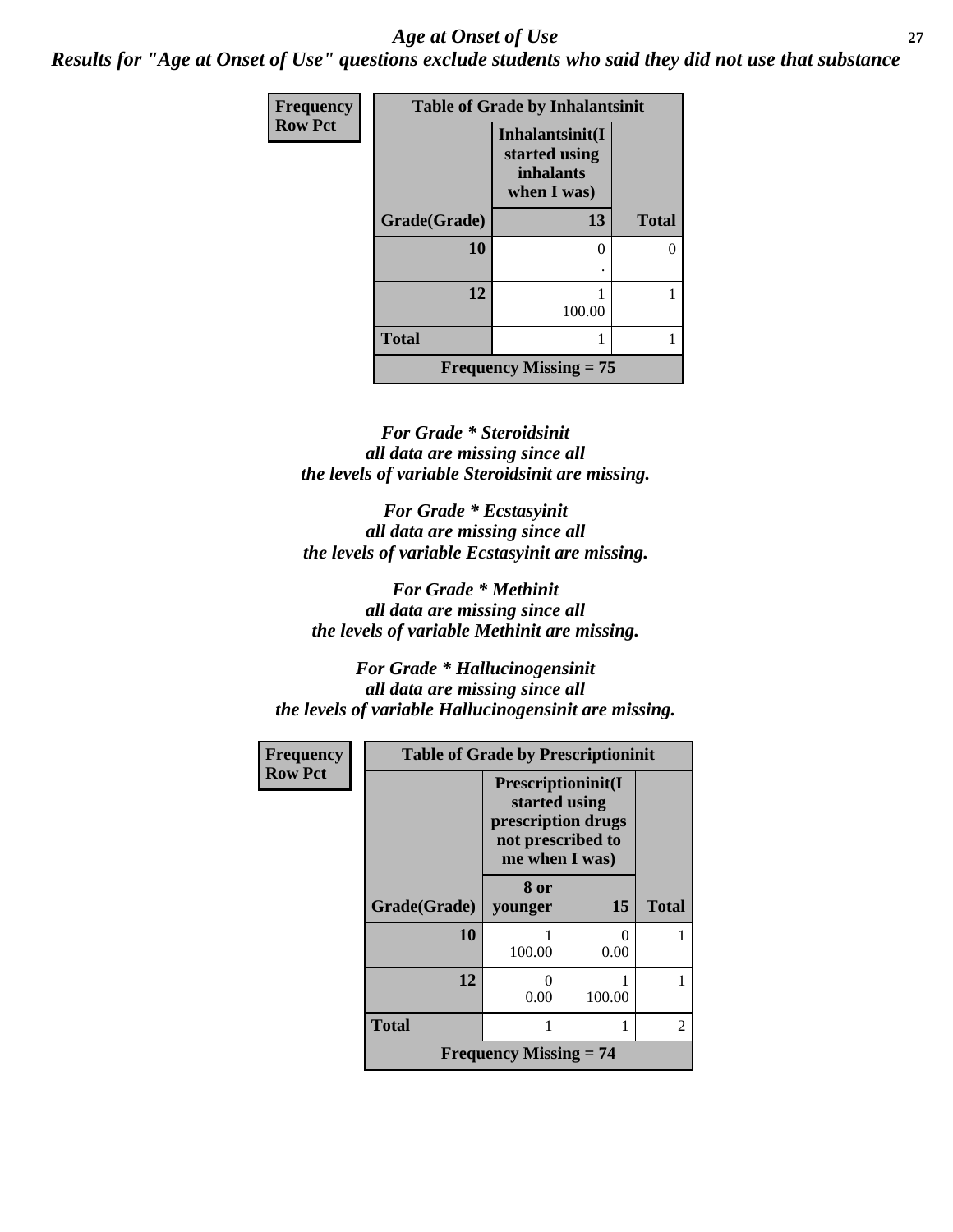*Age at Onset of Use*

***Results for "Age at Onset of Use" questions exclude students who said they did not use that substance***

| Frequency Row Pct | Table of Grade by Inhalantsinit | |
|---|---|---|
| | **Inhalantsinit(I started using inhalants when I was)** | |
| **Grade(Grade)** | **13** | **Total** |
| **10** | 0<br>. | 0 |
| **12** | 1<br>100.00 | 1 |
| **Total** | 1 | 1 |
| **Frequency Missing = 75** | | |

*For Grade * Steroidsinit all data are missing since all the levels of variable Steroidsinit are missing.*

*For Grade * Ecstasyinit all data are missing since all the levels of variable Ecstasyinit are missing.*

*For Grade * Methinit all data are missing since all the levels of variable Methinit are missing.*

*For Grade * Hallucinogensinit all data are missing since all the levels of variable Hallucinogensinit are missing.*

| Frequency Row Pct | Table of Grade by Prescriptioninit | | |
|---|---|---|---|
| | **Prescriptioninit(I started using prescription drugs not prescribed to me when I was)** | | |
| **Grade(Grade)** | **8 or younger** | **15** | **Total** |
| **10** | 1<br>100.00 | 0<br>0.00 | 1 |
| **12** | 0<br>0.00 | 1<br>100.00 | 1 |
| **Total** | 1 | 1 | 2 |
| **Frequency Missing = 74** | | | |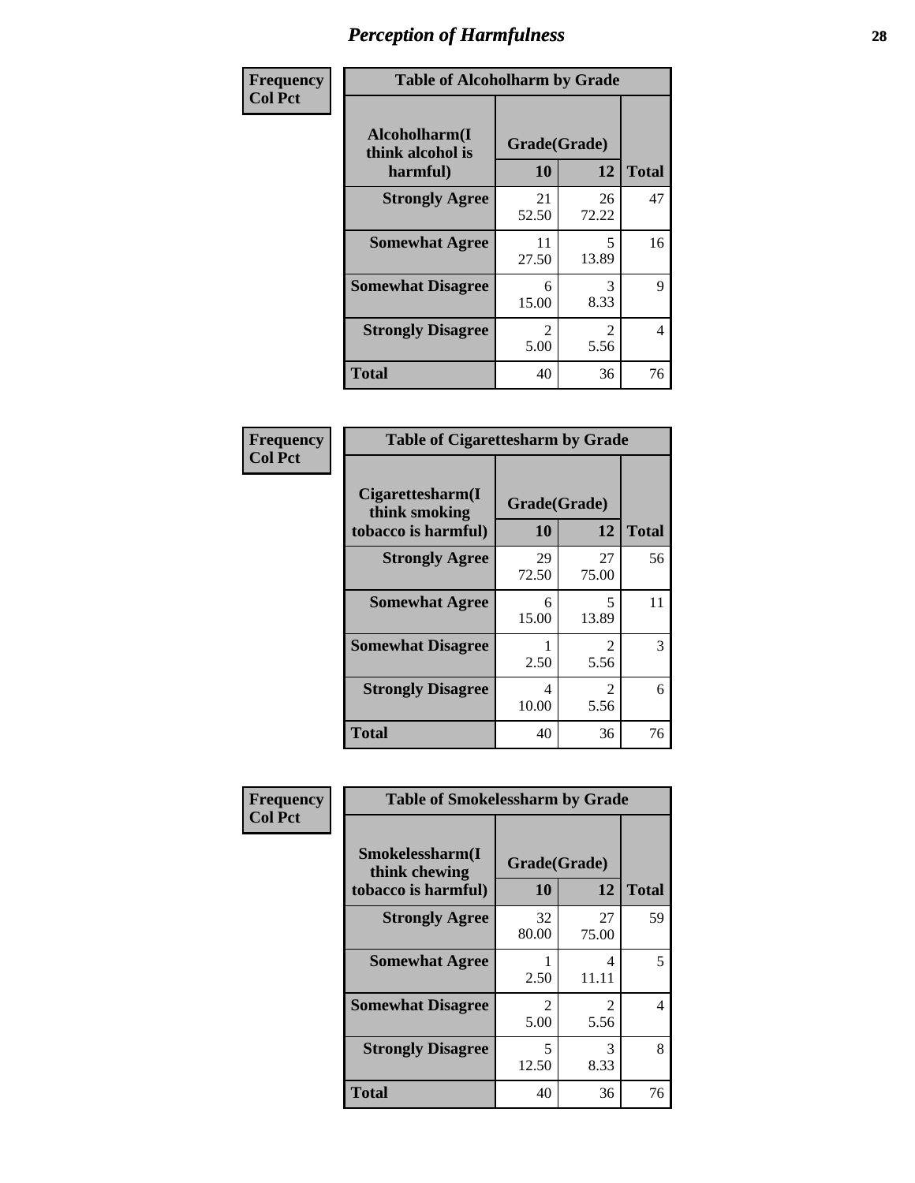# Perception of Harmfulness

**Frequency**
**Col Pct**

**Table of Alcoholharm by Grade**

| Alcoholharm(I think alcohol is harmful) | Grade(Grade) 10 | 12 | Total |
|---|---|---|---|
| **Strongly Agree** | 21<br>52.50 | 26<br>72.22 | 47 |
| **Somewhat Agree** | 11<br>27.50 | 5<br>13.89 | 16 |
| **Somewhat Disagree** | 6<br>15.00 | 3<br>8.33 | 9 |
| **Strongly Disagree** | 2<br>5.00 | 2<br>5.56 | 4 |
| **Total** | 40 | 36 | 76 |

**Frequency**
**Col Pct**

**Table of Cigarettesharm by Grade**

| Cigarettesharm(I think smoking tobacco is harmful) | Grade(Grade) 10 | 12 | Total |
|---|---|---|---|
| **Strongly Agree** | 29<br>72.50 | 27<br>75.00 | 56 |
| **Somewhat Agree** | 6<br>15.00 | 5<br>13.89 | 11 |
| **Somewhat Disagree** | 1<br>2.50 | 2<br>5.56 | 3 |
| **Strongly Disagree** | 4<br>10.00 | 2<br>5.56 | 6 |
| **Total** | 40 | 36 | 76 |

**Frequency**
**Col Pct**

**Table of Smokelessharm by Grade**

| Smokelessharm(I think chewing tobacco is harmful) | Grade(Grade) 10 | 12 | Total |
|---|---|---|---|
| **Strongly Agree** | 32<br>80.00 | 27<br>75.00 | 59 |
| **Somewhat Agree** | 1<br>2.50 | 4<br>11.11 | 5 |
| **Somewhat Disagree** | 2<br>5.00 | 2<br>5.56 | 4 |
| **Strongly Disagree** | 5<br>12.50 | 3<br>8.33 | 8 |
| **Total** | 40 | 36 | 76 |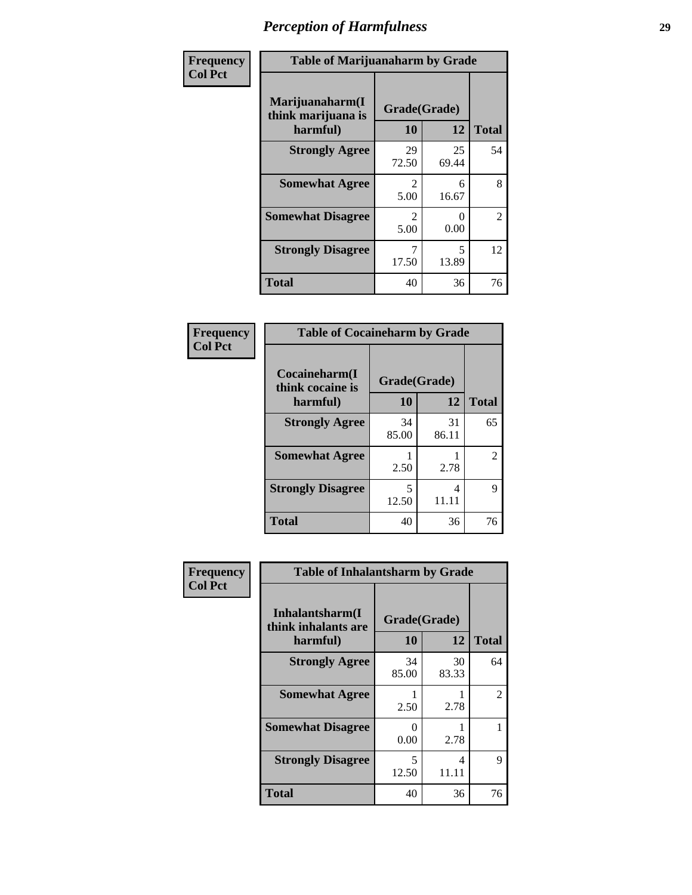# Perception of Harmfulness

| Frequency Col Pct | Table of Marijuanaharm by Grade | | |
|---|---|---|---|
| Marijuanaharm(I think marijuana is harmful) | Grade(Grade) | | |
| | 10 | 12 | Total |
| Strongly Agree | 29<br>72.50 | 25<br>69.44 | 54 |
| Somewhat Agree | 2<br>5.00 | 6<br>16.67 | 8 |
| Somewhat Disagree | 2<br>5.00 | 0<br>0.00 | 2 |
| Strongly Disagree | 7<br>17.50 | 5<br>13.89 | 12 |
| Total | 40 | 36 | 76 |

| Frequency Col Pct | Table of Cocaineharm by Grade | | |
|---|---|---|---|
| Cocaineharm(I think cocaine is harmful) | Grade(Grade) | | |
| | 10 | 12 | Total |
| Strongly Agree | 34<br>85.00 | 31<br>86.11 | 65 |
| Somewhat Agree | 1<br>2.50 | 1<br>2.78 | 2 |
| Strongly Disagree | 5<br>12.50 | 4<br>11.11 | 9 |
| Total | 40 | 36 | 76 |

| Frequency Col Pct | Table of Inhalantsharm by Grade | | |
|---|---|---|---|
| Inhalantsharm(I think inhalants are harmful) | Grade(Grade) | | |
| | 10 | 12 | Total |
| Strongly Agree | 34<br>85.00 | 30<br>83.33 | 64 |
| Somewhat Agree | 1<br>2.50 | 1<br>2.78 | 2 |
| Somewhat Disagree | 0<br>0.00 | 1<br>2.78 | 1 |
| Strongly Disagree | 5<br>12.50 | 4<br>11.11 | 9 |
| Total | 40 | 36 | 76 |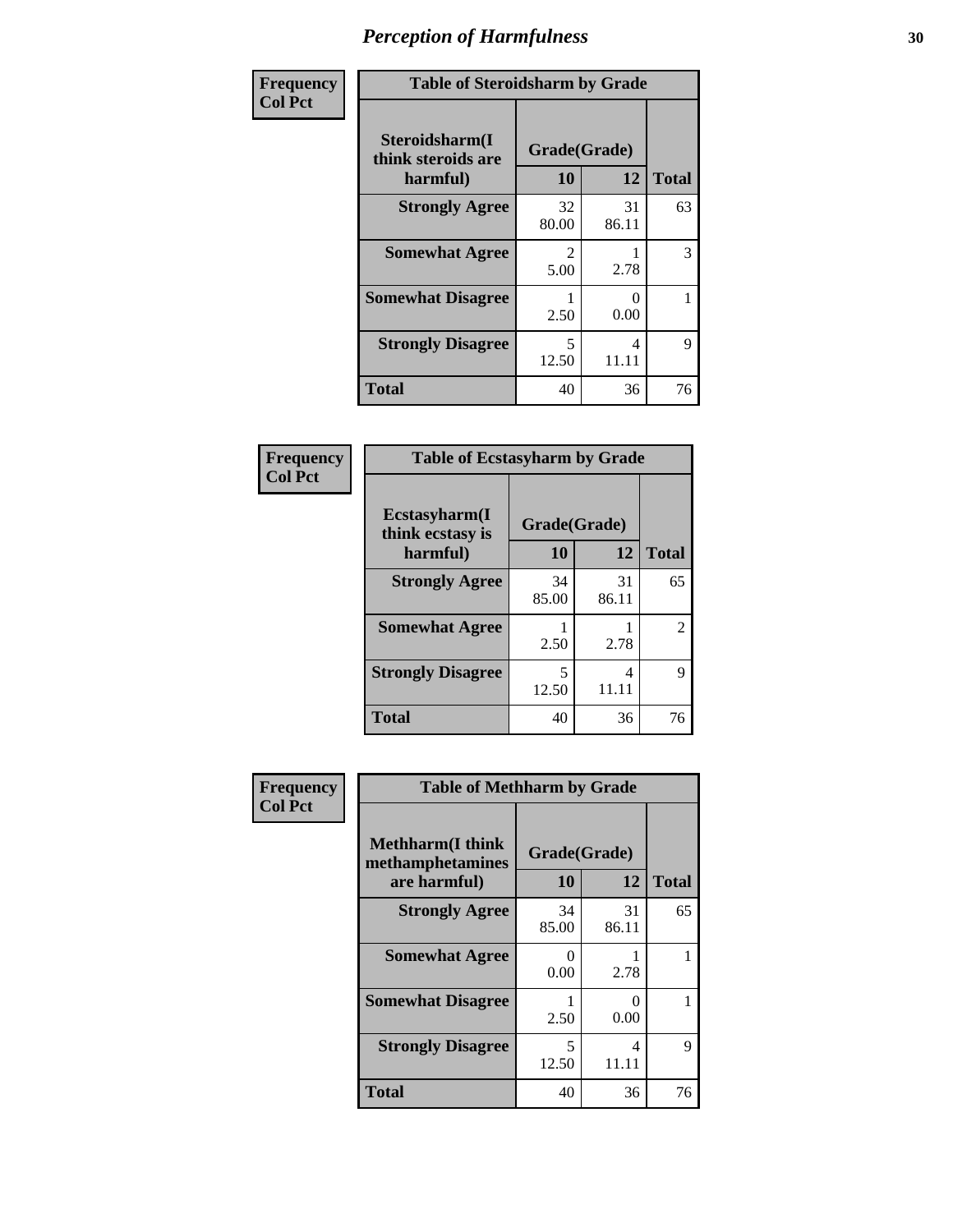# Perception of Harmfulness

| Frequency<br>Col Pct | Table of Steroidsharm by Grade | | |
|---|---|---|---|
| Steroidsharm(I think steroids are harmful) | Grade(Grade) | | |
| | 10 | 12 | Total |
| Strongly Agree | 32<br>80.00 | 31<br>86.11 | 63 |
| Somewhat Agree | 2<br>5.00 | 1<br>2.78 | 3 |
| Somewhat Disagree | 1<br>2.50 | 0<br>0.00 | 1 |
| Strongly Disagree | 5<br>12.50 | 4<br>11.11 | 9 |
| Total | 40 | 36 | 76 |

| Frequency<br>Col Pct | Table of Ecstasyharm by Grade | | |
|---|---|---|---|
| Ecstasyharm(I think ecstasy is harmful) | Grade(Grade) | | |
| | 10 | 12 | Total |
| Strongly Agree | 34<br>85.00 | 31<br>86.11 | 65 |
| Somewhat Agree | 1<br>2.50 | 1<br>2.78 | 2 |
| Strongly Disagree | 5<br>12.50 | 4<br>11.11 | 9 |
| Total | 40 | 36 | 76 |

| Frequency<br>Col Pct | Table of Methharm by Grade | | |
|---|---|---|---|
| Methharm(I think methamphetamines are harmful) | Grade(Grade) | | |
| | 10 | 12 | Total |
| Strongly Agree | 34<br>85.00 | 31<br>86.11 | 65 |
| Somewhat Agree | 0<br>0.00 | 1<br>2.78 | 1 |
| Somewhat Disagree | 1<br>2.50 | 0<br>0.00 | 1 |
| Strongly Disagree | 5<br>12.50 | 4<br>11.11 | 9 |
| Total | 40 | 36 | 76 |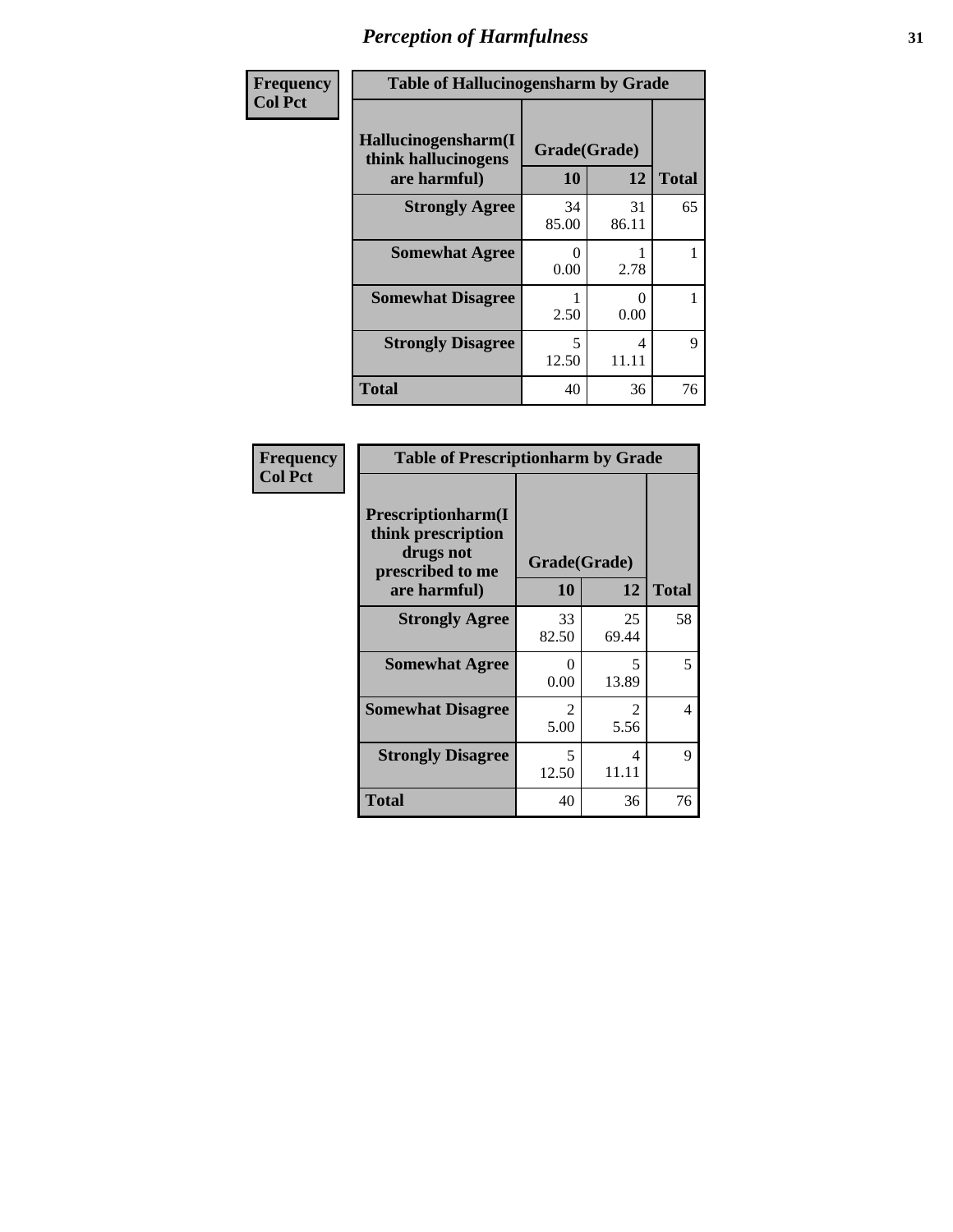# *Perception of Harmfulness*

**Frequency**
**Col Pct**

**Table of Hallucinogensharm by Grade**

| Hallucinogensharm(I think hallucinogens are harmful) | Grade(Grade) 10 | 12 | Total |
|---|---|---|---|
| **Strongly Agree** | 34<br>85.00 | 31<br>86.11 | 65 |
| **Somewhat Agree** | 0<br>0.00 | 1<br>2.78 | 1 |
| **Somewhat Disagree** | 1<br>2.50 | 0<br>0.00 | 1 |
| **Strongly Disagree** | 5<br>12.50 | 4<br>11.11 | 9 |
| **Total** | 40 | 36 | 76 |

**Frequency**
**Col Pct**

**Table of Prescriptionharm by Grade**

| Prescriptionharm(I think prescription drugs not prescribed to me are harmful) | Grade(Grade) 10 | 12 | Total |
|---|---|---|---|
| **Strongly Agree** | 33<br>82.50 | 25<br>69.44 | 58 |
| **Somewhat Agree** | 0<br>0.00 | 5<br>13.89 | 5 |
| **Somewhat Disagree** | 2<br>5.00 | 2<br>5.56 | 4 |
| **Strongly Disagree** | 5<br>12.50 | 4<br>11.11 | 9 |
| **Total** | 40 | 36 | 76 |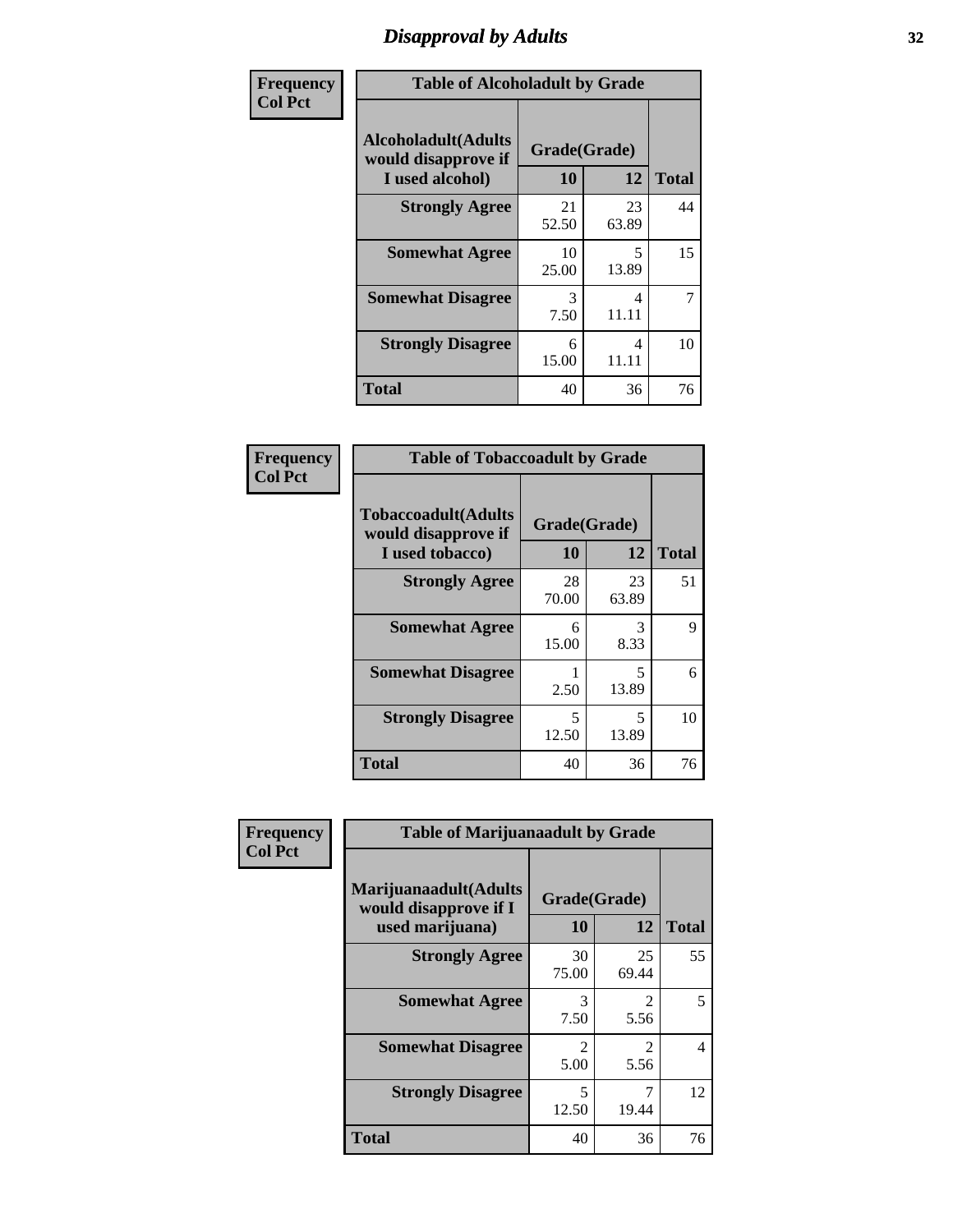# Disapproval by Adults

**Frequency / Col Pct**

**Table of Alcoholadult by Grade**

| Alcoholadult(Adults would disapprove if I used alcohol) | Grade(Grade) 10 | 12 | Total |
|---|---|---|---|
| **Strongly Agree** | 21<br>52.50 | 23<br>63.89 | 44 |
| **Somewhat Agree** | 10<br>25.00 | 5<br>13.89 | 15 |
| **Somewhat Disagree** | 3<br>7.50 | 4<br>11.11 | 7 |
| **Strongly Disagree** | 6<br>15.00 | 4<br>11.11 | 10 |
| **Total** | 40 | 36 | 76 |

**Frequency / Col Pct**

**Table of Tobaccoadult by Grade**

| Tobaccoadult(Adults would disapprove if I used tobacco) | Grade(Grade) 10 | 12 | Total |
|---|---|---|---|
| **Strongly Agree** | 28<br>70.00 | 23<br>63.89 | 51 |
| **Somewhat Agree** | 6<br>15.00 | 3<br>8.33 | 9 |
| **Somewhat Disagree** | 1<br>2.50 | 5<br>13.89 | 6 |
| **Strongly Disagree** | 5<br>12.50 | 5<br>13.89 | 10 |
| **Total** | 40 | 36 | 76 |

**Frequency / Col Pct**

**Table of Marijuanaadult by Grade**

| Marijuanaadult(Adults would disapprove if I used marijuana) | Grade(Grade) 10 | 12 | Total |
|---|---|---|---|
| **Strongly Agree** | 30<br>75.00 | 25<br>69.44 | 55 |
| **Somewhat Agree** | 3<br>7.50 | 2<br>5.56 | 5 |
| **Somewhat Disagree** | 2<br>5.00 | 2<br>5.56 | 4 |
| **Strongly Disagree** | 5<br>12.50 | 7<br>19.44 | 12 |
| **Total** | 40 | 36 | 76 |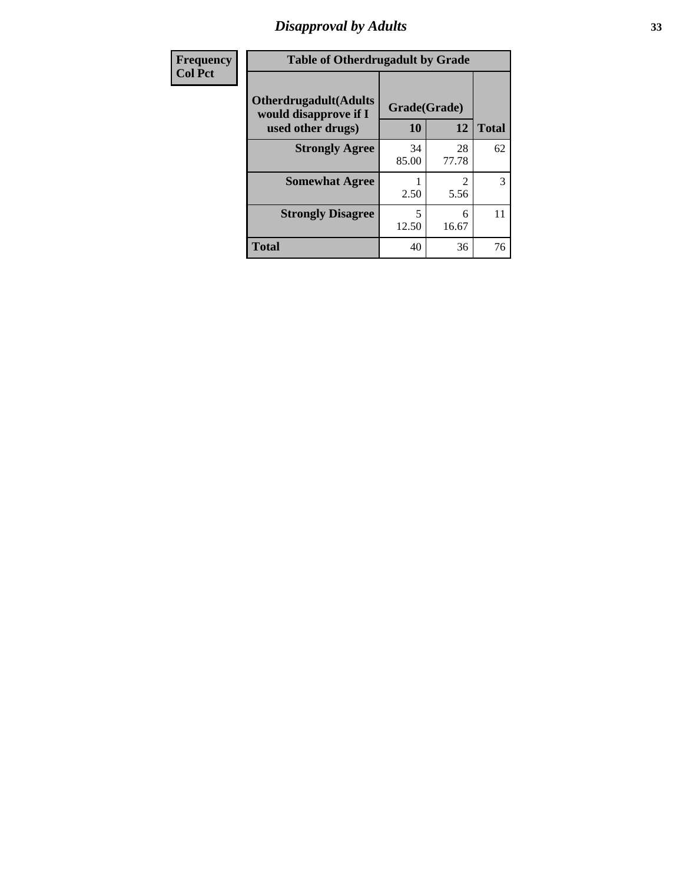# Disapproval by Adults

| Frequency Col Pct | Table of Otherdrugadult by Grade | | |
|---|---|---|---|
| **Otherdrugadult(Adults would disapprove if I used other drugs)** | **Grade(Grade)** | | |
| | **10** | **12** | **Total** |
| **Strongly Agree** | 34<br>85.00 | 28<br>77.78 | 62 |
| **Somewhat Agree** | 1<br>2.50 | 2<br>5.56 | 3 |
| **Strongly Disagree** | 5<br>12.50 | 6<br>16.67 | 11 |
| **Total** | 40 | 36 | 76 |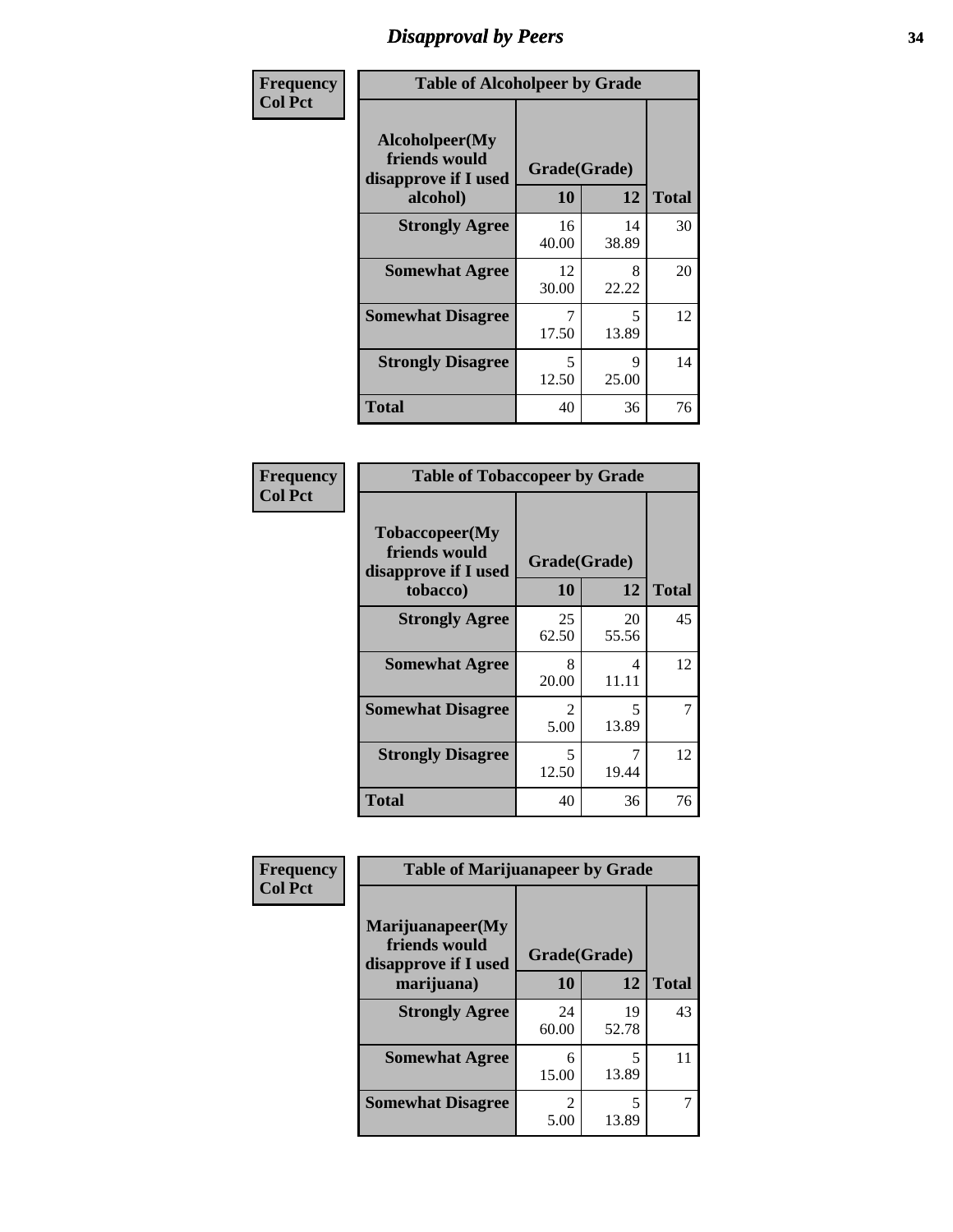# Disapproval by Peers

Frequency
Col Pct

| Table of Alcoholpeer by Grade | | | |
|---|---|---|---|
| Alcoholpeer(My friends would disapprove if I used alcohol) | Grade(Grade) | | |
| | 10 | 12 | Total |
| Strongly Agree | 16<br>40.00 | 14<br>38.89 | 30 |
| Somewhat Agree | 12<br>30.00 | 8<br>22.22 | 20 |
| Somewhat Disagree | 7<br>17.50 | 5<br>13.89 | 12 |
| Strongly Disagree | 5<br>12.50 | 9<br>25.00 | 14 |
| Total | 40 | 36 | 76 |

Frequency
Col Pct

| Table of Tobaccopeer by Grade | | | |
|---|---|---|---|
| Tobaccopeer(My friends would disapprove if I used tobacco) | Grade(Grade) | | |
| | 10 | 12 | Total |
| Strongly Agree | 25<br>62.50 | 20<br>55.56 | 45 |
| Somewhat Agree | 8<br>20.00 | 4<br>11.11 | 12 |
| Somewhat Disagree | 2<br>5.00 | 5<br>13.89 | 7 |
| Strongly Disagree | 5<br>12.50 | 7<br>19.44 | 12 |
| Total | 40 | 36 | 76 |

Frequency
Col Pct

| Table of Marijuanapeer by Grade | | | |
|---|---|---|---|
| Marijuanapeer(My friends would disapprove if I used marijuana) | Grade(Grade) | | |
| | 10 | 12 | Total |
| Strongly Agree | 24<br>60.00 | 19<br>52.78 | 43 |
| Somewhat Agree | 6<br>15.00 | 5<br>13.89 | 11 |
| Somewhat Disagree | 2<br>5.00 | 5<br>13.89 | 7 |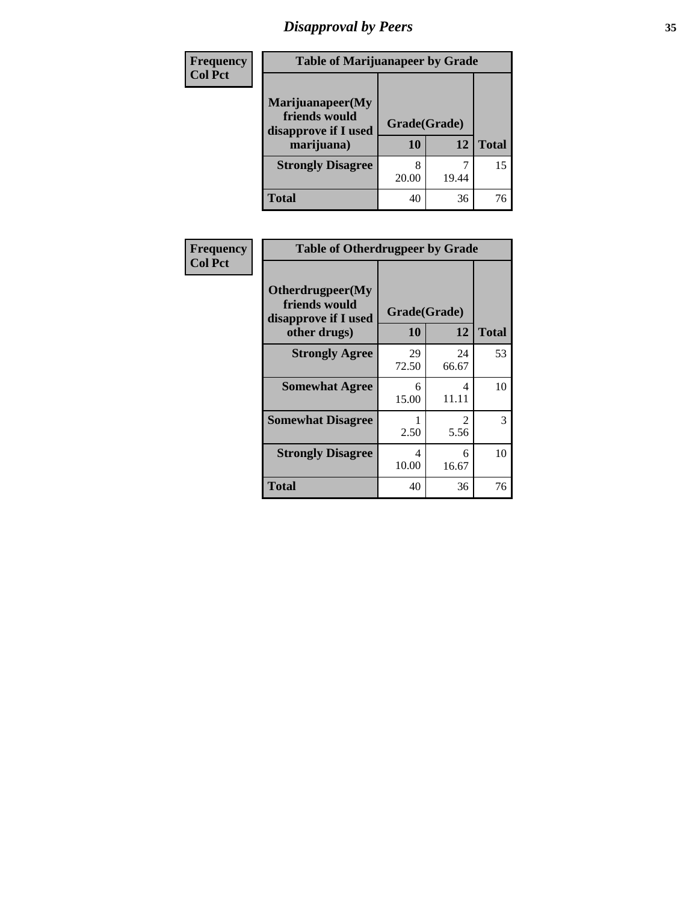# Disapproval by Peers

| Frequency<br>Col Pct | | | |
|---|---|---|---|
| **Table of Marijuanapeer by Grade** | | | |
| **Marijuanapeer(My friends would disapprove if I used marijuana)** | **Grade(Grade)** | | |
| | **10** | **12** | **Total** |
| **Strongly Disagree** | 8<br>20.00 | 7<br>19.44 | 15 |
| **Total** | 40 | 36 | 76 |

| Frequency<br>Col Pct | | | |
|---|---|---|---|
| **Table of Otherdrugpeer by Grade** | | | |
| **Otherdrugpeer(My friends would disapprove if I used other drugs)** | **Grade(Grade)** | | |
| | **10** | **12** | **Total** |
| **Strongly Agree** | 29<br>72.50 | 24<br>66.67 | 53 |
| **Somewhat Agree** | 6<br>15.00 | 4<br>11.11 | 10 |
| **Somewhat Disagree** | 1<br>2.50 | 2<br>5.56 | 3 |
| **Strongly Disagree** | 4<br>10.00 | 6<br>16.67 | 10 |
| **Total** | 40 | 36 | 76 |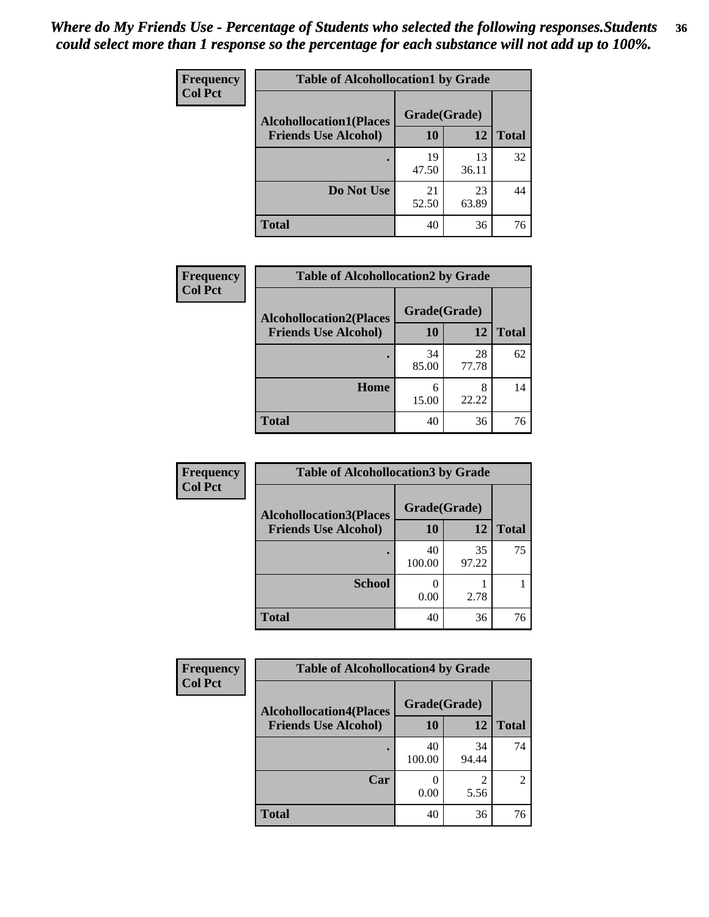*Where do My Friends Use - Percentage of Students who selected the following responses.Students could select more than 1 response so the percentage for each substance will not add up to 100%.*

**Frequency**
**Col Pct**

| Table of Alcohollocation1 by Grade | | | |
|---|---|---|---|
| Alcohollocation1(Places Friends Use Alcohol) | Grade(Grade) | | Total |
| | 10 | 12 | |
| . | 19<br>47.50 | 13<br>36.11 | 32 |
| Do Not Use | 21<br>52.50 | 23<br>63.89 | 44 |
| Total | 40 | 36 | 76 |

**Frequency**
**Col Pct**

| Table of Alcohollocation2 by Grade | | | |
|---|---|---|---|
| Alcohollocation2(Places Friends Use Alcohol) | Grade(Grade) | | Total |
| | 10 | 12 | |
| . | 34<br>85.00 | 28<br>77.78 | 62 |
| Home | 6<br>15.00 | 8<br>22.22 | 14 |
| Total | 40 | 36 | 76 |

**Frequency**
**Col Pct**

| Table of Alcohollocation3 by Grade | | | |
|---|---|---|---|
| Alcohollocation3(Places Friends Use Alcohol) | Grade(Grade) | | Total |
| | 10 | 12 | |
| . | 40<br>100.00 | 35<br>97.22 | 75 |
| School | 0<br>0.00 | 1<br>2.78 | 1 |
| Total | 40 | 36 | 76 |

**Frequency**
**Col Pct**

| Table of Alcohollocation4 by Grade | | | |
|---|---|---|---|
| Alcohollocation4(Places Friends Use Alcohol) | Grade(Grade) | | Total |
| | 10 | 12 | |
| . | 40<br>100.00 | 34<br>94.44 | 74 |
| Car | 0<br>0.00 | 2<br>5.56 | 2 |
| Total | 40 | 36 | 76 |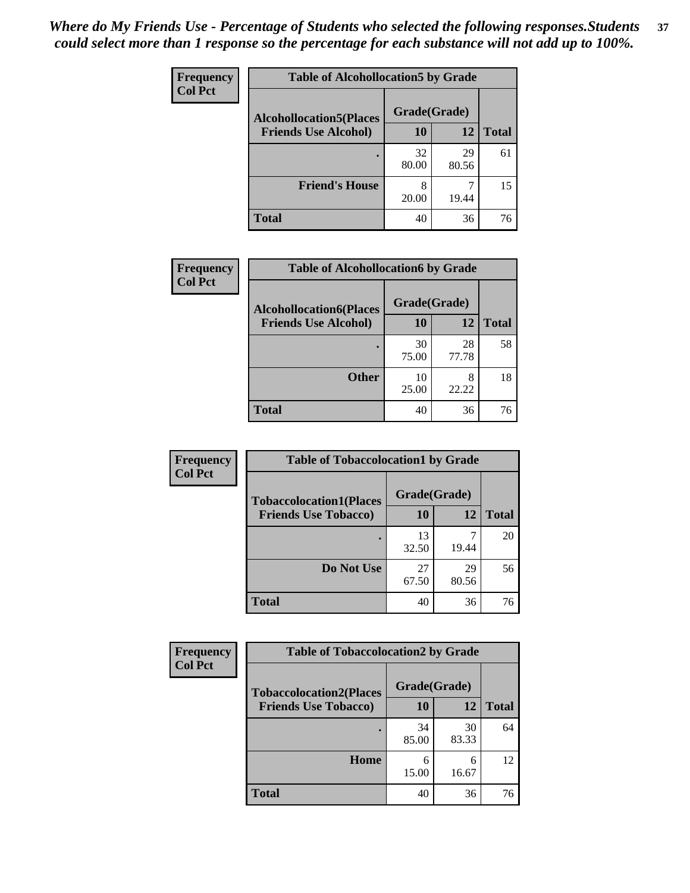*Where do My Friends Use - Percentage of Students who selected the following responses.Students could select more than 1 response so the percentage for each substance will not add up to 100%.*

**Frequency**
**Col Pct**

| Table of Alcohollocation5 by Grade | | | |
|---|---|---|---|
| **Alcohollocation5(Places Friends Use Alcohol)** | **Grade(Grade)** | | **Total** |
| | **10** | **12** | |
| **.** | 32<br>80.00 | 29<br>80.56 | 61 |
| **Friend's House** | 8<br>20.00 | 7<br>19.44 | 15 |
| **Total** | 40 | 36 | 76 |

**Frequency**
**Col Pct**

| Table of Alcohollocation6 by Grade | | | |
|---|---|---|---|
| **Alcohollocation6(Places Friends Use Alcohol)** | **Grade(Grade)** | | **Total** |
| | **10** | **12** | |
| **.** | 30<br>75.00 | 28<br>77.78 | 58 |
| **Other** | 10<br>25.00 | 8<br>22.22 | 18 |
| **Total** | 40 | 36 | 76 |

**Frequency**
**Col Pct**

| Table of Tobaccolocation1 by Grade | | | |
|---|---|---|---|
| **Tobaccolocation1(Places Friends Use Tobacco)** | **Grade(Grade)** | | **Total** |
| | **10** | **12** | |
| **.** | 13<br>32.50 | 7<br>19.44 | 20 |
| **Do Not Use** | 27<br>67.50 | 29<br>80.56 | 56 |
| **Total** | 40 | 36 | 76 |

**Frequency**
**Col Pct**

| Table of Tobaccolocation2 by Grade | | | |
|---|---|---|---|
| **Tobaccolocation2(Places Friends Use Tobacco)** | **Grade(Grade)** | | **Total** |
| | **10** | **12** | |
| **.** | 34<br>85.00 | 30<br>83.33 | 64 |
| **Home** | 6<br>15.00 | 6<br>16.67 | 12 |
| **Total** | 40 | 36 | 76 |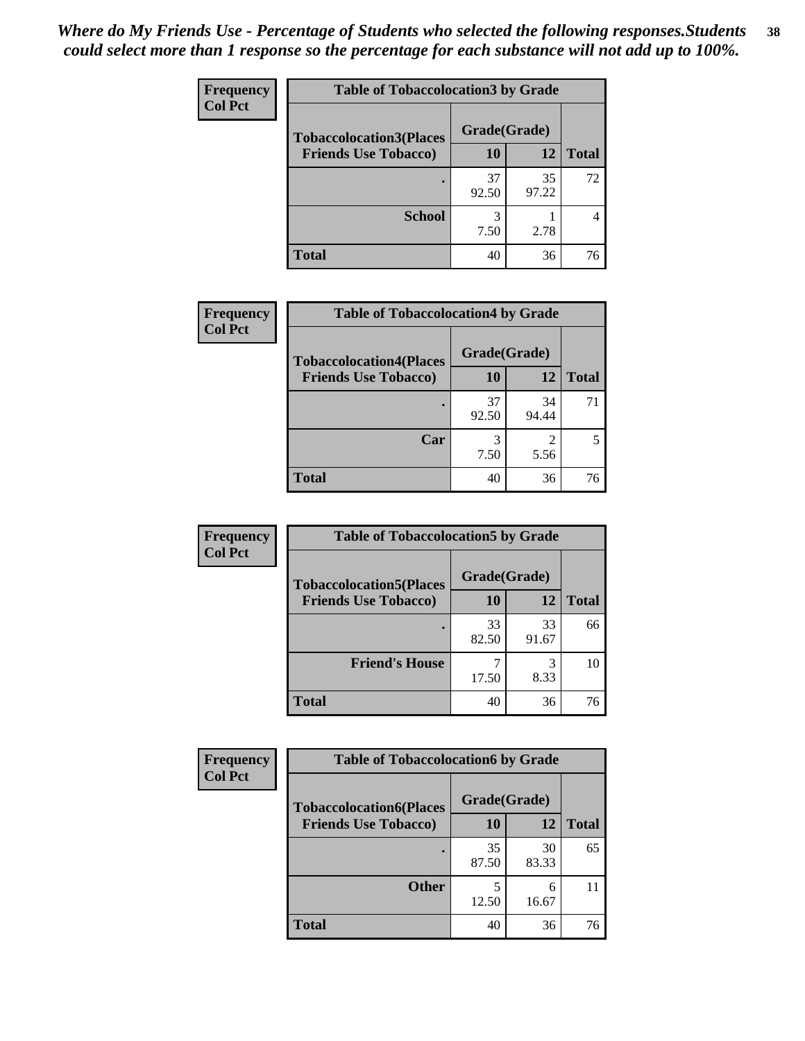*Where do My Friends Use - Percentage of Students who selected the following responses.Students could select more than 1 response so the percentage for each substance will not add up to 100%.*

**Frequency**
**Col Pct**

| Table of Tobaccolocation3 by Grade | | | |
|---|---|---|---|
| **Tobaccolocation3(Places Friends Use Tobacco)** | **Grade(Grade)** | | |
| | **10** | **12** | **Total** |
| **.** | 37<br>92.50 | 35<br>97.22 | 72 |
| **School** | 3<br>7.50 | 1<br>2.78 | 4 |
| **Total** | 40 | 36 | 76 |

**Frequency**
**Col Pct**

| Table of Tobaccolocation4 by Grade | | | |
|---|---|---|---|
| **Tobaccolocation4(Places Friends Use Tobacco)** | **Grade(Grade)** | | |
| | **10** | **12** | **Total** |
| **.** | 37<br>92.50 | 34<br>94.44 | 71 |
| **Car** | 3<br>7.50 | 2<br>5.56 | 5 |
| **Total** | 40 | 36 | 76 |

**Frequency**
**Col Pct**

| Table of Tobaccolocation5 by Grade | | | |
|---|---|---|---|
| **Tobaccolocation5(Places Friends Use Tobacco)** | **Grade(Grade)** | | |
| | **10** | **12** | **Total** |
| **.** | 33<br>82.50 | 33<br>91.67 | 66 |
| **Friend's House** | 7<br>17.50 | 3<br>8.33 | 10 |
| **Total** | 40 | 36 | 76 |

**Frequency**
**Col Pct**

| Table of Tobaccolocation6 by Grade | | | |
|---|---|---|---|
| **Tobaccolocation6(Places Friends Use Tobacco)** | **Grade(Grade)** | | |
| | **10** | **12** | **Total** |
| **.** | 35<br>87.50 | 30<br>83.33 | 65 |
| **Other** | 5<br>12.50 | 6<br>16.67 | 11 |
| **Total** | 40 | 36 | 76 |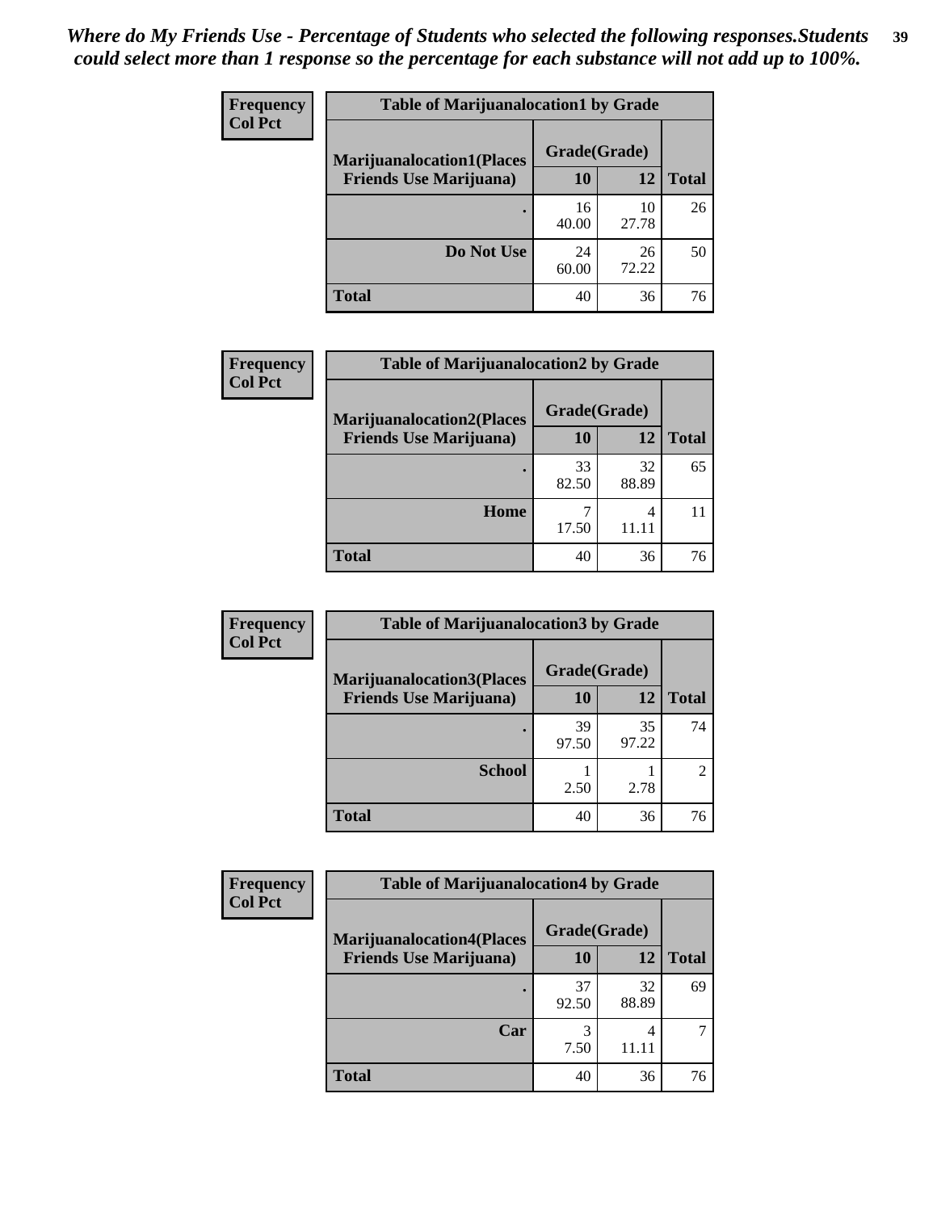*Where do My Friends Use - Percentage of Students who selected the following responses.Students could select more than 1 response so the percentage for each substance will not add up to 100%.*

**Frequency**
**Col Pct**

| Table of Marijuanalocation1 by Grade | | | |
|---|---|---|---|
| **Marijuanalocation1(Places Friends Use Marijuana)** | **Grade(Grade)** | | **Total** |
| | **10** | **12** | |
| **.** | 16<br>40.00 | 10<br>27.78 | 26 |
| **Do Not Use** | 24<br>60.00 | 26<br>72.22 | 50 |
| **Total** | 40 | 36 | 76 |

**Frequency**
**Col Pct**

| Table of Marijuanalocation2 by Grade | | | |
|---|---|---|---|
| **Marijuanalocation2(Places Friends Use Marijuana)** | **Grade(Grade)** | | **Total** |
| | **10** | **12** | |
| **.** | 33<br>82.50 | 32<br>88.89 | 65 |
| **Home** | 7<br>17.50 | 4<br>11.11 | 11 |
| **Total** | 40 | 36 | 76 |

**Frequency**
**Col Pct**

| Table of Marijuanalocation3 by Grade | | | |
|---|---|---|---|
| **Marijuanalocation3(Places Friends Use Marijuana)** | **Grade(Grade)** | | **Total** |
| | **10** | **12** | |
| **.** | 39<br>97.50 | 35<br>97.22 | 74 |
| **School** | 1<br>2.50 | 1<br>2.78 | 2 |
| **Total** | 40 | 36 | 76 |

**Frequency**
**Col Pct**

| Table of Marijuanalocation4 by Grade | | | |
|---|---|---|---|
| **Marijuanalocation4(Places Friends Use Marijuana)** | **Grade(Grade)** | | **Total** |
| | **10** | **12** | |
| **.** | 37<br>92.50 | 32<br>88.89 | 69 |
| **Car** | 3<br>7.50 | 4<br>11.11 | 7 |
| **Total** | 40 | 36 | 76 |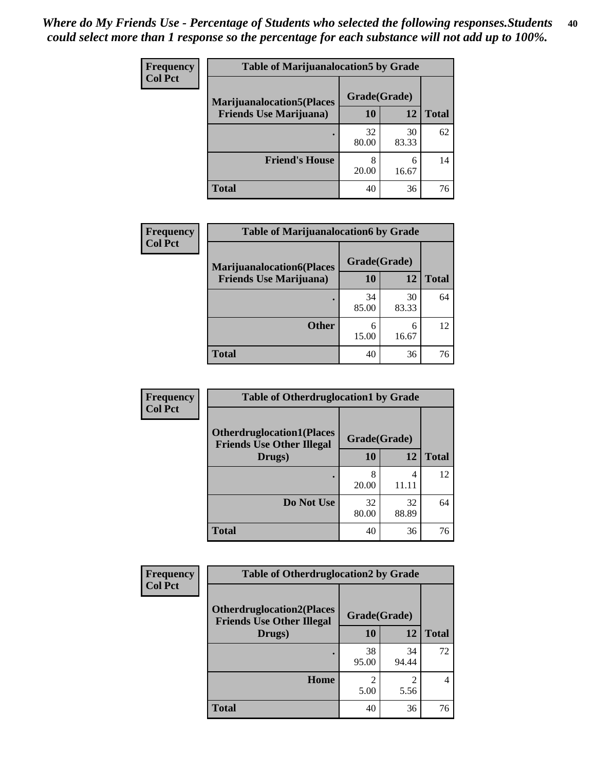*Where do My Friends Use - Percentage of Students who selected the following responses.Students could select more than 1 response so the percentage for each substance will not add up to 100%.*

**Frequency**
**Col Pct**

| Table of Marijuanalocation5 by Grade | | | |
|---|---|---|---|
| **Marijuanalocation5(Places Friends Use Marijuana)** | **Grade(Grade)** | | **Total** |
| | **10** | **12** | |
| **.** | 32<br>80.00 | 30<br>83.33 | 62 |
| **Friend's House** | 8<br>20.00 | 6<br>16.67 | 14 |
| **Total** | 40 | 36 | 76 |

**Frequency**
**Col Pct**

| Table of Marijuanalocation6 by Grade | | | |
|---|---|---|---|
| **Marijuanalocation6(Places Friends Use Marijuana)** | **Grade(Grade)** | | **Total** |
| | **10** | **12** | |
| **.** | 34<br>85.00 | 30<br>83.33 | 64 |
| **Other** | 6<br>15.00 | 6<br>16.67 | 12 |
| **Total** | 40 | 36 | 76 |

**Frequency**
**Col Pct**

| Table of Otherdruglocation1 by Grade | | | |
|---|---|---|---|
| **Otherdruglocation1(Places Friends Use Other Illegal Drugs)** | **Grade(Grade)** | | **Total** |
| | **10** | **12** | |
| **.** | 8<br>20.00 | 4<br>11.11 | 12 |
| **Do Not Use** | 32<br>80.00 | 32<br>88.89 | 64 |
| **Total** | 40 | 36 | 76 |

**Frequency**
**Col Pct**

| Table of Otherdruglocation2 by Grade | | | |
|---|---|---|---|
| **Otherdruglocation2(Places Friends Use Other Illegal Drugs)** | **Grade(Grade)** | | **Total** |
| | **10** | **12** | |
| **.** | 38<br>95.00 | 34<br>94.44 | 72 |
| **Home** | 2<br>5.00 | 2<br>5.56 | 4 |
| **Total** | 40 | 36 | 76 |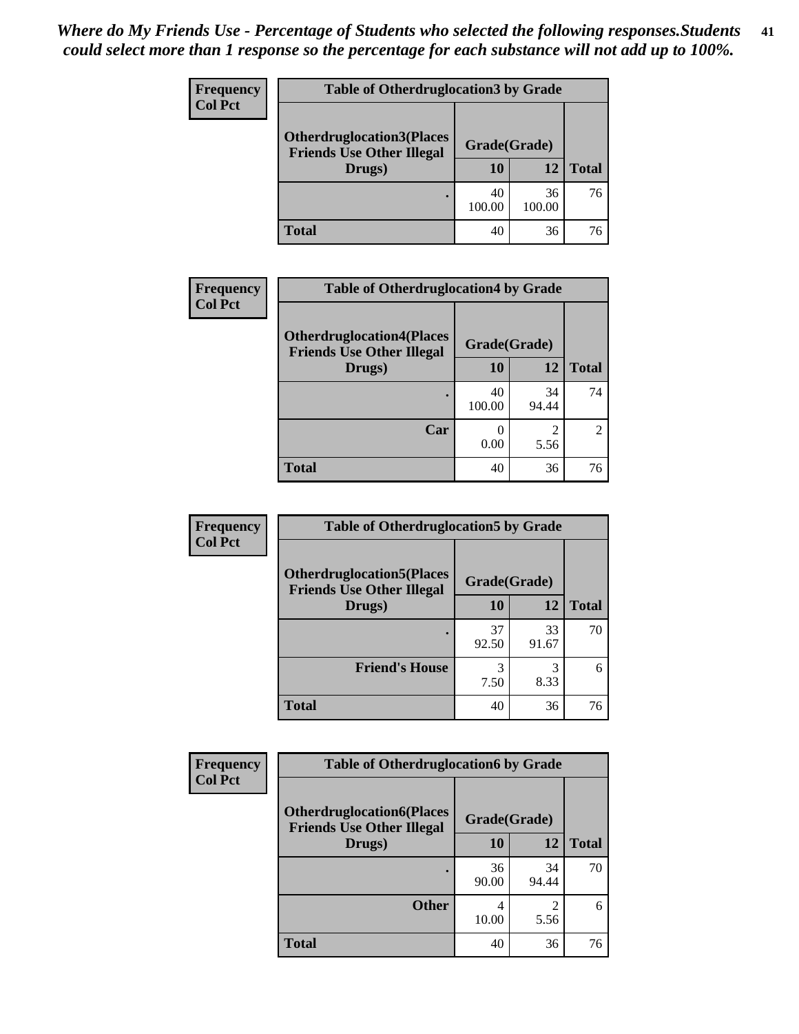*Where do My Friends Use - Percentage of Students who selected the following responses.Students could select more than 1 response so the percentage for each substance will not add up to 100%.*

| Frequency<br>Col Pct | Table of Otherdruglocation3 by Grade | | |
|---|---|---|---|
| Otherdruglocation3(Places Friends Use Other Illegal Drugs) | Grade(Grade) | | |
| | 10 | 12 | Total |
| . | 40<br>100.00 | 36<br>100.00 | 76 |
| Total | 40 | 36 | 76 |

| Frequency<br>Col Pct | Table of Otherdruglocation4 by Grade | | |
|---|---|---|---|
| Otherdruglocation4(Places Friends Use Other Illegal Drugs) | Grade(Grade) | | |
| | 10 | 12 | Total |
| . | 40<br>100.00 | 34<br>94.44 | 74 |
| Car | 0<br>0.00 | 2<br>5.56 | 2 |
| Total | 40 | 36 | 76 |

| Frequency<br>Col Pct | Table of Otherdruglocation5 by Grade | | |
|---|---|---|---|
| Otherdruglocation5(Places Friends Use Other Illegal Drugs) | Grade(Grade) | | |
| | 10 | 12 | Total |
| . | 37<br>92.50 | 33<br>91.67 | 70 |
| Friend's House | 3<br>7.50 | 3<br>8.33 | 6 |
| Total | 40 | 36 | 76 |

| Frequency<br>Col Pct | Table of Otherdruglocation6 by Grade | | |
|---|---|---|---|
| Otherdruglocation6(Places Friends Use Other Illegal Drugs) | Grade(Grade) | | |
| | 10 | 12 | Total |
| . | 36<br>90.00 | 34<br>94.44 | 70 |
| Other | 4<br>10.00 | 2<br>5.56 | 6 |
| Total | 40 | 36 | 76 |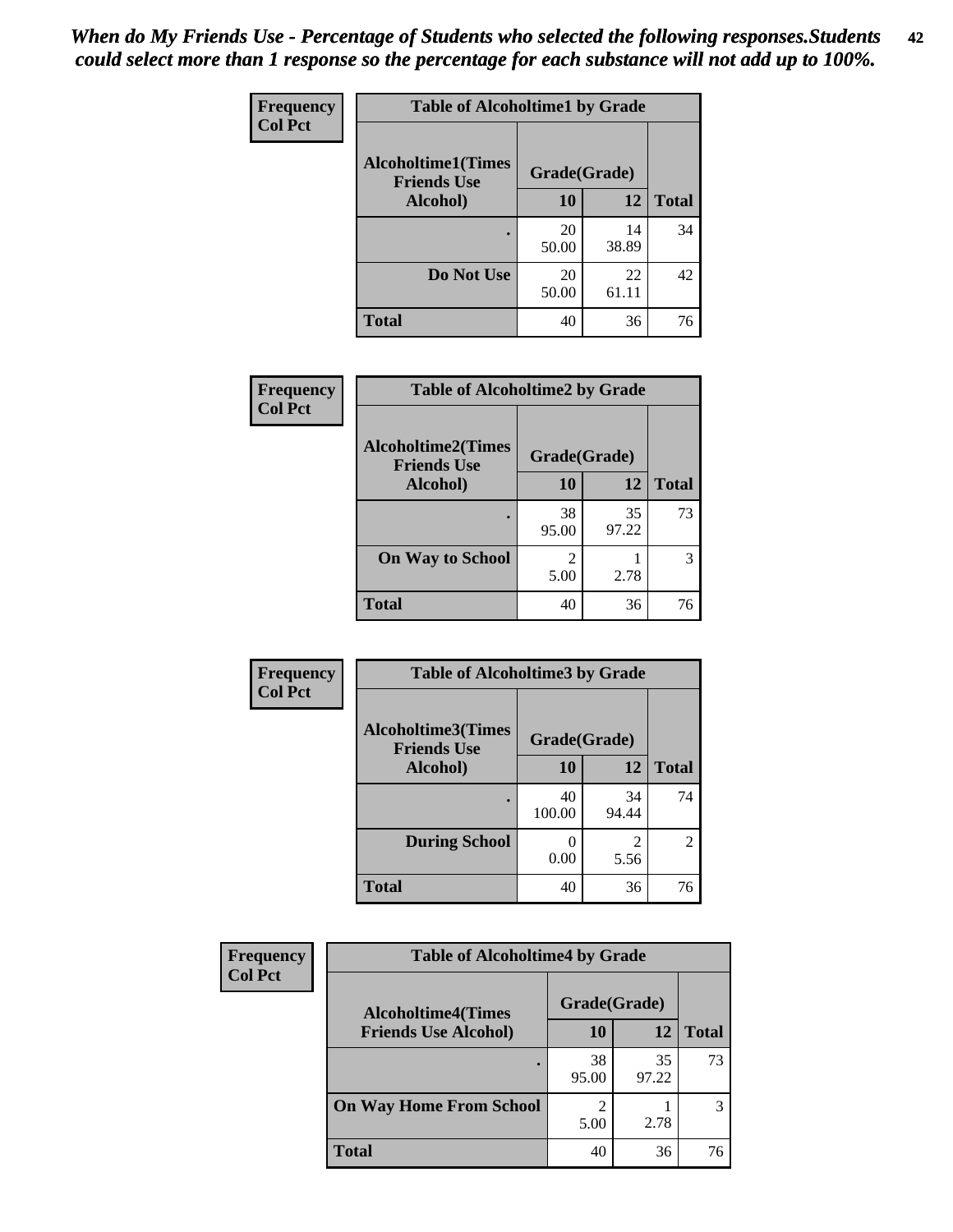*When do My Friends Use - Percentage of Students who selected the following responses.Students could select more than 1 response so the percentage for each substance will not add up to 100%.*

**Frequency**
**Col Pct**

| Table of Alcoholtime1 by Grade | | | |
|---|---|---|---|
| **Alcoholtime1(Times Friends Use Alcohol)** | **Grade(Grade)** | | |
| | **10** | **12** | **Total** |
| **.** | 20<br>50.00 | 14<br>38.89 | 34 |
| **Do Not Use** | 20<br>50.00 | 22<br>61.11 | 42 |
| **Total** | 40 | 36 | 76 |

**Frequency**
**Col Pct**

| Table of Alcoholtime2 by Grade | | | |
|---|---|---|---|
| **Alcoholtime2(Times Friends Use Alcohol)** | **Grade(Grade)** | | |
| | **10** | **12** | **Total** |
| **.** | 38<br>95.00 | 35<br>97.22 | 73 |
| **On Way to School** | 2<br>5.00 | 1<br>2.78 | 3 |
| **Total** | 40 | 36 | 76 |

**Frequency**
**Col Pct**

| Table of Alcoholtime3 by Grade | | | |
|---|---|---|---|
| **Alcoholtime3(Times Friends Use Alcohol)** | **Grade(Grade)** | | |
| | **10** | **12** | **Total** |
| **.** | 40<br>100.00 | 34<br>94.44 | 74 |
| **During School** | 0<br>0.00 | 2<br>5.56 | 2 |
| **Total** | 40 | 36 | 76 |

**Frequency**
**Col Pct**

| Table of Alcoholtime4 by Grade | | | |
|---|---|---|---|
| **Alcoholtime4(Times Friends Use Alcohol)** | **Grade(Grade)** | | |
| | **10** | **12** | **Total** |
| **.** | 38<br>95.00 | 35<br>97.22 | 73 |
| **On Way Home From School** | 2<br>5.00 | 1<br>2.78 | 3 |
| **Total** | 40 | 36 | 76 |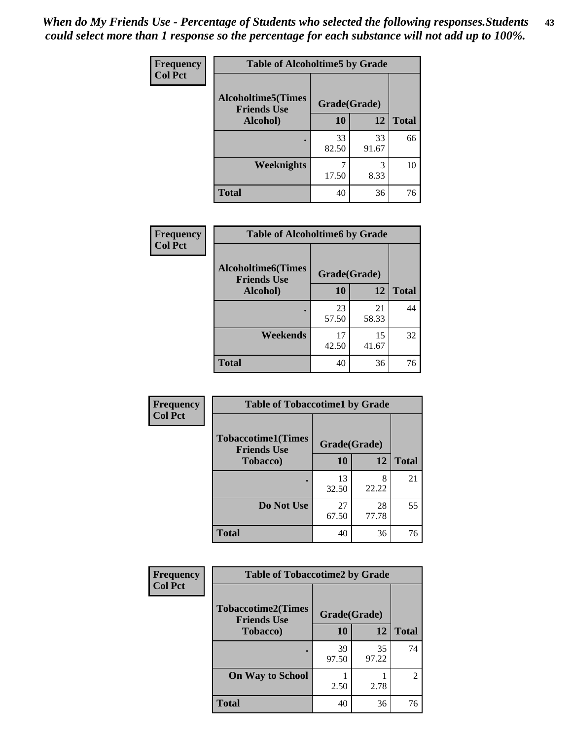*When do My Friends Use - Percentage of Students who selected the following responses.Students could select more than 1 response so the percentage for each substance will not add up to 100%.*

**Frequency / Col Pct**

| Table of Alcoholtime5 by Grade | | | |
|---|---|---|---|
| Alcoholtime5(Times Friends Use Alcohol) | Grade(Grade) | | |
| | 10 | 12 | Total |
| . | 33<br>82.50 | 33<br>91.67 | 66 |
| Weeknights | 7<br>17.50 | 3<br>8.33 | 10 |
| Total | 40 | 36 | 76 |

**Frequency / Col Pct**

| Table of Alcoholtime6 by Grade | | | |
|---|---|---|---|
| Alcoholtime6(Times Friends Use Alcohol) | Grade(Grade) | | |
| | 10 | 12 | Total |
| . | 23<br>57.50 | 21<br>58.33 | 44 |
| Weekends | 17<br>42.50 | 15<br>41.67 | 32 |
| Total | 40 | 36 | 76 |

**Frequency / Col Pct**

| Table of Tobaccotime1 by Grade | | | |
|---|---|---|---|
| Tobaccotime1(Times Friends Use Tobacco) | Grade(Grade) | | |
| | 10 | 12 | Total |
| . | 13<br>32.50 | 8<br>22.22 | 21 |
| Do Not Use | 27<br>67.50 | 28<br>77.78 | 55 |
| Total | 40 | 36 | 76 |

**Frequency / Col Pct**

| Table of Tobaccotime2 by Grade | | | |
|---|---|---|---|
| Tobaccotime2(Times Friends Use Tobacco) | Grade(Grade) | | |
| | 10 | 12 | Total |
| . | 39<br>97.50 | 35<br>97.22 | 74 |
| On Way to School | 1<br>2.50 | 1<br>2.78 | 2 |
| Total | 40 | 36 | 76 |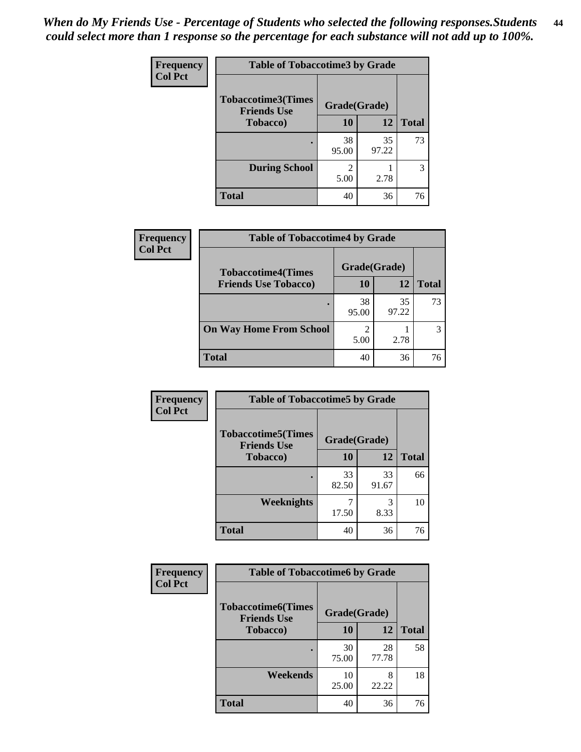*When do My Friends Use - Percentage of Students who selected the following responses.Students could select more than 1 response so the percentage for each substance will not add up to 100%.*

**Frequency**
**Col Pct**

| Table of Tobaccotime3 by Grade | | | |
|---|---|---|---|
| **Tobaccotime3(Times Friends Use Tobacco)** | **Grade(Grade)** | | **Total** |
| | **10** | **12** | |
| **.** | 38<br>95.00 | 35<br>97.22 | 73 |
| **During School** | 2<br>5.00 | 1<br>2.78 | 3 |
| **Total** | 40 | 36 | 76 |

**Frequency**
**Col Pct**

| Table of Tobaccotime4 by Grade | | | |
|---|---|---|---|
| **Tobaccotime4(Times Friends Use Tobacco)** | **Grade(Grade)** | | **Total** |
| | **10** | **12** | |
| **.** | 38<br>95.00 | 35<br>97.22 | 73 |
| **On Way Home From School** | 2<br>5.00 | 1<br>2.78 | 3 |
| **Total** | 40 | 36 | 76 |

**Frequency**
**Col Pct**

| Table of Tobaccotime5 by Grade | | | |
|---|---|---|---|
| **Tobaccotime5(Times Friends Use Tobacco)** | **Grade(Grade)** | | **Total** |
| | **10** | **12** | |
| **.** | 33<br>82.50 | 33<br>91.67 | 66 |
| **Weeknights** | 7<br>17.50 | 3<br>8.33 | 10 |
| **Total** | 40 | 36 | 76 |

**Frequency**
**Col Pct**

| Table of Tobaccotime6 by Grade | | | |
|---|---|---|---|
| **Tobaccotime6(Times Friends Use Tobacco)** | **Grade(Grade)** | | **Total** |
| | **10** | **12** | |
| **.** | 30<br>75.00 | 28<br>77.78 | 58 |
| **Weekends** | 10<br>25.00 | 8<br>22.22 | 18 |
| **Total** | 40 | 36 | 76 |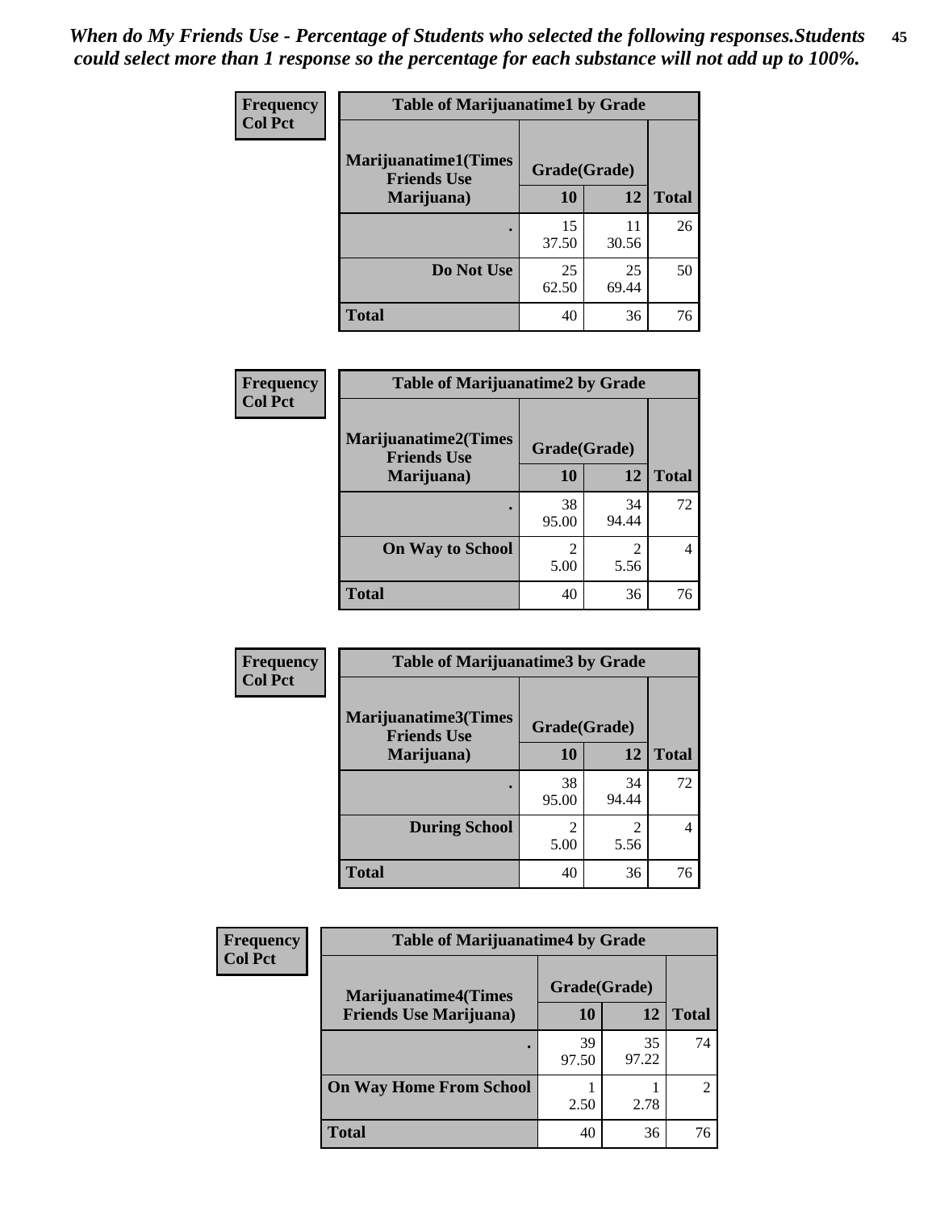*When do My Friends Use - Percentage of Students who selected the following responses.Students could select more than 1 response so the percentage for each substance will not add up to 100%.*

| Frequency Col Pct | Table of Marijuanatime1 by Grade | | |
|---|---|---|---|
| Marijuanatime1(Times Friends Use Marijuana) | Grade(Grade) | | |
| | 10 | 12 | Total |
| . | 15<br>37.50 | 11<br>30.56 | 26 |
| Do Not Use | 25<br>62.50 | 25<br>69.44 | 50 |
| Total | 40 | 36 | 76 |

| Frequency Col Pct | Table of Marijuanatime2 by Grade | | |
|---|---|---|---|
| Marijuanatime2(Times Friends Use Marijuana) | Grade(Grade) | | |
| | 10 | 12 | Total |
| . | 38<br>95.00 | 34<br>94.44 | 72 |
| On Way to School | 2<br>5.00 | 2<br>5.56 | 4 |
| Total | 40 | 36 | 76 |

| Frequency Col Pct | Table of Marijuanatime3 by Grade | | |
|---|---|---|---|
| Marijuanatime3(Times Friends Use Marijuana) | Grade(Grade) | | |
| | 10 | 12 | Total |
| . | 38<br>95.00 | 34<br>94.44 | 72 |
| During School | 2<br>5.00 | 2<br>5.56 | 4 |
| Total | 40 | 36 | 76 |

| Frequency Col Pct | Table of Marijuanatime4 by Grade | | |
|---|---|---|---|
| Marijuanatime4(Times Friends Use Marijuana) | Grade(Grade) | | |
| | 10 | 12 | Total |
| . | 39<br>97.50 | 35<br>97.22 | 74 |
| On Way Home From School | 1<br>2.50 | 1<br>2.78 | 2 |
| Total | 40 | 36 | 76 |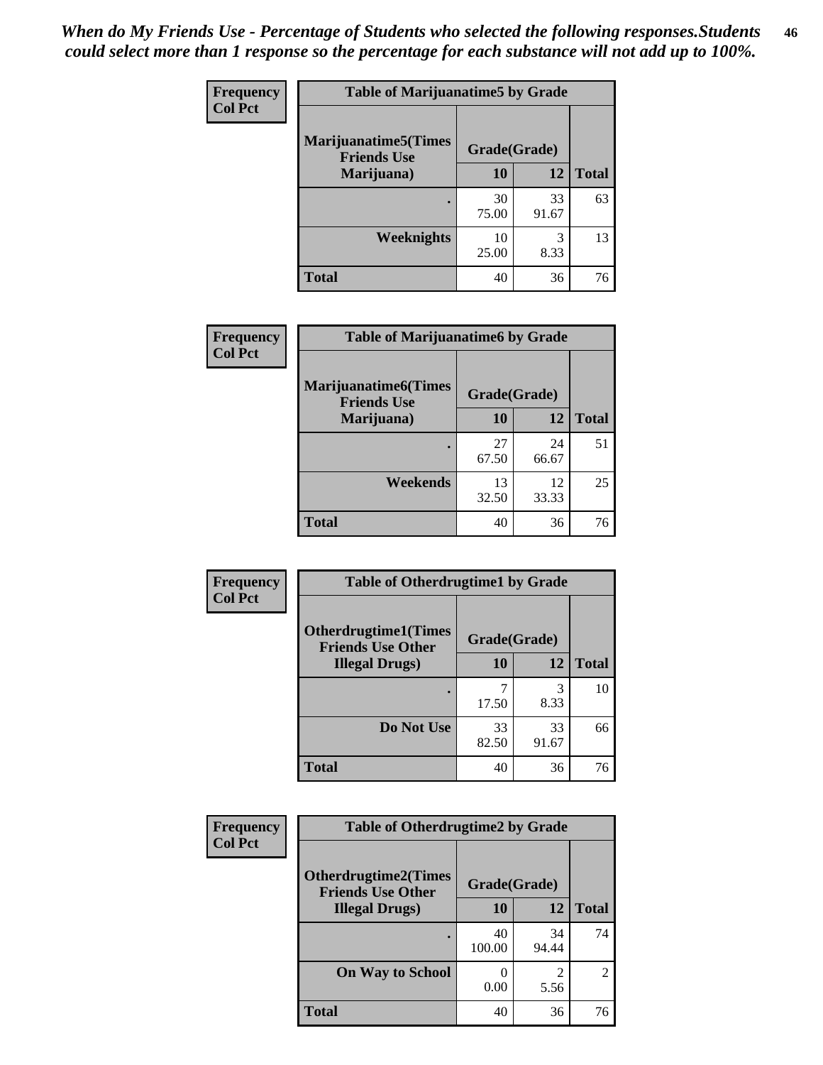*When do My Friends Use - Percentage of Students who selected the following responses.Students could select more than 1 response so the percentage for each substance will not add up to 100%.*

**Frequency**
**Col Pct**

| Table of Marijuanatime5 by Grade | | | |
|---|---|---|---|
| **Marijuanatime5(Times Friends Use Marijuana)** | **Grade(Grade)** | | |
| | **10** | **12** | **Total** |
| **.** | 30<br>75.00 | 33<br>91.67 | 63 |
| **Weeknights** | 10<br>25.00 | 3<br>8.33 | 13 |
| **Total** | 40 | 36 | 76 |

**Frequency**
**Col Pct**

| Table of Marijuanatime6 by Grade | | | |
|---|---|---|---|
| **Marijuanatime6(Times Friends Use Marijuana)** | **Grade(Grade)** | | |
| | **10** | **12** | **Total** |
| **.** | 27<br>67.50 | 24<br>66.67 | 51 |
| **Weekends** | 13<br>32.50 | 12<br>33.33 | 25 |
| **Total** | 40 | 36 | 76 |

**Frequency**
**Col Pct**

| Table of Otherdrugtime1 by Grade | | | |
|---|---|---|---|
| **Otherdrugtime1(Times Friends Use Other Illegal Drugs)** | **Grade(Grade)** | | |
| | **10** | **12** | **Total** |
| **.** | 7<br>17.50 | 3<br>8.33 | 10 |
| **Do Not Use** | 33<br>82.50 | 33<br>91.67 | 66 |
| **Total** | 40 | 36 | 76 |

**Frequency**
**Col Pct**

| Table of Otherdrugtime2 by Grade | | | |
|---|---|---|---|
| **Otherdrugtime2(Times Friends Use Other Illegal Drugs)** | **Grade(Grade)** | | |
| | **10** | **12** | **Total** |
| **.** | 40<br>100.00 | 34<br>94.44 | 74 |
| **On Way to School** | 0<br>0.00 | 2<br>5.56 | 2 |
| **Total** | 40 | 36 | 76 |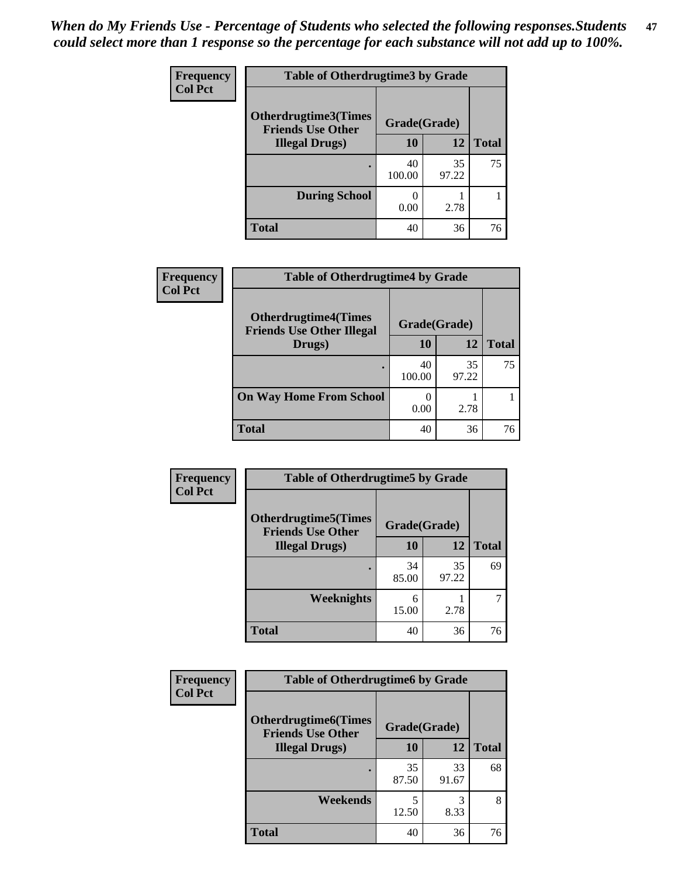*When do My Friends Use - Percentage of Students who selected the following responses.Students could select more than 1 response so the percentage for each substance will not add up to 100%.*

**Frequency**
**Col Pct**

| Table of Otherdrugtime3 by Grade | | | |
|---|---|---|---|
| **Otherdrugtime3(Times Friends Use Other Illegal Drugs)** | **Grade(Grade)** | | |
| | **10** | **12** | **Total** |
| **.** | 40<br>100.00 | 35<br>97.22 | 75 |
| **During School** | 0<br>0.00 | 1<br>2.78 | 1 |
| **Total** | 40 | 36 | 76 |

**Frequency**
**Col Pct**

| Table of Otherdrugtime4 by Grade | | | |
|---|---|---|---|
| **Otherdrugtime4(Times Friends Use Other Illegal Drugs)** | **Grade(Grade)** | | |
| | **10** | **12** | **Total** |
| **.** | 40<br>100.00 | 35<br>97.22 | 75 |
| **On Way Home From School** | 0<br>0.00 | 1<br>2.78 | 1 |
| **Total** | 40 | 36 | 76 |

**Frequency**
**Col Pct**

| Table of Otherdrugtime5 by Grade | | | |
|---|---|---|---|
| **Otherdrugtime5(Times Friends Use Other Illegal Drugs)** | **Grade(Grade)** | | |
| | **10** | **12** | **Total** |
| **.** | 34<br>85.00 | 35<br>97.22 | 69 |
| **Weeknights** | 6<br>15.00 | 1<br>2.78 | 7 |
| **Total** | 40 | 36 | 76 |

**Frequency**
**Col Pct**

| Table of Otherdrugtime6 by Grade | | | |
|---|---|---|---|
| **Otherdrugtime6(Times Friends Use Other Illegal Drugs)** | **Grade(Grade)** | | |
| | **10** | **12** | **Total** |
| **.** | 35<br>87.50 | 33<br>91.67 | 68 |
| **Weekends** | 5<br>12.50 | 3<br>8.33 | 8 |
| **Total** | 40 | 36 | 76 |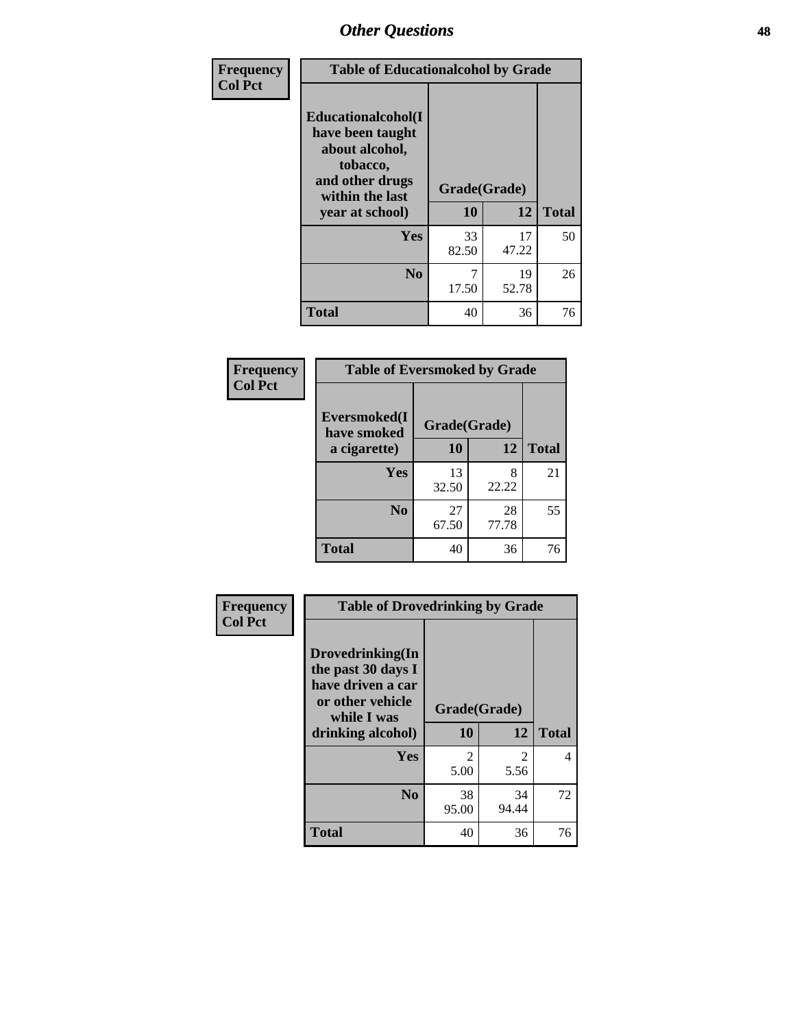# Other Questions

Frequency
Col Pct

| Table of Educationalcohol by Grade | | | |
|---|---|---|---|
| Educationalcohol(I have been taught about alcohol, tobacco, and other drugs within the last year at school) | Grade(Grade) | | |
| | 10 | 12 | Total |
| Yes | 33<br>82.50 | 17<br>47.22 | 50 |
| No | 7<br>17.50 | 19<br>52.78 | 26 |
| Total | 40 | 36 | 76 |

Frequency
Col Pct

| Table of Eversmoked by Grade | | | |
|---|---|---|---|
| Eversmoked(I have smoked a cigarette) | Grade(Grade) | | |
| | 10 | 12 | Total |
| Yes | 13<br>32.50 | 8<br>22.22 | 21 |
| No | 27<br>67.50 | 28<br>77.78 | 55 |
| Total | 40 | 36 | 76 |

Frequency
Col Pct

| Table of Drovedrinking by Grade | | | |
|---|---|---|---|
| Drovedrinking(In the past 30 days I have driven a car or other vehicle while I was drinking alcohol) | Grade(Grade) | | |
| | 10 | 12 | Total |
| Yes | 2<br>5.00 | 2<br>5.56 | 4 |
| No | 38<br>95.00 | 34<br>94.44 | 72 |
| Total | 40 | 36 | 76 |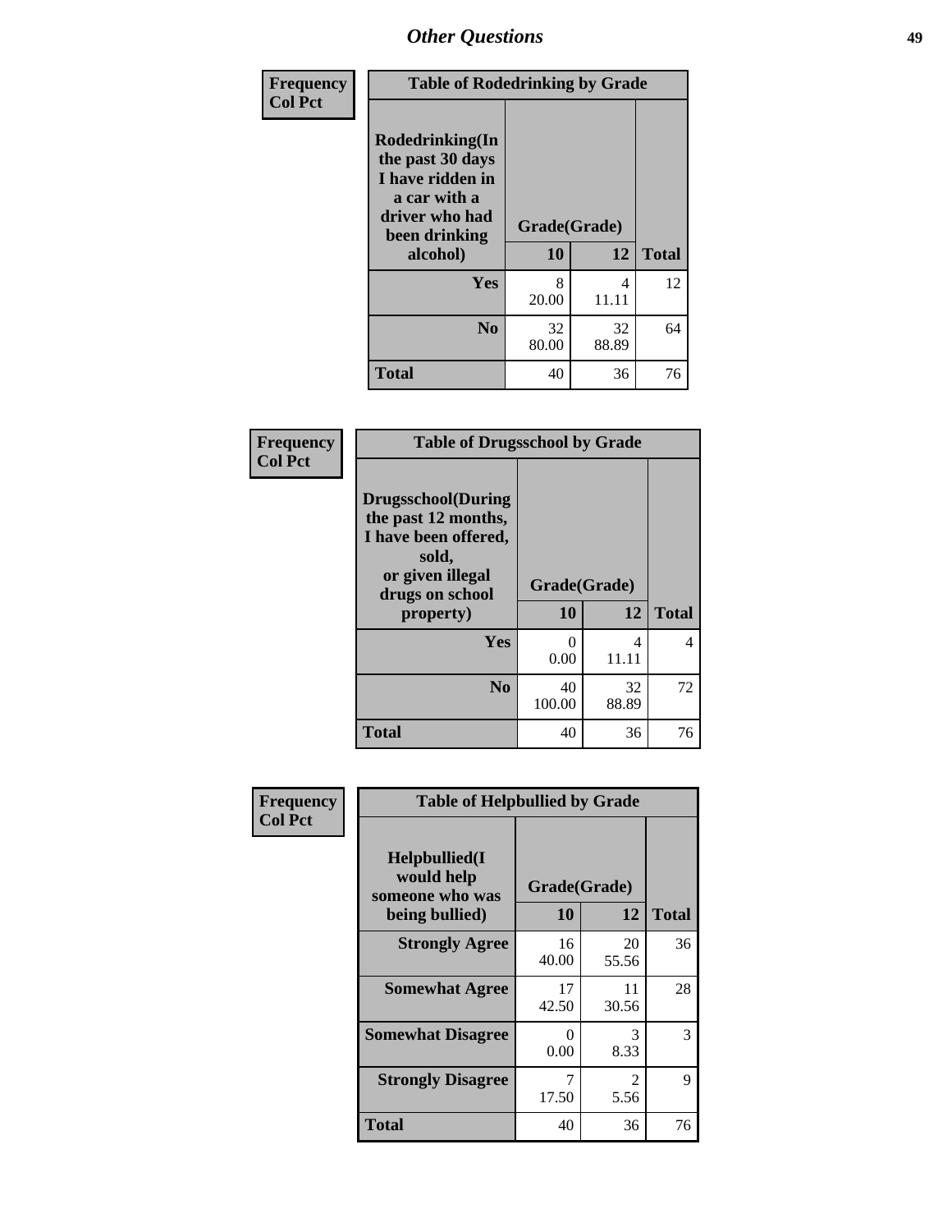| Frequency Col Pct | Table of Rodedrinking by Grade | | |
|---|---|---|---|
| Rodedrinking(In the past 30 days I have ridden in a car with a driver who had been drinking alcohol) | Grade(Grade) | | |
| | 10 | 12 | Total |
| Yes | 8<br>20.00 | 4<br>11.11 | 12 |
| No | 32<br>80.00 | 32<br>88.89 | 64 |
| Total | 40 | 36 | 76 |

| Frequency Col Pct | Table of Drugsschool by Grade | | |
|---|---|---|---|
| Drugsschool(During the past 12 months, I have been offered, sold, or given illegal drugs on school property) | Grade(Grade) | | |
| | 10 | 12 | Total |
| Yes | 0<br>0.00 | 4<br>11.11 | 4 |
| No | 40<br>100.00 | 32<br>88.89 | 72 |
| Total | 40 | 36 | 76 |

| Frequency Col Pct | Table of Helpbullied by Grade | | |
|---|---|---|---|
| Helpbullied(I would help someone who was being bullied) | Grade(Grade) | | |
| | 10 | 12 | Total |
| Strongly Agree | 16<br>40.00 | 20<br>55.56 | 36 |
| Somewhat Agree | 17<br>42.50 | 11<br>30.56 | 28 |
| Somewhat Disagree | 0<br>0.00 | 3<br>8.33 | 3 |
| Strongly Disagree | 7<br>17.50 | 2<br>5.56 | 9 |
| Total | 40 | 36 | 76 |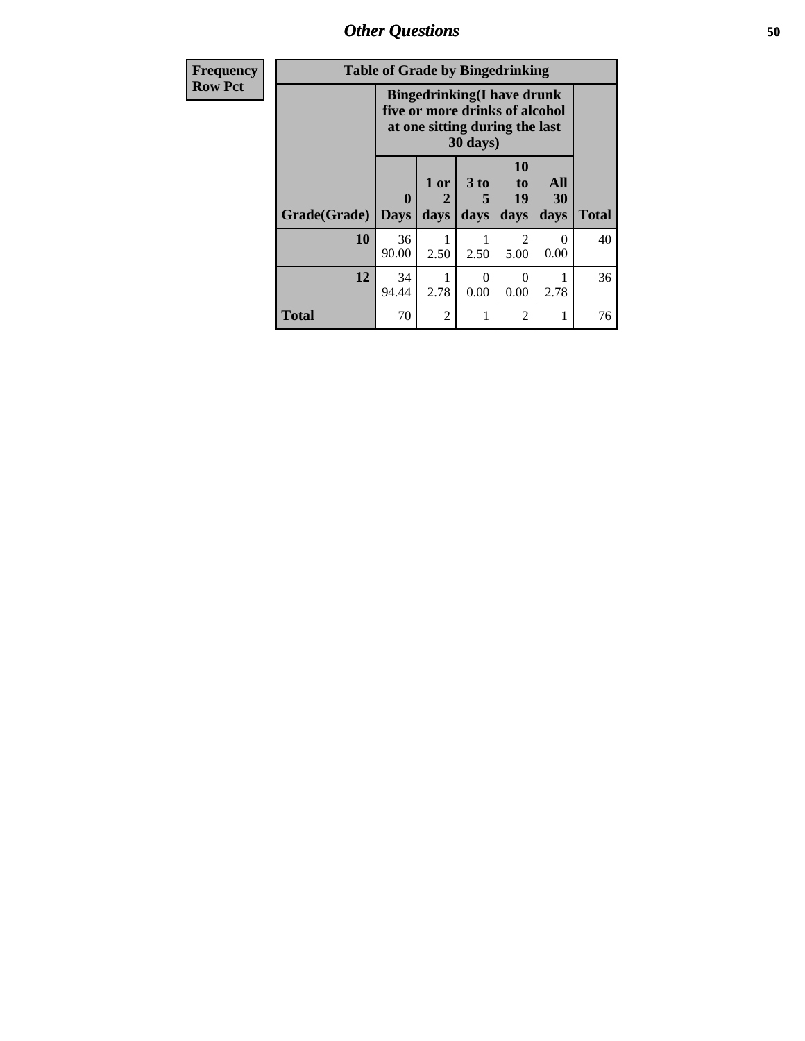## Other Questions

| Frequency<br>Row Pct |
|---|

**Table of Grade by Bingedrinking**

| Grade(Grade) | Bingedrinking(I have drunk five or more drinks of alcohol at one sitting during the last 30 days) | | | | | Total |
|---|---|---|---|---|---|---|
| | 0 Days | 1 or 2 days | 3 to 5 days | 10 to 19 days | All 30 days | |
| **10** | 36<br>90.00 | 1<br>2.50 | 1<br>2.50 | 2<br>5.00 | 0<br>0.00 | 40 |
| **12** | 34<br>94.44 | 1<br>2.78 | 0<br>0.00 | 0<br>0.00 | 1<br>2.78 | 36 |
| **Total** | 70 | 2 | 1 | 2 | 1 | 76 |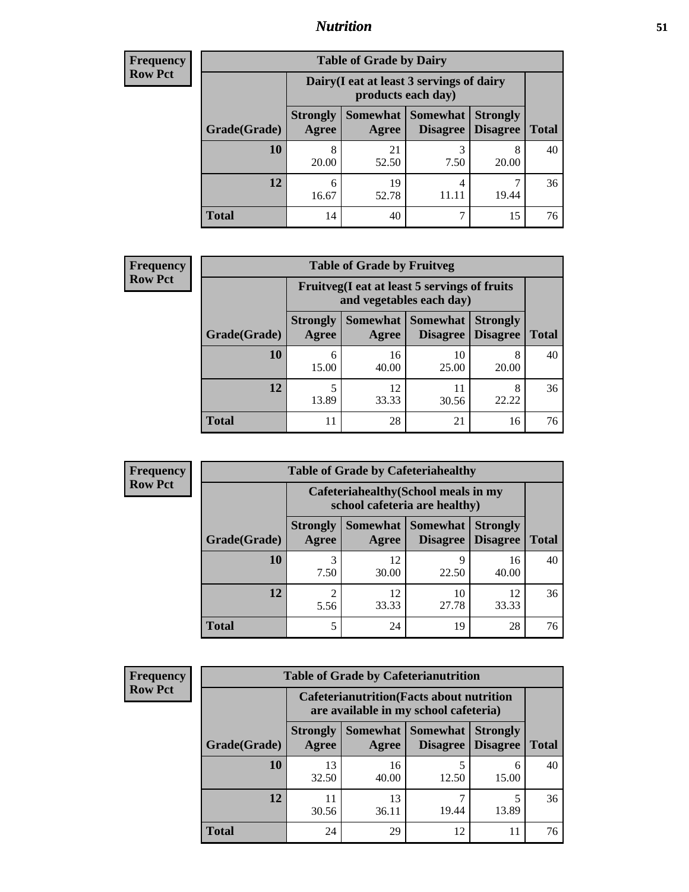**Frequency**
**Row Pct**

| Table of Grade by Dairy | | | | | |
|---|---|---|---|---|---|
| | Dairy(I eat at least 3 servings of dairy products each day) | | | | |
| Grade(Grade) | Strongly Agree | Somewhat Agree | Somewhat Disagree | Strongly Disagree | Total |
| **10** | 8<br>20.00 | 21<br>52.50 | 3<br>7.50 | 8<br>20.00 | 40 |
| **12** | 6<br>16.67 | 19<br>52.78 | 4<br>11.11 | 7<br>19.44 | 36 |
| **Total** | 14 | 40 | 7 | 15 | 76 |

**Frequency**
**Row Pct**

| Table of Grade by Fruitveg | | | | | |
|---|---|---|---|---|---|
| | Fruitveg(I eat at least 5 servings of fruits and vegetables each day) | | | | |
| Grade(Grade) | Strongly Agree | Somewhat Agree | Somewhat Disagree | Strongly Disagree | Total |
| **10** | 6<br>15.00 | 16<br>40.00 | 10<br>25.00 | 8<br>20.00 | 40 |
| **12** | 5<br>13.89 | 12<br>33.33 | 11<br>30.56 | 8<br>22.22 | 36 |
| **Total** | 11 | 28 | 21 | 16 | 76 |

**Frequency**
**Row Pct**

| Table of Grade by Cafeteriahealthy | | | | | |
|---|---|---|---|---|---|
| | Cafeteriahealthy(School meals in my school cafeteria are healthy) | | | | |
| Grade(Grade) | Strongly Agree | Somewhat Agree | Somewhat Disagree | Strongly Disagree | Total |
| **10** | 3<br>7.50 | 12<br>30.00 | 9<br>22.50 | 16<br>40.00 | 40 |
| **12** | 2<br>5.56 | 12<br>33.33 | 10<br>27.78 | 12<br>33.33 | 36 |
| **Total** | 5 | 24 | 19 | 28 | 76 |

**Frequency**
**Row Pct**

| Table of Grade by Cafeterianutrition | | | | | |
|---|---|---|---|---|---|
| | Cafeterianutrition(Facts about nutrition are available in my school cafeteria) | | | | |
| Grade(Grade) | Strongly Agree | Somewhat Agree | Somewhat Disagree | Strongly Disagree | Total |
| **10** | 13<br>32.50 | 16<br>40.00 | 5<br>12.50 | 6<br>15.00 | 40 |
| **12** | 11<br>30.56 | 13<br>36.11 | 7<br>19.44 | 5<br>13.89 | 36 |
| **Total** | 24 | 29 | 12 | 11 | 76 |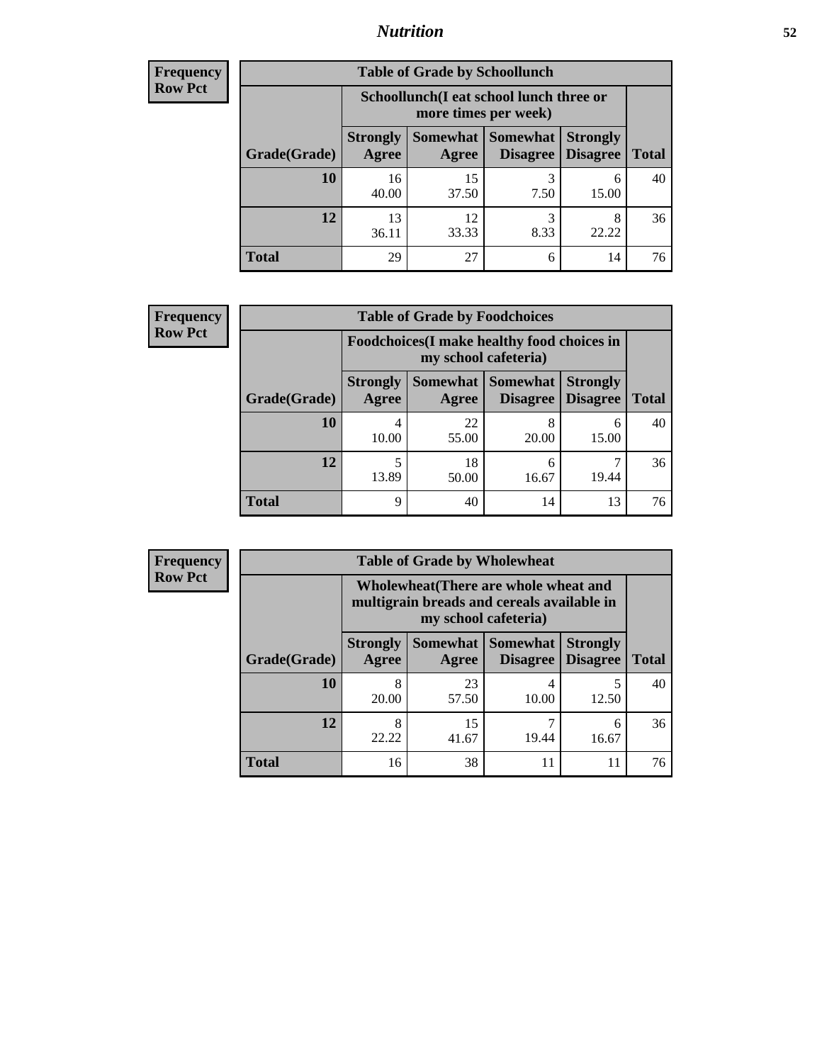# Nutrition

**Frequency**
**Row Pct**

| Table of Grade by Schoollunch | | | | | |
|---|---|---|---|---|---|
| | Schoollunch(I eat school lunch three or more times per week) | | | | |
| Grade(Grade) | Strongly Agree | Somewhat Agree | Somewhat Disagree | Strongly Disagree | Total |
| **10** | 16<br>40.00 | 15<br>37.50 | 3<br>7.50 | 6<br>15.00 | 40 |
| **12** | 13<br>36.11 | 12<br>33.33 | 3<br>8.33 | 8<br>22.22 | 36 |
| **Total** | 29 | 27 | 6 | 14 | 76 |

**Frequency**
**Row Pct**

| Table of Grade by Foodchoices | | | | | |
|---|---|---|---|---|---|
| | Foodchoices(I make healthy food choices in my school cafeteria) | | | | |
| Grade(Grade) | Strongly Agree | Somewhat Agree | Somewhat Disagree | Strongly Disagree | Total |
| **10** | 4<br>10.00 | 22<br>55.00 | 8<br>20.00 | 6<br>15.00 | 40 |
| **12** | 5<br>13.89 | 18<br>50.00 | 6<br>16.67 | 7<br>19.44 | 36 |
| **Total** | 9 | 40 | 14 | 13 | 76 |

**Frequency**
**Row Pct**

| Table of Grade by Wholewheat | | | | | |
|---|---|---|---|---|---|
| | Wholewheat(There are whole wheat and multigrain breads and cereals available in my school cafeteria) | | | | |
| Grade(Grade) | Strongly Agree | Somewhat Agree | Somewhat Disagree | Strongly Disagree | Total |
| **10** | 8<br>20.00 | 23<br>57.50 | 4<br>10.00 | 5<br>12.50 | 40 |
| **12** | 8<br>22.22 | 15<br>41.67 | 7<br>19.44 | 6<br>16.67 | 36 |
| **Total** | 16 | 38 | 11 | 11 | 76 |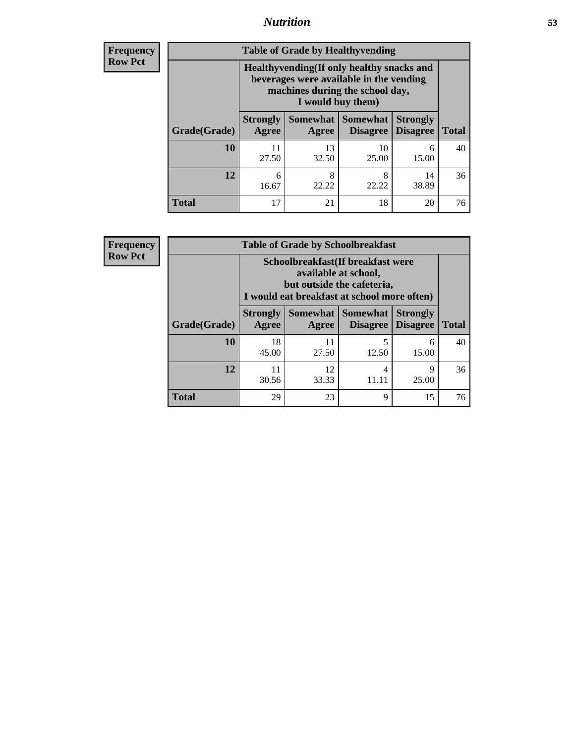## Nutrition

**Frequency**
**Row Pct**

| Table of Grade by Healthyvending | | | | | |
|---|---|---|---|---|---|
| | Healthyvending(If only healthy snacks and beverages were available in the vending machines during the school day, I would buy them) | | | | |
| Grade(Grade) | Strongly Agree | Somewhat Agree | Somewhat Disagree | Strongly Disagree | Total |
| **10** | 11<br>27.50 | 13<br>32.50 | 10<br>25.00 | 6<br>15.00 | 40 |
| **12** | 6<br>16.67 | 8<br>22.22 | 8<br>22.22 | 14<br>38.89 | 36 |
| **Total** | 17 | 21 | 18 | 20 | 76 |

**Frequency**
**Row Pct**

| Table of Grade by Schoolbreakfast | | | | | |
|---|---|---|---|---|---|
| | Schoolbreakfast(If breakfast were available at school, but outside the cafeteria, I would eat breakfast at school more often) | | | | |
| Grade(Grade) | Strongly Agree | Somewhat Agree | Somewhat Disagree | Strongly Disagree | Total |
| **10** | 18<br>45.00 | 11<br>27.50 | 5<br>12.50 | 6<br>15.00 | 40 |
| **12** | 11<br>30.56 | 12<br>33.33 | 4<br>11.11 | 9<br>25.00 | 36 |
| **Total** | 29 | 23 | 9 | 15 | 76 |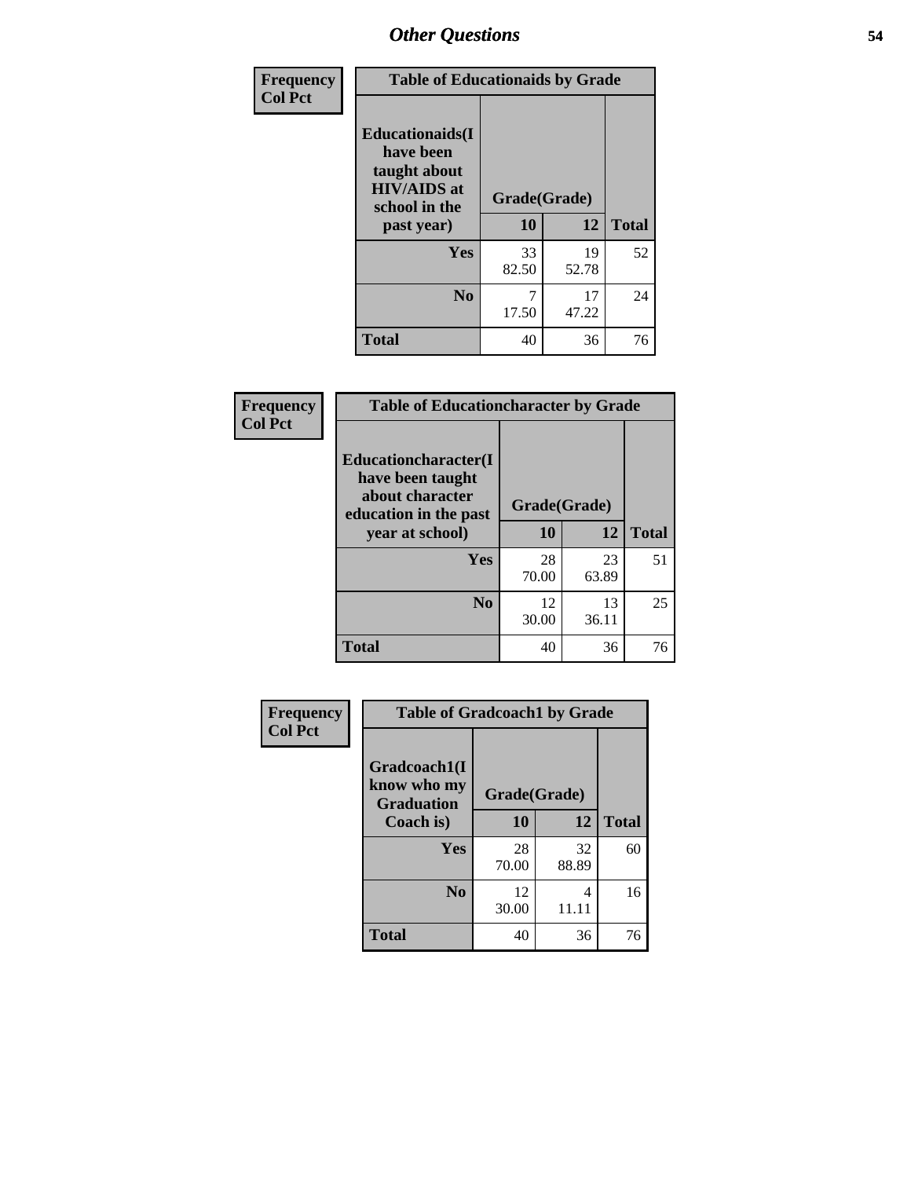# Other Questions

Frequency
Col Pct

| Table of Educationaids by Grade | | | |
|---|---|---|---|
| Educationaids(I have been taught about HIV/AIDS at school in the past year) | Grade(Grade) | | |
| | 10 | 12 | Total |
| Yes | 33<br>82.50 | 19<br>52.78 | 52 |
| No | 7<br>17.50 | 17<br>47.22 | 24 |
| Total | 40 | 36 | 76 |

Frequency
Col Pct

| Table of Educationcharacter by Grade | | | |
|---|---|---|---|
| Educationcharacter(I have been taught about character education in the past year at school) | Grade(Grade) | | |
| | 10 | 12 | Total |
| Yes | 28<br>70.00 | 23<br>63.89 | 51 |
| No | 12<br>30.00 | 13<br>36.11 | 25 |
| Total | 40 | 36 | 76 |

Frequency
Col Pct

| Table of Gradcoach1 by Grade | | | |
|---|---|---|---|
| Gradcoach1(I know who my Graduation Coach is) | Grade(Grade) | | |
| | 10 | 12 | Total |
| Yes | 28<br>70.00 | 32<br>88.89 | 60 |
| No | 12<br>30.00 | 4<br>11.11 | 16 |
| Total | 40 | 36 | 76 |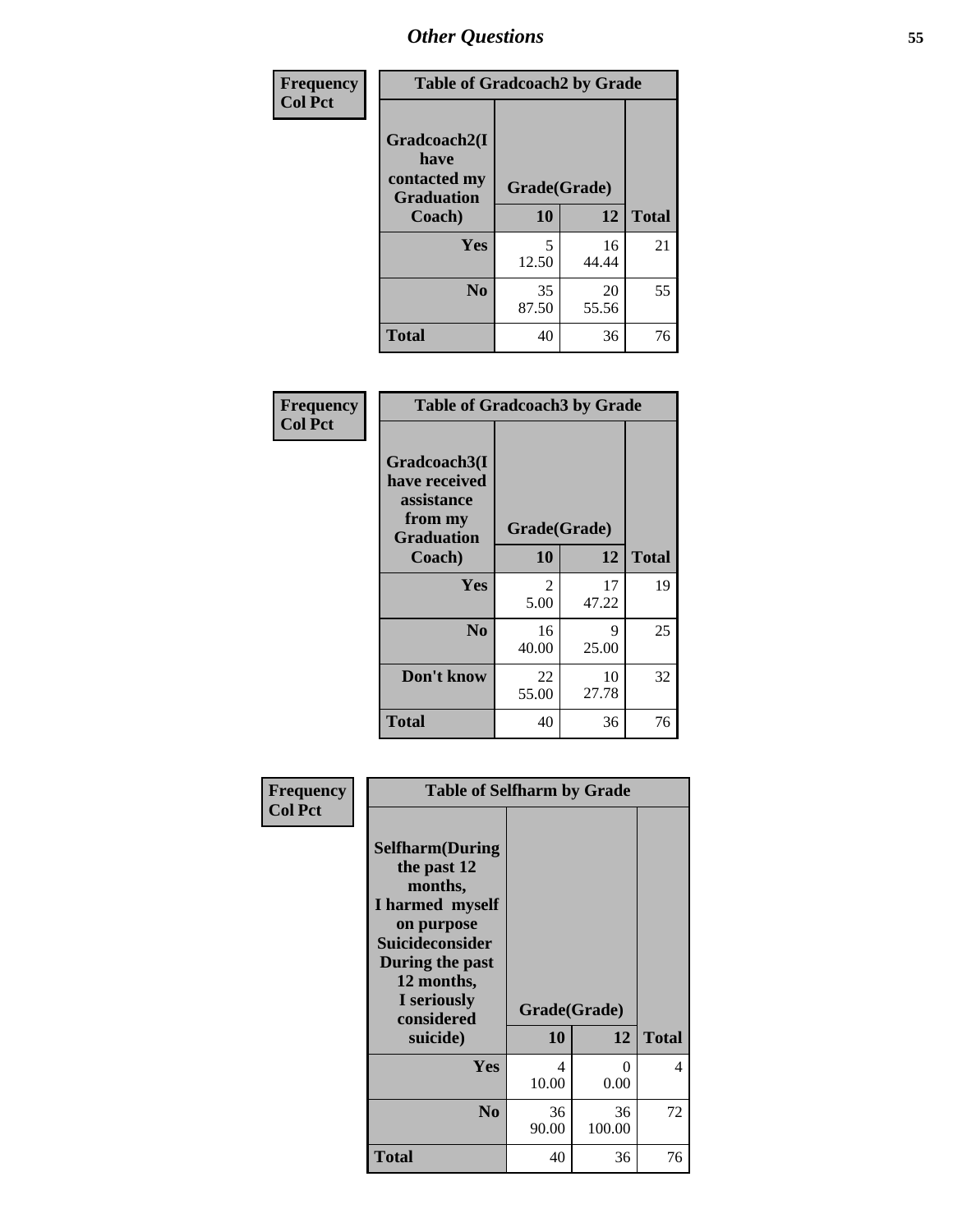## Other Questions

**Frequency**
**Col Pct**

| Table of Gradcoach2 by Grade | | | |
|---|---|---|---|
| **Gradcoach2(I have contacted my Graduation Coach)** | **Grade(Grade)** | | |
| | **10** | **12** | **Total** |
| **Yes** | 5<br>12.50 | 16<br>44.44 | 21 |
| **No** | 35<br>87.50 | 20<br>55.56 | 55 |
| **Total** | 40 | 36 | 76 |

**Frequency**
**Col Pct**

| Table of Gradcoach3 by Grade | | | |
|---|---|---|---|
| **Gradcoach3(I have received assistance from my Graduation Coach)** | **Grade(Grade)** | | |
| | **10** | **12** | **Total** |
| **Yes** | 2<br>5.00 | 17<br>47.22 | 19 |
| **No** | 16<br>40.00 | 9<br>25.00 | 25 |
| **Don't know** | 22<br>55.00 | 10<br>27.78 | 32 |
| **Total** | 40 | 36 | 76 |

**Frequency**
**Col Pct**

| Table of Selfharm by Grade | | | |
|---|---|---|---|
| **Selfharm(During the past 12 months, I harmed myself on purpose Suicideconsider During the past 12 months, I seriously considered suicide)** | **Grade(Grade)** | | |
| | **10** | **12** | **Total** |
| **Yes** | 4<br>10.00 | 0<br>0.00 | 4 |
| **No** | 36<br>90.00 | 36<br>100.00 | 72 |
| **Total** | 40 | 36 | 76 |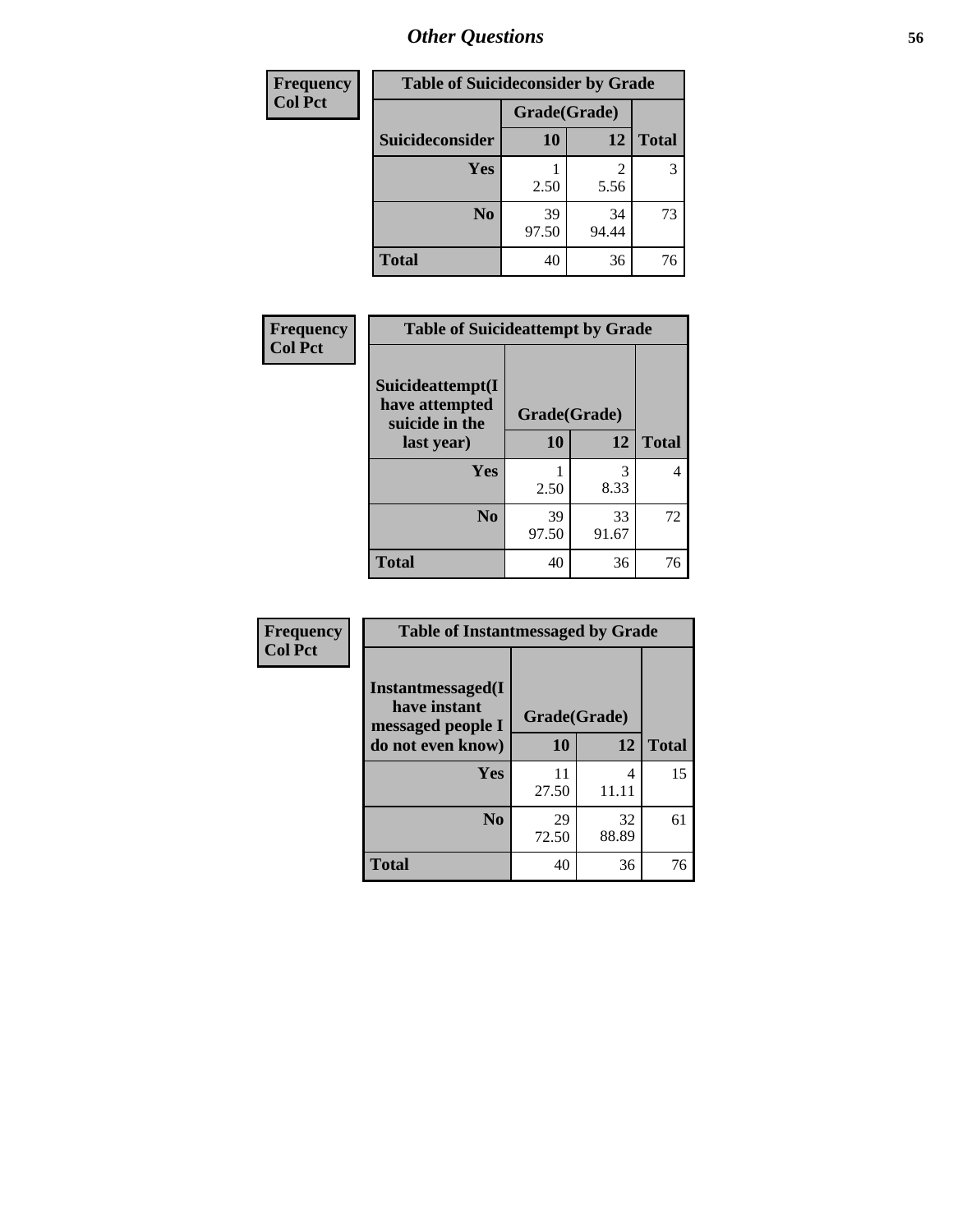## *Other Questions*

| Frequency Col Pct |
|---|

| Table of Suicideconsider by Grade | | | |
|---|---|---|---|
| | Grade(Grade) | | |
| Suicideconsider | 10 | 12 | Total |
| Yes | 1<br>2.50 | 2<br>5.56 | 3 |
| No | 39<br>97.50 | 34<br>94.44 | 73 |
| Total | 40 | 36 | 76 |

| Frequency Col Pct |
|---|

| Table of Suicideattempt by Grade | | | |
|---|---|---|---|
| Suicideattempt(I have attempted suicide in the last year) | Grade(Grade) | | |
| | 10 | 12 | Total |
| Yes | 1<br>2.50 | 3<br>8.33 | 4 |
| No | 39<br>97.50 | 33<br>91.67 | 72 |
| Total | 40 | 36 | 76 |

| Frequency Col Pct |
|---|

| Table of Instantmessaged by Grade | | | |
|---|---|---|---|
| Instantmessaged(I have instant messaged people I do not even know) | Grade(Grade) | | |
| | 10 | 12 | Total |
| Yes | 11<br>27.50 | 4<br>11.11 | 15 |
| No | 29<br>72.50 | 32<br>88.89 | 61 |
| Total | 40 | 36 | 76 |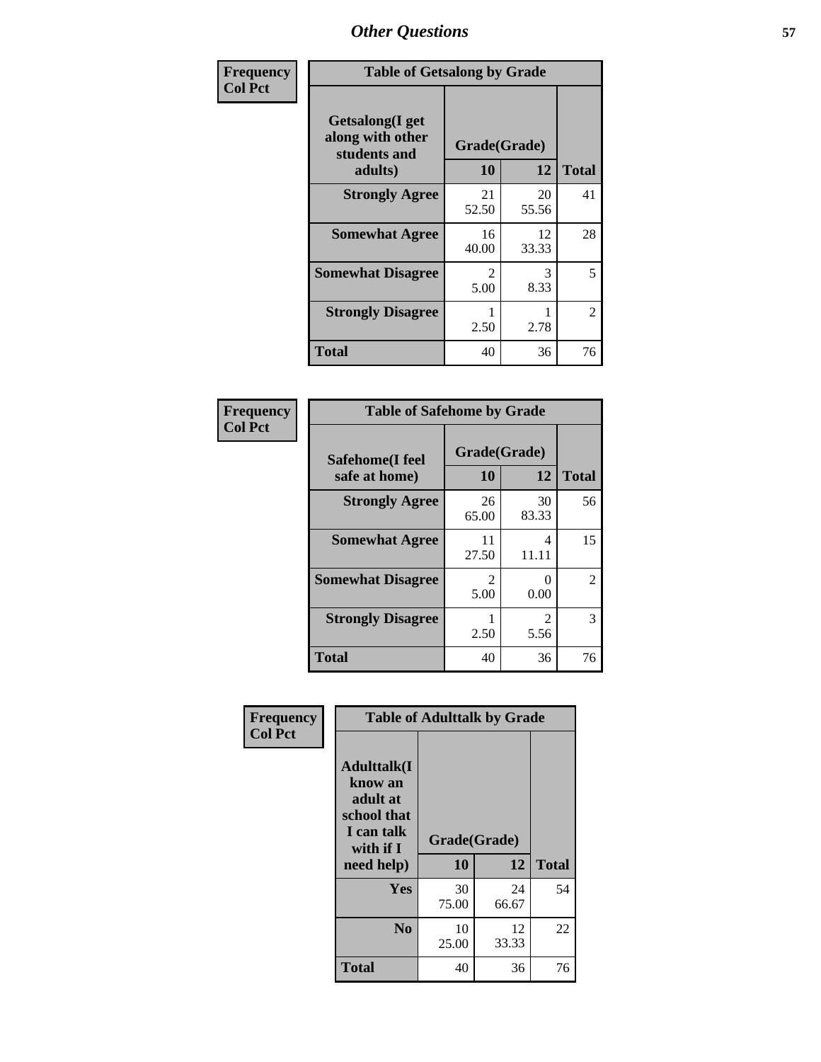| Frequency<br>Col Pct | | | |
|---|---|---|---|

**Table of Getsalong by Grade**

| Getsalong(I get along with other students and adults) | Grade(Grade) | | |
|---|---|---|---|
| | 10 | 12 | Total |
| **Strongly Agree** | 21<br>52.50 | 20<br>55.56 | 41 |
| **Somewhat Agree** | 16<br>40.00 | 12<br>33.33 | 28 |
| **Somewhat Disagree** | 2<br>5.00 | 3<br>8.33 | 5 |
| **Strongly Disagree** | 1<br>2.50 | 1<br>2.78 | 2 |
| **Total** | 40 | 36 | 76 |

| Frequency<br>Col Pct | | | |
|---|---|---|---|

**Table of Safehome by Grade**

| Safehome(I feel safe at home) | Grade(Grade) | | |
|---|---|---|---|
| | 10 | 12 | Total |
| **Strongly Agree** | 26<br>65.00 | 30<br>83.33 | 56 |
| **Somewhat Agree** | 11<br>27.50 | 4<br>11.11 | 15 |
| **Somewhat Disagree** | 2<br>5.00 | 0<br>0.00 | 2 |
| **Strongly Disagree** | 1<br>2.50 | 2<br>5.56 | 3 |
| **Total** | 40 | 36 | 76 |

| Frequency<br>Col Pct | | | |
|---|---|---|---|

**Table of Adulttalk by Grade**

| Adulttalk(I know an adult at school that I can talk with if I need help) | Grade(Grade) | | |
|---|---|---|---|
| | 10 | 12 | Total |
| **Yes** | 30<br>75.00 | 24<br>66.67 | 54 |
| **No** | 10<br>25.00 | 12<br>33.33 | 22 |
| **Total** | 40 | 36 | 76 |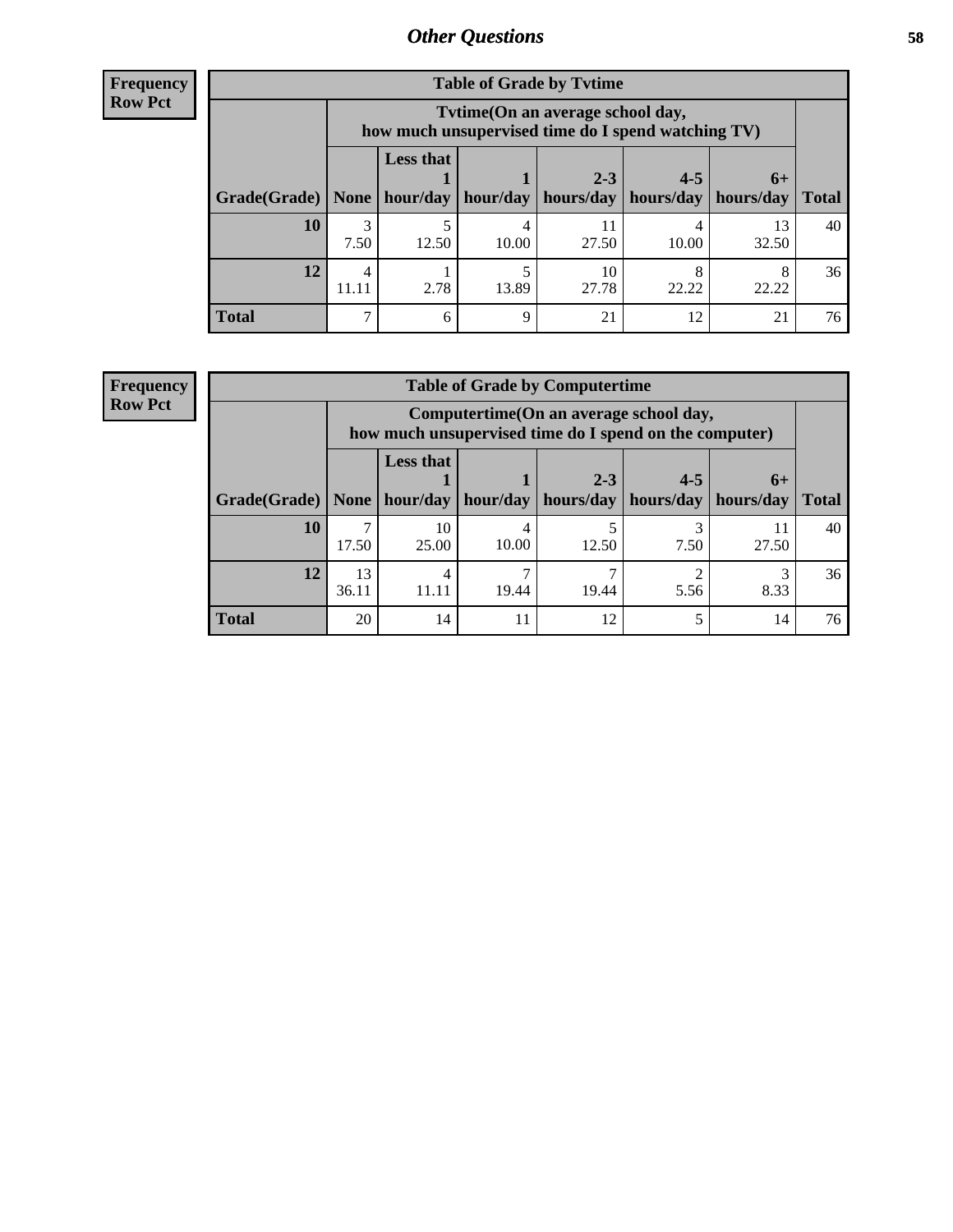## Other Questions

**Frequency**
**Row Pct**

| Table of Grade by Tvtime | | | | | | | |
|---|---|---|---|---|---|---|---|
| | Tvtime(On an average school day, how much unsupervised time do I spend watching TV) | | | | | | |
| Grade(Grade) | None | Less that 1 hour/day | 1 hour/day | 2-3 hours/day | 4-5 hours/day | 6+ hours/day | Total |
| **10** | 3<br>7.50 | 5<br>12.50 | 4<br>10.00 | 11<br>27.50 | 4<br>10.00 | 13<br>32.50 | 40 |
| **12** | 4<br>11.11 | 1<br>2.78 | 5<br>13.89 | 10<br>27.78 | 8<br>22.22 | 8<br>22.22 | 36 |
| **Total** | 7 | 6 | 9 | 21 | 12 | 21 | 76 |

**Frequency**
**Row Pct**

| Table of Grade by Computertime | | | | | | | |
|---|---|---|---|---|---|---|---|
| | Computertime(On an average school day, how much unsupervised time do I spend on the computer) | | | | | | |
| Grade(Grade) | None | Less that 1 hour/day | 1 hour/day | 2-3 hours/day | 4-5 hours/day | 6+ hours/day | Total |
| **10** | 7<br>17.50 | 10<br>25.00 | 4<br>10.00 | 5<br>12.50 | 3<br>7.50 | 11<br>27.50 | 40 |
| **12** | 13<br>36.11 | 4<br>11.11 | 7<br>19.44 | 7<br>19.44 | 2<br>5.56 | 3<br>8.33 | 36 |
| **Total** | 20 | 14 | 11 | 12 | 5 | 14 | 76 |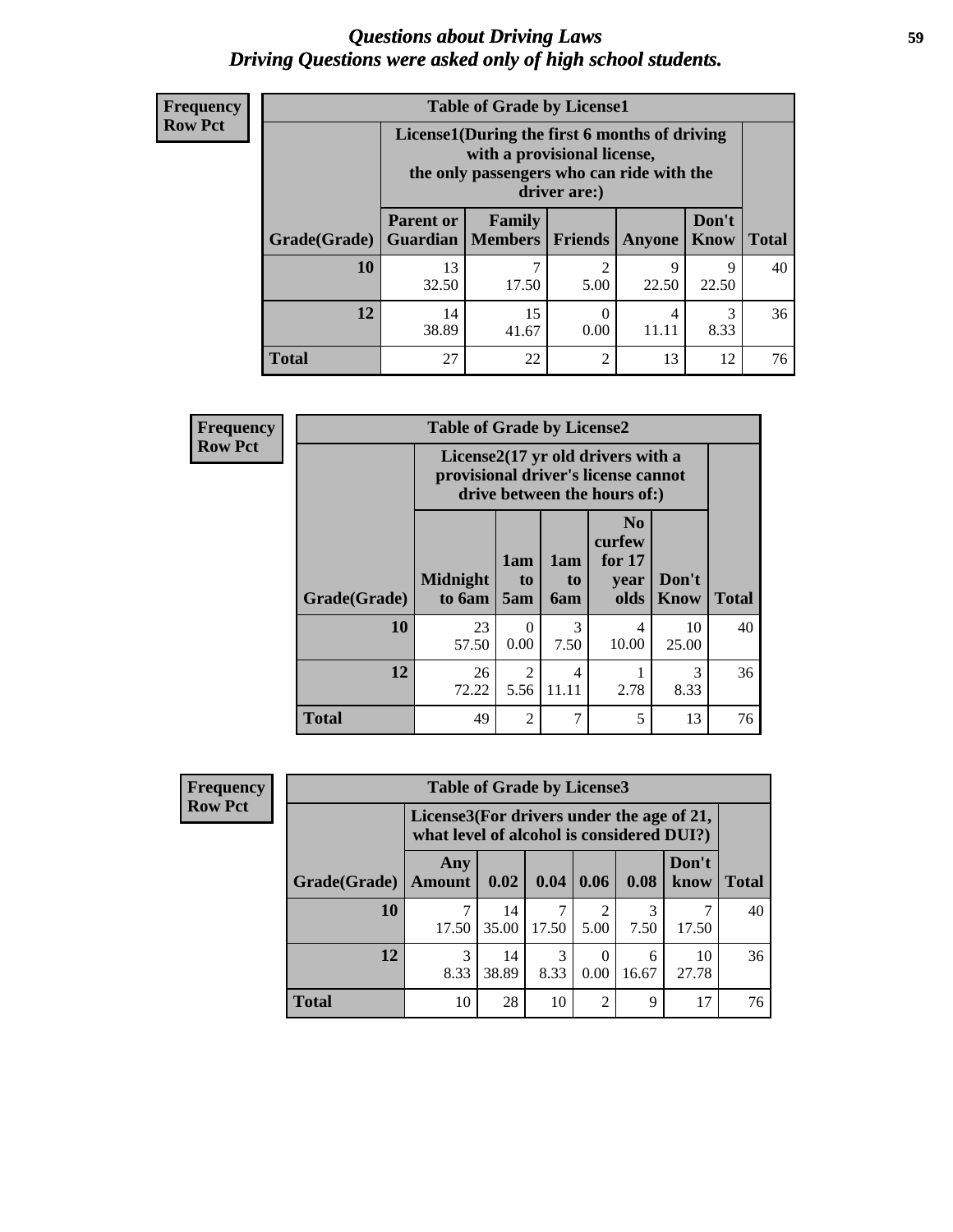# Questions about Driving Laws
## Driving Questions were asked only of high school students.

**Frequency**
**Row Pct**

**Table of Grade by License1**

| | License1(During the first 6 months of driving with a provisional license, the only passengers who can ride with the driver are:) | | | | | |
|---|---|---|---|---|---|---|
| **Grade(Grade)** | **Parent or Guardian** | **Family Members** | **Friends** | **Anyone** | **Don't Know** | **Total** |
| **10** | 13<br>32.50 | 7<br>17.50 | 2<br>5.00 | 9<br>22.50 | 9<br>22.50 | 40 |
| **12** | 14<br>38.89 | 15<br>41.67 | 0<br>0.00 | 4<br>11.11 | 3<br>8.33 | 36 |
| **Total** | 27 | 22 | 2 | 13 | 12 | 76 |

**Frequency**
**Row Pct**

**Table of Grade by License2**

| | License2(17 yr old drivers with a provisional driver's license cannot drive between the hours of:) | | | | | |
|---|---|---|---|---|---|---|
| **Grade(Grade)** | **Midnight to 6am** | **1am to 5am** | **1am to 6am** | **No curfew for 17 year olds** | **Don't Know** | **Total** |
| **10** | 23<br>57.50 | 0<br>0.00 | 3<br>7.50 | 4<br>10.00 | 10<br>25.00 | 40 |
| **12** | 26<br>72.22 | 2<br>5.56 | 4<br>11.11 | 1<br>2.78 | 3<br>8.33 | 36 |
| **Total** | 49 | 2 | 7 | 5 | 13 | 76 |

**Frequency**
**Row Pct**

**Table of Grade by License3**

| | License3(For drivers under the age of 21, what level of alcohol is considered DUI?) | | | | | | |
|---|---|---|---|---|---|---|---|
| **Grade(Grade)** | **Any Amount** | **0.02** | **0.04** | **0.06** | **0.08** | **Don't know** | **Total** |
| **10** | 7<br>17.50 | 14<br>35.00 | 7<br>17.50 | 2<br>5.00 | 3<br>7.50 | 7<br>17.50 | 40 |
| **12** | 3<br>8.33 | 14<br>38.89 | 3<br>8.33 | 0<br>0.00 | 6<br>16.67 | 10<br>27.78 | 36 |
| **Total** | 10 | 28 | 10 | 2 | 9 | 17 | 76 |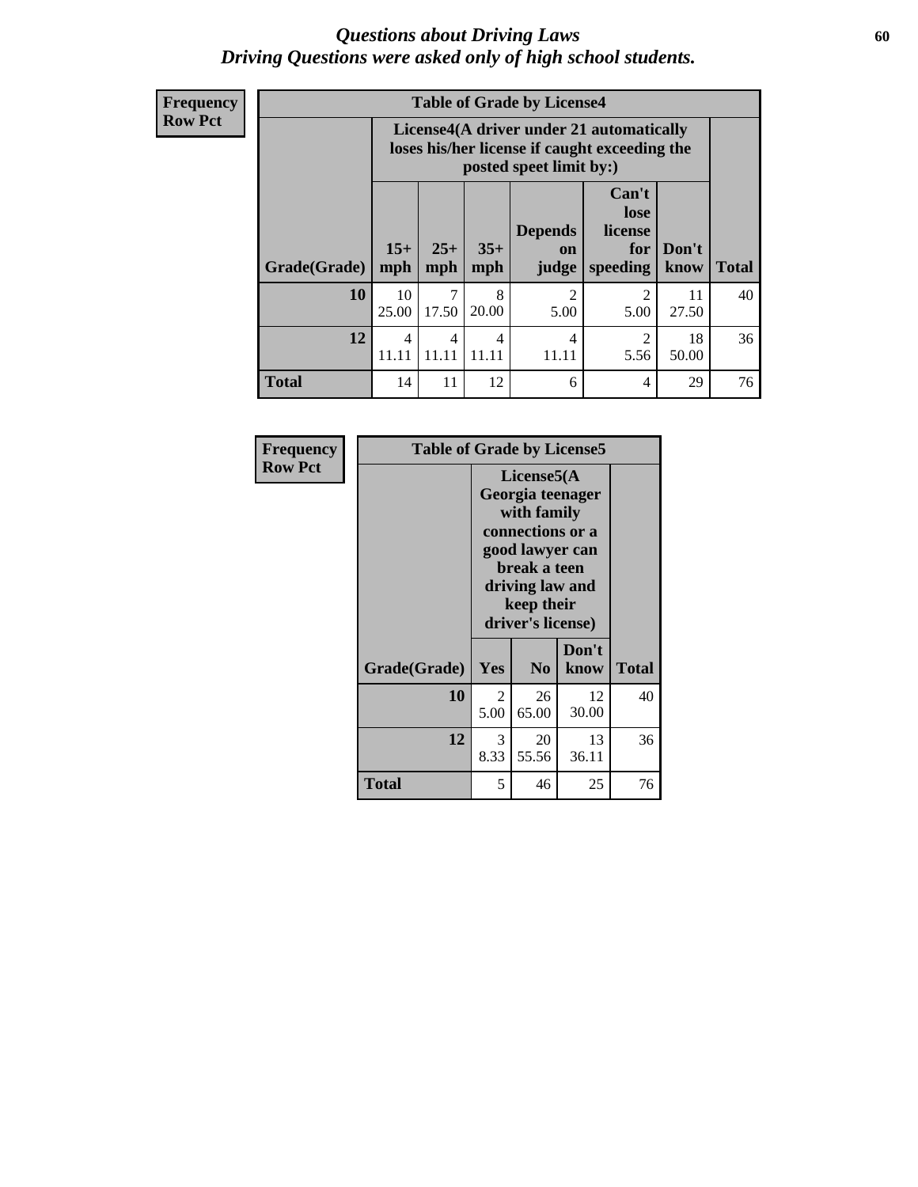# *Questions about Driving Laws*
## *Driving Questions were asked only of high school students.*

**Frequency**
**Row Pct**

| Table of Grade by License4 | | | | | | | |
|---|---|---|---|---|---|---|---|
| | License4(A driver under 21 automatically loses his/her license if caught exceeding the posted speet limit by:) | | | | | | |
| Grade(Grade) | 15+ mph | 25+ mph | 35+ mph | Depends on judge | Can't lose license for speeding | Don't know | Total |
| **10** | 10<br>25.00 | 7<br>17.50 | 8<br>20.00 | 2<br>5.00 | 2<br>5.00 | 11<br>27.50 | 40 |
| **12** | 4<br>11.11 | 4<br>11.11 | 4<br>11.11 | 4<br>11.11 | 2<br>5.56 | 18<br>50.00 | 36 |
| **Total** | 14 | 11 | 12 | 6 | 4 | 29 | 76 |

**Frequency**
**Row Pct**

| Table of Grade by License5 | | | | |
|---|---|---|---|---|
| | License5(A Georgia teenager with family connections or a good lawyer can break a teen driving law and keep their driver's license) | | | |
| Grade(Grade) | Yes | No | Don't know | Total |
| **10** | 2<br>5.00 | 26<br>65.00 | 12<br>30.00 | 40 |
| **12** | 3<br>8.33 | 20<br>55.56 | 13<br>36.11 | 36 |
| **Total** | 5 | 46 | 25 | 76 |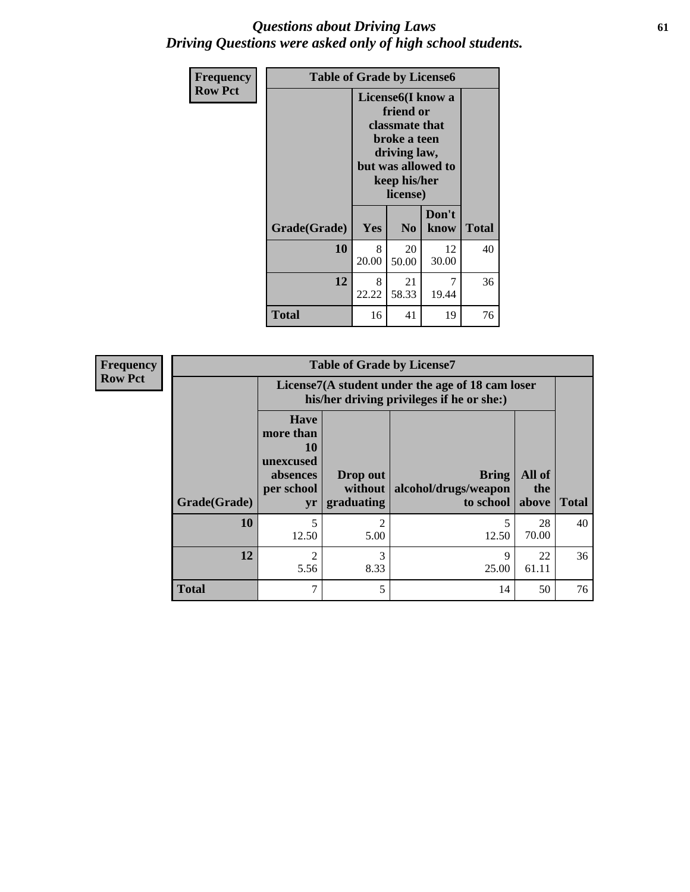# *Questions about Driving Laws*
# *Driving Questions were asked only of high school students.*

| Frequency<br>Row Pct | Table of Grade by License6 | | | |
|---|---|---|---|---|
| | License6(I know a friend or classmate that broke a teen driving law, but was allowed to keep his/her license) | | | |
| Grade(Grade) | Yes | No | Don't know | Total |
| 10 | 8<br>20.00 | 20<br>50.00 | 12<br>30.00 | 40 |
| 12 | 8<br>22.22 | 21<br>58.33 | 7<br>19.44 | 36 |
| Total | 16 | 41 | 19 | 76 |

| Frequency<br>Row Pct | Table of Grade by License7 | | | | |
|---|---|---|---|---|---|
| | License7(A student under the age of 18 cam loser his/her driving privileges if he or she:) | | | | |
| Grade(Grade) | Have more than 10 unexcused absences per school yr | Drop out without graduating | Bring alcohol/drugs/weapon to school | All of the above | Total |
| 10 | 5<br>12.50 | 2<br>5.00 | 5<br>12.50 | 28<br>70.00 | 40 |
| 12 | 2<br>5.56 | 3<br>8.33 | 9<br>25.00 | 22<br>61.11 | 36 |
| Total | 7 | 5 | 14 | 50 | 76 |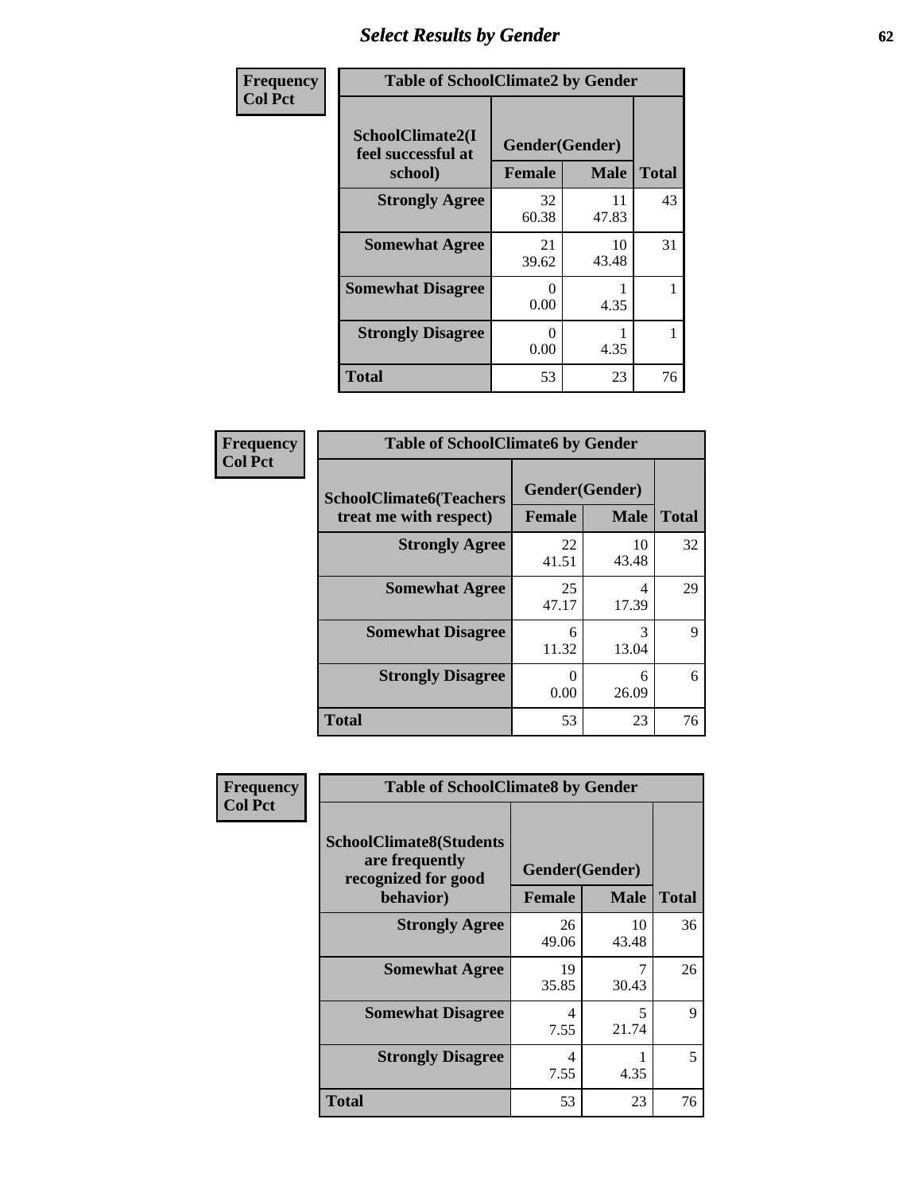## Select Results by Gender

**Frequency**
**Col Pct**

| Table of SchoolClimate2 by Gender | | | |
|---|---|---|---|
| SchoolClimate2(I feel successful at school) | Gender(Gender) | | |
| | Female | Male | Total |
| Strongly Agree | 32<br>60.38 | 11<br>47.83 | 43 |
| Somewhat Agree | 21<br>39.62 | 10<br>43.48 | 31 |
| Somewhat Disagree | 0<br>0.00 | 1<br>4.35 | 1 |
| Strongly Disagree | 0<br>0.00 | 1<br>4.35 | 1 |
| Total | 53 | 23 | 76 |

**Frequency**
**Col Pct**

| Table of SchoolClimate6 by Gender | | | |
|---|---|---|---|
| SchoolClimate6(Teachers treat me with respect) | Gender(Gender) | | |
| | Female | Male | Total |
| Strongly Agree | 22<br>41.51 | 10<br>43.48 | 32 |
| Somewhat Agree | 25<br>47.17 | 4<br>17.39 | 29 |
| Somewhat Disagree | 6<br>11.32 | 3<br>13.04 | 9 |
| Strongly Disagree | 0<br>0.00 | 6<br>26.09 | 6 |
| Total | 53 | 23 | 76 |

**Frequency**
**Col Pct**

| Table of SchoolClimate8 by Gender | | | |
|---|---|---|---|
| SchoolClimate8(Students are frequently recognized for good behavior) | Gender(Gender) | | |
| | Female | Male | Total |
| Strongly Agree | 26<br>49.06 | 10<br>43.48 | 36 |
| Somewhat Agree | 19<br>35.85 | 7<br>30.43 | 26 |
| Somewhat Disagree | 4<br>7.55 | 5<br>21.74 | 9 |
| Strongly Disagree | 4<br>7.55 | 1<br>4.35 | 5 |
| Total | 53 | 23 | 76 |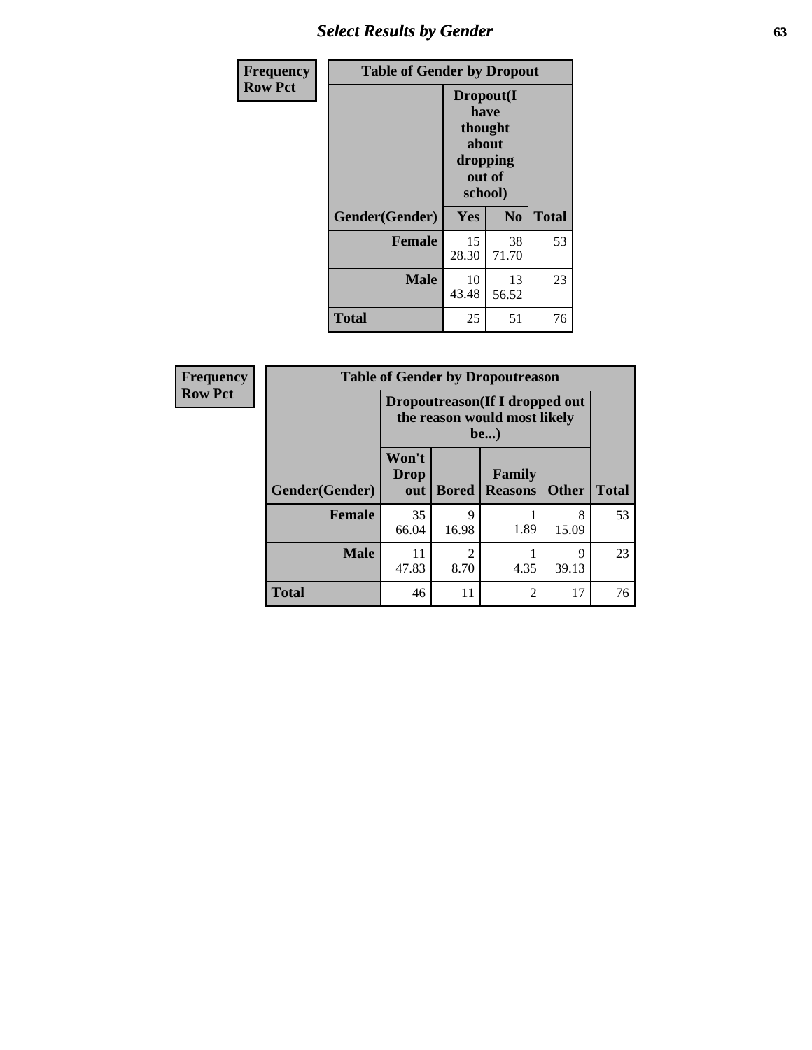# Select Results by Gender

**Frequency**
**Row Pct**

| Table of Gender by Dropout | | | |
|---|---|---|---|
| | Dropout(I have thought about dropping out of school) | | |
| Gender(Gender) | Yes | No | Total |
| **Female** | 15<br>28.30 | 38<br>71.70 | 53 |
| **Male** | 10<br>43.48 | 13<br>56.52 | 23 |
| **Total** | 25 | 51 | 76 |

**Frequency**
**Row Pct**

| Table of Gender by Dropoutreason | | | | | |
|---|---|---|---|---|---|
| | Dropoutreason(If I dropped out the reason would most likely be...) | | | | |
| Gender(Gender) | Won't Drop out | Bored | Family Reasons | Other | Total |
| **Female** | 35<br>66.04 | 9<br>16.98 | 1<br>1.89 | 8<br>15.09 | 53 |
| **Male** | 11<br>47.83 | 2<br>8.70 | 1<br>4.35 | 9<br>39.13 | 23 |
| **Total** | 46 | 11 | 2 | 17 | 76 |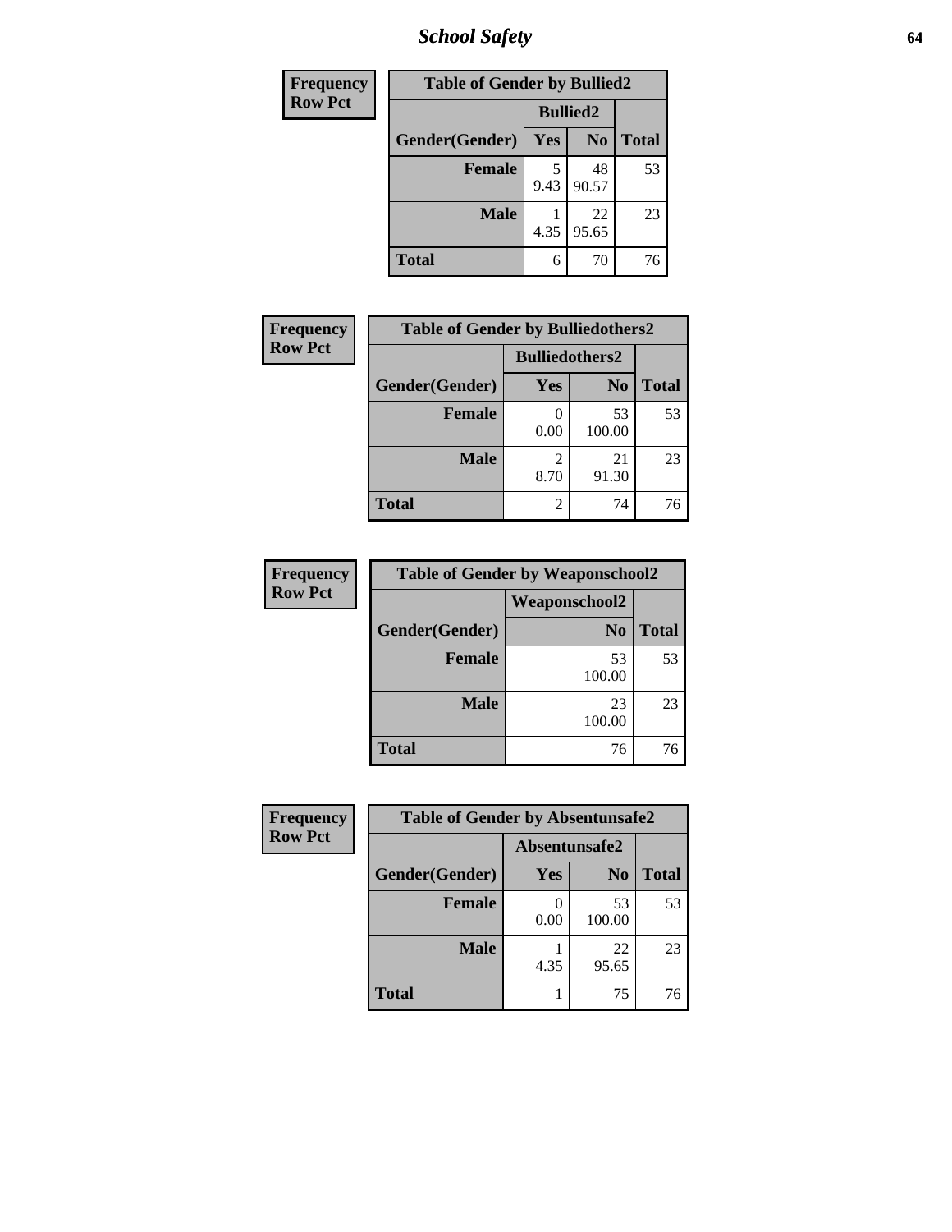| Frequency<br>Row Pct |
|---|

**Table of Gender by Bullied2**

| Gender(Gender) | Bullied2 Yes | Bullied2 No | Total |
|---|---|---|---|
| Female | 5<br>9.43 | 48<br>90.57 | 53 |
| Male | 1<br>4.35 | 22<br>95.65 | 23 |
| Total | 6 | 70 | 76 |

| Frequency<br>Row Pct |
|---|

**Table of Gender by Bulliedothers2**

| Gender(Gender) | Bulliedothers2 Yes | Bulliedothers2 No | Total |
|---|---|---|---|
| Female | 0<br>0.00 | 53<br>100.00 | 53 |
| Male | 2<br>8.70 | 21<br>91.30 | 23 |
| Total | 2 | 74 | 76 |

| Frequency<br>Row Pct |
|---|

**Table of Gender by Weaponschool2**

| Gender(Gender) | Weaponschool2 No | Total |
|---|---|---|
| Female | 53<br>100.00 | 53 |
| Male | 23<br>100.00 | 23 |
| Total | 76 | 76 |

| Frequency<br>Row Pct |
|---|

**Table of Gender by Absentunsafe2**

| Gender(Gender) | Absentunsafe2 Yes | Absentunsafe2 No | Total |
|---|---|---|---|
| Female | 0<br>0.00 | 53<br>100.00 | 53 |
| Male | 1<br>4.35 | 22<br>95.65 | 23 |
| Total | 1 | 75 | 76 |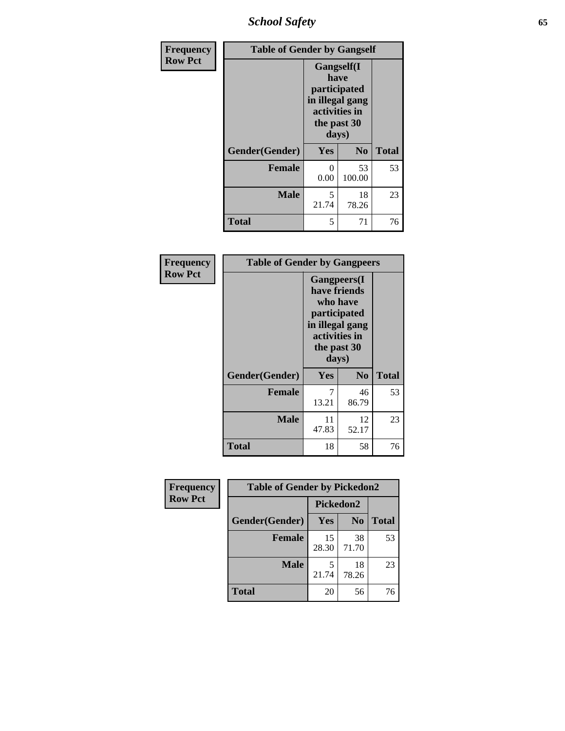| Frequency<br>Row Pct | Table of Gender by Gangself | | |
|---|---|---|---|
| | Gangself(I have participated in illegal gang activities in the past 30 days) | | |
| Gender(Gender) | Yes | No | Total |
| Female | 0<br>0.00 | 53<br>100.00 | 53 |
| Male | 5<br>21.74 | 18<br>78.26 | 23 |
| Total | 5 | 71 | 76 |

| Frequency<br>Row Pct | Table of Gender by Gangpeers | | |
|---|---|---|---|
| | Gangpeers(I have friends who have participated in illegal gang activities in the past 30 days) | | |
| Gender(Gender) | Yes | No | Total |
| Female | 7<br>13.21 | 46<br>86.79 | 53 |
| Male | 11<br>47.83 | 12<br>52.17 | 23 |
| Total | 18 | 58 | 76 |

| Frequency<br>Row Pct | Table of Gender by Pickedon2 | | |
|---|---|---|---|
| | Pickedon2 | | |
| Gender(Gender) | Yes | No | Total |
| Female | 15<br>28.30 | 38<br>71.70 | 53 |
| Male | 5<br>21.74 | 18<br>78.26 | 23 |
| Total | 20 | 56 | 76 |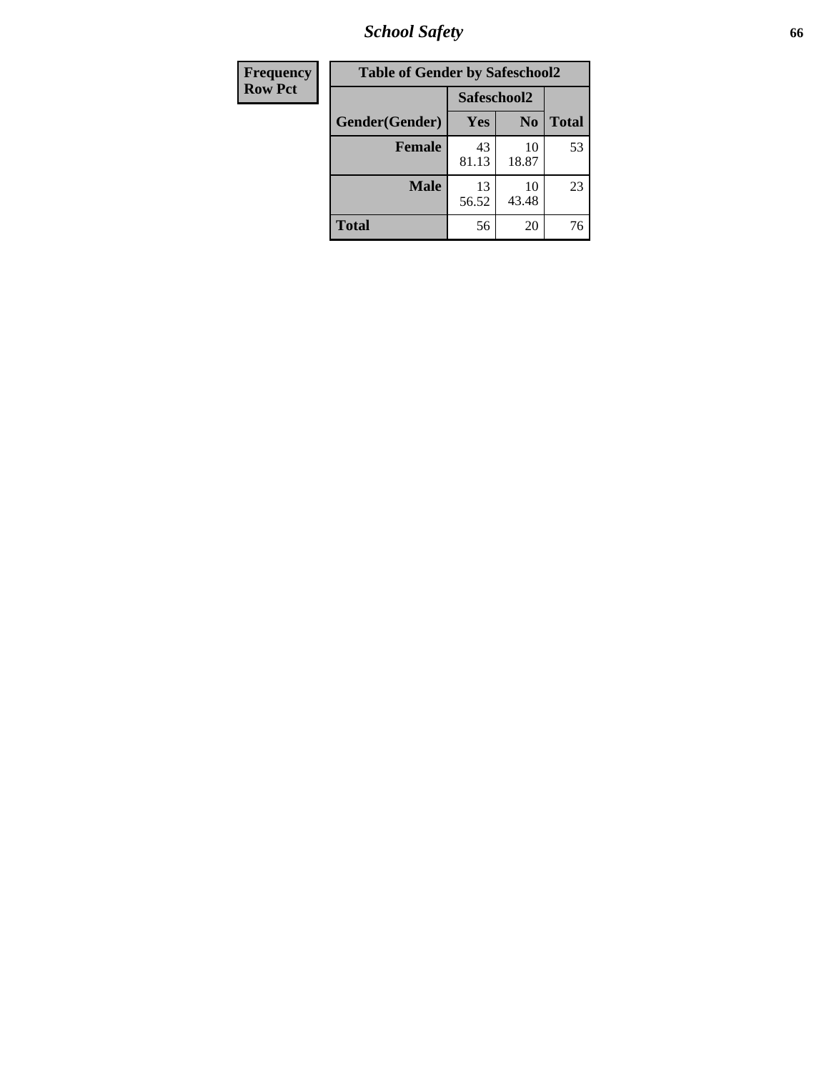## School Safety

| Frequency<br>Row Pct |
|---|

| Table of Gender by Safeschool2 | | | |
|---|---|---|---|
| | Safeschool2 | | |
| Gender(Gender) | Yes | No | Total |
| Female | 43<br>81.13 | 10<br>18.87 | 53 |
| Male | 13<br>56.52 | 10<br>43.48 | 23 |
| Total | 56 | 20 | 76 |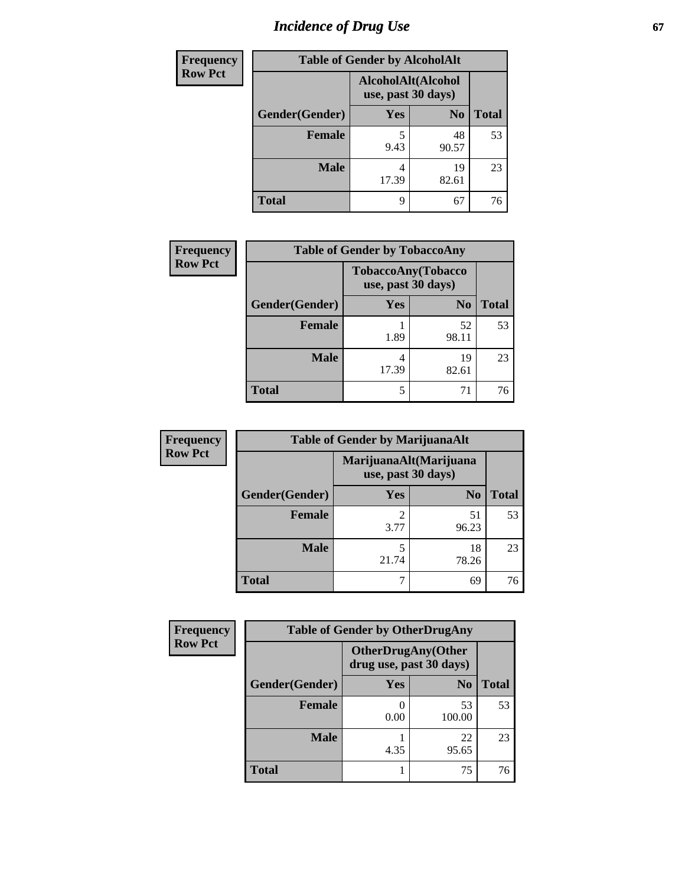# Incidence of Drug Use

| Frequency Row Pct | Table of Gender by AlcoholAlt | | |
|---|---|---|---|
| | AlcoholAlt(Alcohol use, past 30 days) | | |
| Gender(Gender) | Yes | No | Total |
| Female | 5<br>9.43 | 48<br>90.57 | 53 |
| Male | 4<br>17.39 | 19<br>82.61 | 23 |
| Total | 9 | 67 | 76 |

| Frequency Row Pct | Table of Gender by TobaccoAny | | |
|---|---|---|---|
| | TobaccoAny(Tobacco use, past 30 days) | | |
| Gender(Gender) | Yes | No | Total |
| Female | 1<br>1.89 | 52<br>98.11 | 53 |
| Male | 4<br>17.39 | 19<br>82.61 | 23 |
| Total | 5 | 71 | 76 |

| Frequency Row Pct | Table of Gender by MarijuanaAlt | | |
|---|---|---|---|
| | MarijuanaAlt(Marijuana use, past 30 days) | | |
| Gender(Gender) | Yes | No | Total |
| Female | 2<br>3.77 | 51<br>96.23 | 53 |
| Male | 5<br>21.74 | 18<br>78.26 | 23 |
| Total | 7 | 69 | 76 |

| Frequency Row Pct | Table of Gender by OtherDrugAny | | |
|---|---|---|---|
| | OtherDrugAny(Other drug use, past 30 days) | | |
| Gender(Gender) | Yes | No | Total |
| Female | 0<br>0.00 | 53<br>100.00 | 53 |
| Male | 1<br>4.35 | 22<br>95.65 | 23 |
| Total | 1 | 75 | 76 |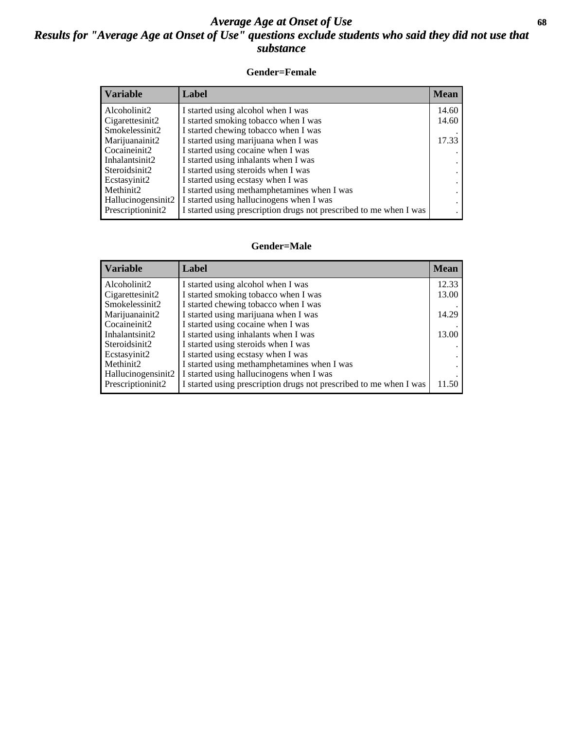# Average Age at Onset of Use

## Results for "Average Age at Onset of Use" questions exclude students who said they did not use that substance

### Gender=Female

| Variable | Label | Mean |
|---|---|---|
| Alcoholinit2 | I started using alcohol when I was | 14.60 |
| Cigarettesinit2 | I started smoking tobacco when I was | 14.60 |
| Smokelessinit2 | I started chewing tobacco when I was | . |
| Marijuanainit2 | I started using marijuana when I was | 17.33 |
| Cocaineinit2 | I started using cocaine when I was | . |
| Inhalantsinit2 | I started using inhalants when I was | . |
| Steroidsinit2 | I started using steroids when I was | . |
| Ecstasyinit2 | I started using ecstasy when I was | . |
| Methinit2 | I started using methamphetamines when I was | . |
| Hallucinogensinit2 | I started using hallucinogens when I was | . |
| Prescriptioninit2 | I started using prescription drugs not prescribed to me when I was | . |

### Gender=Male

| Variable | Label | Mean |
|---|---|---|
| Alcoholinit2 | I started using alcohol when I was | 12.33 |
| Cigarettesinit2 | I started smoking tobacco when I was | 13.00 |
| Smokelessinit2 | I started chewing tobacco when I was | . |
| Marijuanainit2 | I started using marijuana when I was | 14.29 |
| Cocaineinit2 | I started using cocaine when I was | . |
| Inhalantsinit2 | I started using inhalants when I was | 13.00 |
| Steroidsinit2 | I started using steroids when I was | . |
| Ecstasyinit2 | I started using ecstasy when I was | . |
| Methinit2 | I started using methamphetamines when I was | . |
| Hallucinogensinit2 | I started using hallucinogens when I was | . |
| Prescriptioninit2 | I started using prescription drugs not prescribed to me when I was | 11.50 |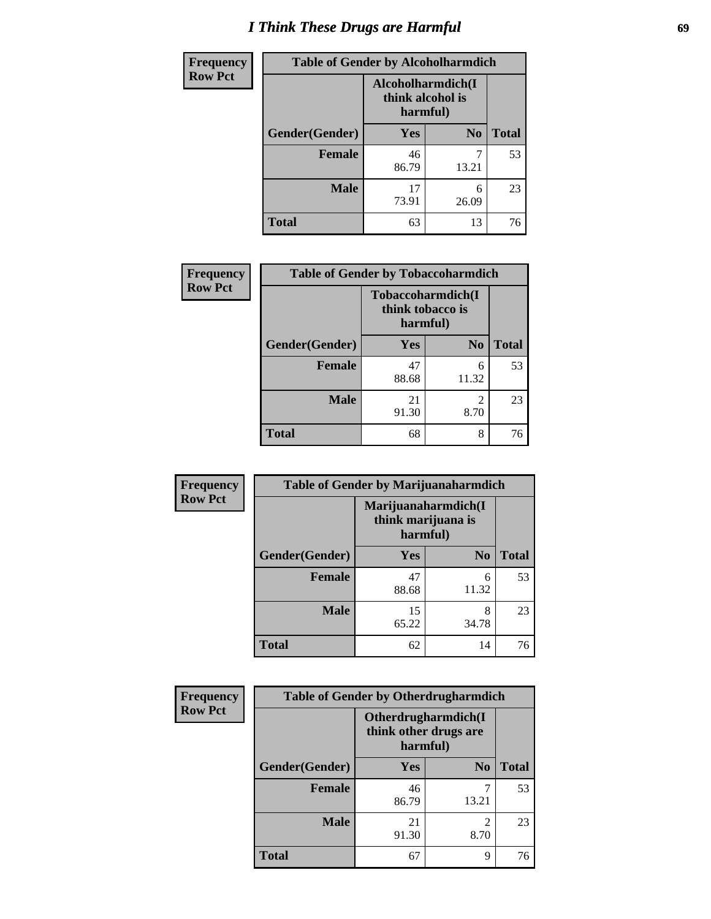# I Think These Drugs are Harmful

| Frequency Row Pct | Table of Gender by Alcoholharmdich | | |
|---|---|---|---|
| | Alcoholharmdich(I think alcohol is harmful) | | |
| Gender(Gender) | Yes | No | Total |
| Female | 46<br>86.79 | 7<br>13.21 | 53 |
| Male | 17<br>73.91 | 6<br>26.09 | 23 |
| Total | 63 | 13 | 76 |

| Frequency Row Pct | Table of Gender by Tobaccoharmdich | | |
|---|---|---|---|
| | Tobaccoharmdich(I think tobacco is harmful) | | |
| Gender(Gender) | Yes | No | Total |
| Female | 47<br>88.68 | 6<br>11.32 | 53 |
| Male | 21<br>91.30 | 2<br>8.70 | 23 |
| Total | 68 | 8 | 76 |

| Frequency Row Pct | Table of Gender by Marijuanaharmdich | | |
|---|---|---|---|
| | Marijuanaharmdich(I think marijuana is harmful) | | |
| Gender(Gender) | Yes | No | Total |
| Female | 47<br>88.68 | 6<br>11.32 | 53 |
| Male | 15<br>65.22 | 8<br>34.78 | 23 |
| Total | 62 | 14 | 76 |

| Frequency Row Pct | Table of Gender by Otherdrugharmdich | | |
|---|---|---|---|
| | Otherdrugharmdich(I think other drugs are harmful) | | |
| Gender(Gender) | Yes | No | Total |
| Female | 46<br>86.79 | 7<br>13.21 | 53 |
| Male | 21<br>91.30 | 2<br>8.70 | 23 |
| Total | 67 | 9 | 76 |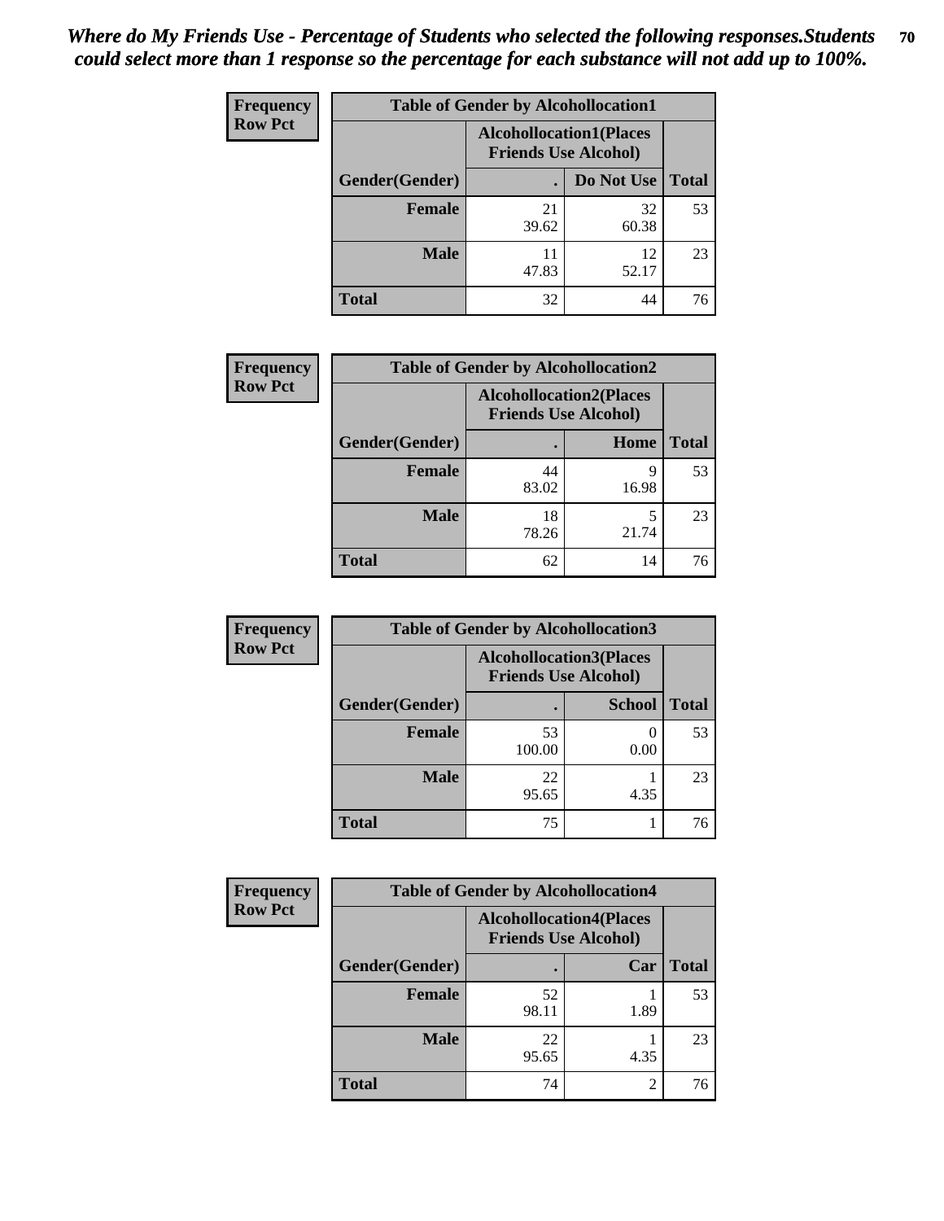*Where do My Friends Use - Percentage of Students who selected the following responses.Students could select more than 1 response so the percentage for each substance will not add up to 100%.*

**Frequency Row Pct**

| Table of Gender by Alcohollocation1 | | | |
|---|---|---|---|
| | Alcohollocation1(Places Friends Use Alcohol) | | |
| Gender(Gender) | . | Do Not Use | Total |
| Female | 21<br>39.62 | 32<br>60.38 | 53 |
| Male | 11<br>47.83 | 12<br>52.17 | 23 |
| Total | 32 | 44 | 76 |

**Frequency Row Pct**

| Table of Gender by Alcohollocation2 | | | |
|---|---|---|---|
| | Alcohollocation2(Places Friends Use Alcohol) | | |
| Gender(Gender) | . | Home | Total |
| Female | 44<br>83.02 | 9<br>16.98 | 53 |
| Male | 18<br>78.26 | 5<br>21.74 | 23 |
| Total | 62 | 14 | 76 |

**Frequency Row Pct**

| Table of Gender by Alcohollocation3 | | | |
|---|---|---|---|
| | Alcohollocation3(Places Friends Use Alcohol) | | |
| Gender(Gender) | . | School | Total |
| Female | 53<br>100.00 | 0<br>0.00 | 53 |
| Male | 22<br>95.65 | 1<br>4.35 | 23 |
| Total | 75 | 1 | 76 |

**Frequency Row Pct**

| Table of Gender by Alcohollocation4 | | | |
|---|---|---|---|
| | Alcohollocation4(Places Friends Use Alcohol) | | |
| Gender(Gender) | . | Car | Total |
| Female | 52<br>98.11 | 1<br>1.89 | 53 |
| Male | 22<br>95.65 | 1<br>4.35 | 23 |
| Total | 74 | 2 | 76 |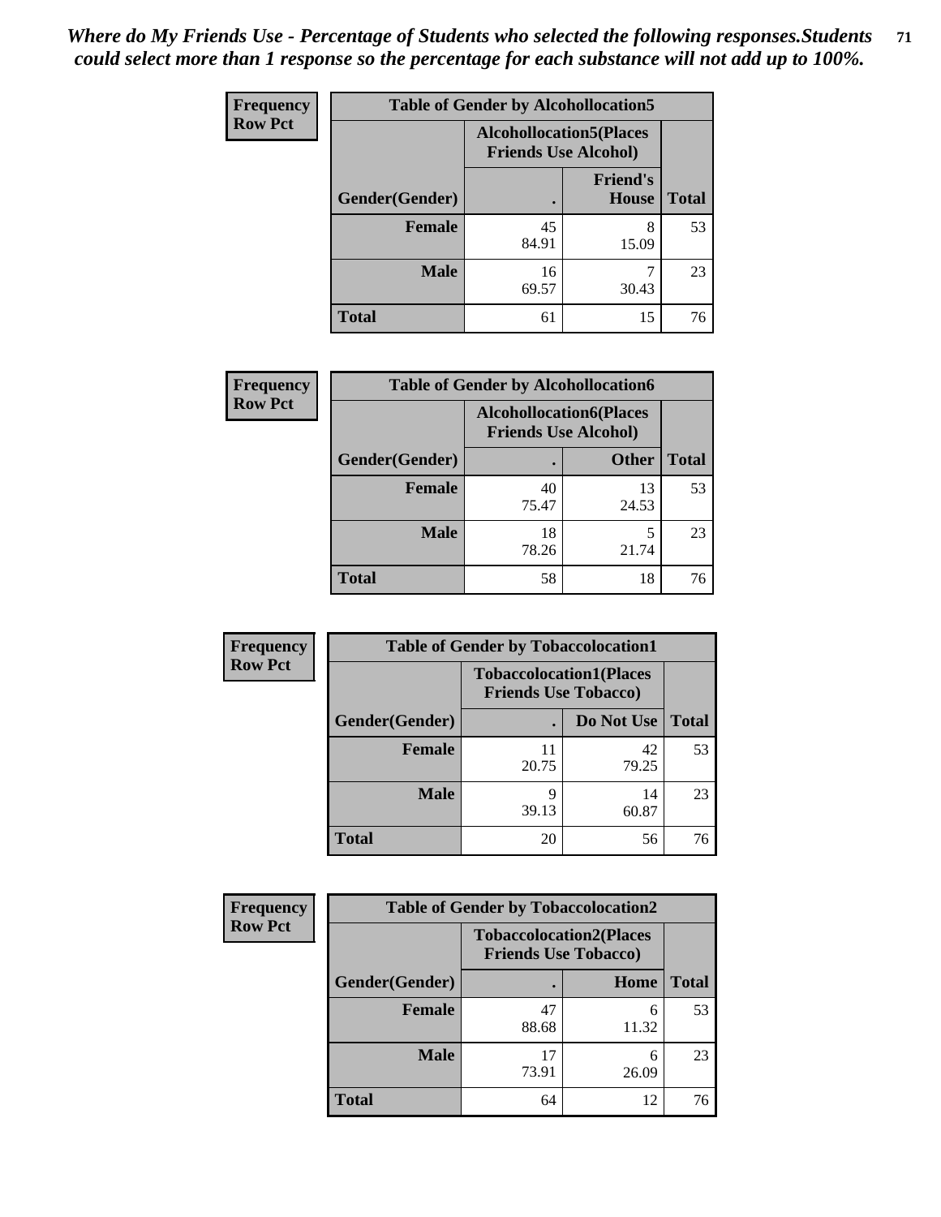*Where do My Friends Use - Percentage of Students who selected the following responses.Students could select more than 1 response so the percentage for each substance will not add up to 100%.*

**Frequency / Row Pct**

| Table of Gender by Alcohollocation5 | | | |
|---|---|---|---|
| | Alcohollocation5(Places Friends Use Alcohol) | | |
| Gender(Gender) | . | Friend's House | Total |
| **Female** | 45<br>84.91 | 8<br>15.09 | 53 |
| **Male** | 16<br>69.57 | 7<br>30.43 | 23 |
| **Total** | 61 | 15 | 76 |

**Frequency / Row Pct**

| Table of Gender by Alcohollocation6 | | | |
|---|---|---|---|
| | Alcohollocation6(Places Friends Use Alcohol) | | |
| Gender(Gender) | . | Other | Total |
| **Female** | 40<br>75.47 | 13<br>24.53 | 53 |
| **Male** | 18<br>78.26 | 5<br>21.74 | 23 |
| **Total** | 58 | 18 | 76 |

**Frequency / Row Pct**

| Table of Gender by Tobaccolocation1 | | | |
|---|---|---|---|
| | Tobaccolocation1(Places Friends Use Tobacco) | | |
| Gender(Gender) | . | Do Not Use | Total |
| **Female** | 11<br>20.75 | 42<br>79.25 | 53 |
| **Male** | 9<br>39.13 | 14<br>60.87 | 23 |
| **Total** | 20 | 56 | 76 |

**Frequency / Row Pct**

| Table of Gender by Tobaccolocation2 | | | |
|---|---|---|---|
| | Tobaccolocation2(Places Friends Use Tobacco) | | |
| Gender(Gender) | . | Home | Total |
| **Female** | 47<br>88.68 | 6<br>11.32 | 53 |
| **Male** | 17<br>73.91 | 6<br>26.09 | 23 |
| **Total** | 64 | 12 | 76 |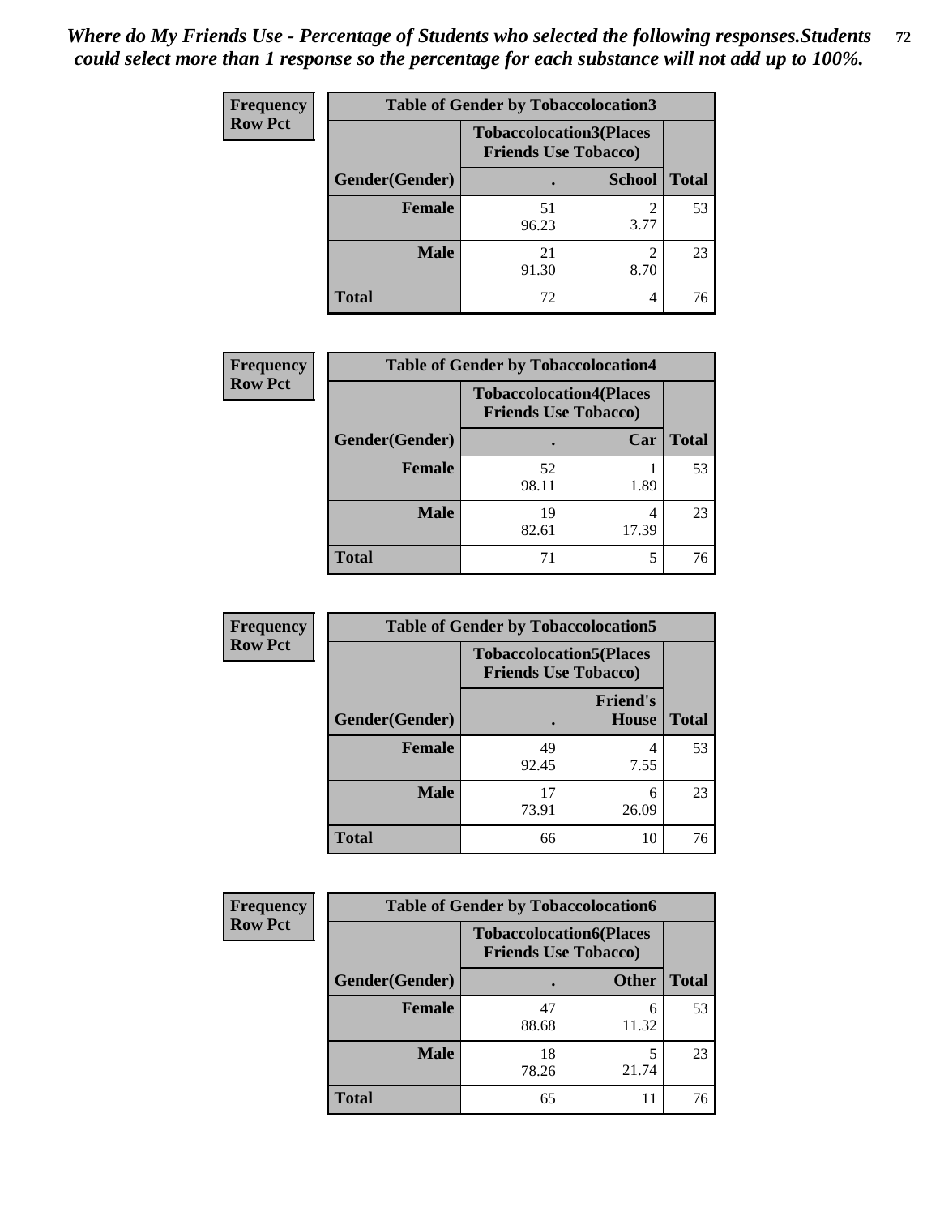*Where do My Friends Use - Percentage of Students who selected the following responses.Students could select more than 1 response so the percentage for each substance will not add up to 100%.*

**Frequency**
**Row Pct**

| Table of Gender by Tobaccolocation3 | | | |
|---|---|---|---|
| | Tobaccolocation3(Places Friends Use Tobacco) | | |
| Gender(Gender) | . | School | Total |
| Female | 51<br>96.23 | 2<br>3.77 | 53 |
| Male | 21<br>91.30 | 2<br>8.70 | 23 |
| Total | 72 | 4 | 76 |

**Frequency**
**Row Pct**

| Table of Gender by Tobaccolocation4 | | | |
|---|---|---|---|
| | Tobaccolocation4(Places Friends Use Tobacco) | | |
| Gender(Gender) | . | Car | Total |
| Female | 52<br>98.11 | 1<br>1.89 | 53 |
| Male | 19<br>82.61 | 4<br>17.39 | 23 |
| Total | 71 | 5 | 76 |

**Frequency**
**Row Pct**

| Table of Gender by Tobaccolocation5 | | | |
|---|---|---|---|
| | Tobaccolocation5(Places Friends Use Tobacco) | | |
| Gender(Gender) | . | Friend's House | Total |
| Female | 49<br>92.45 | 4<br>7.55 | 53 |
| Male | 17<br>73.91 | 6<br>26.09 | 23 |
| Total | 66 | 10 | 76 |

**Frequency**
**Row Pct**

| Table of Gender by Tobaccolocation6 | | | |
|---|---|---|---|
| | Tobaccolocation6(Places Friends Use Tobacco) | | |
| Gender(Gender) | . | Other | Total |
| Female | 47<br>88.68 | 6<br>11.32 | 53 |
| Male | 18<br>78.26 | 5<br>21.74 | 23 |
| Total | 65 | 11 | 76 |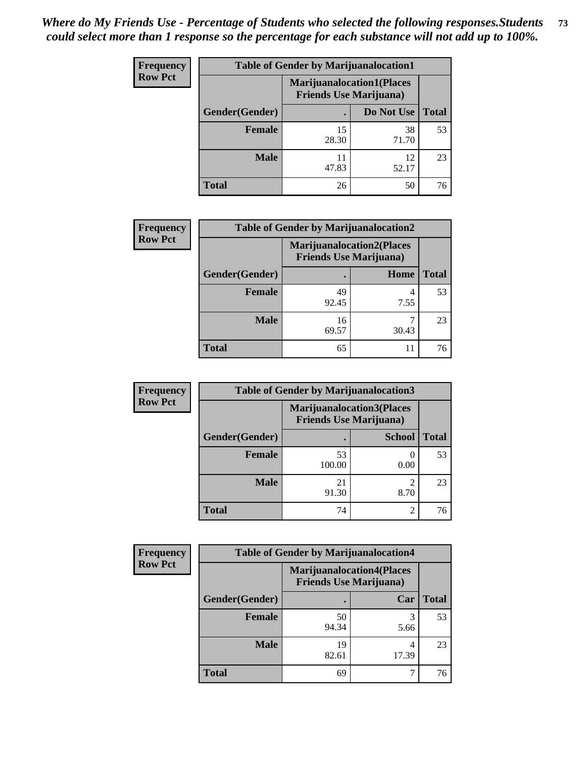*Where do My Friends Use - Percentage of Students who selected the following responses.Students could select more than 1 response so the percentage for each substance will not add up to 100%.*

**Frequency**
**Row Pct**

| Table of Gender by Marijuanalocation1 | | | |
|---|---|---|---|
| | Marijuanalocation1(Places Friends Use Marijuana) | | |
| Gender(Gender) | . | Do Not Use | Total |
| Female | 15<br>28.30 | 38<br>71.70 | 53 |
| Male | 11<br>47.83 | 12<br>52.17 | 23 |
| Total | 26 | 50 | 76 |

**Frequency**
**Row Pct**

| Table of Gender by Marijuanalocation2 | | | |
|---|---|---|---|
| | Marijuanalocation2(Places Friends Use Marijuana) | | |
| Gender(Gender) | . | Home | Total |
| Female | 49<br>92.45 | 4<br>7.55 | 53 |
| Male | 16<br>69.57 | 7<br>30.43 | 23 |
| Total | 65 | 11 | 76 |

**Frequency**
**Row Pct**

| Table of Gender by Marijuanalocation3 | | | |
|---|---|---|---|
| | Marijuanalocation3(Places Friends Use Marijuana) | | |
| Gender(Gender) | . | School | Total |
| Female | 53<br>100.00 | 0<br>0.00 | 53 |
| Male | 21<br>91.30 | 2<br>8.70 | 23 |
| Total | 74 | 2 | 76 |

**Frequency**
**Row Pct**

| Table of Gender by Marijuanalocation4 | | | |
|---|---|---|---|
| | Marijuanalocation4(Places Friends Use Marijuana) | | |
| Gender(Gender) | . | Car | Total |
| Female | 50<br>94.34 | 3<br>5.66 | 53 |
| Male | 19<br>82.61 | 4<br>17.39 | 23 |
| Total | 69 | 7 | 76 |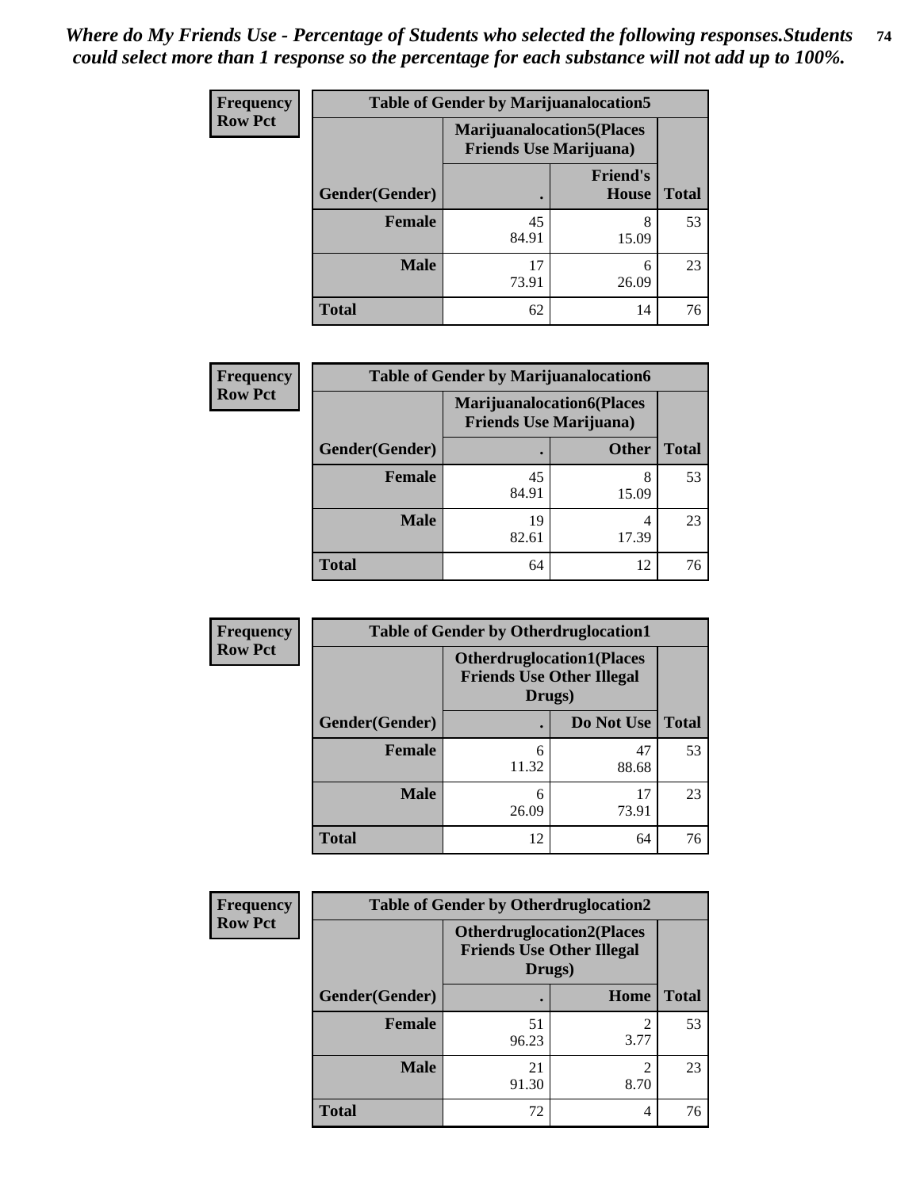*Where do My Friends Use - Percentage of Students who selected the following responses.Students could select more than 1 response so the percentage for each substance will not add up to 100%.*

**Frequency**
**Row Pct**

| Table of Gender by Marijuanalocation5 | | | |
|---|---|---|---|
| | Marijuanalocation5(Places Friends Use Marijuana) | | |
| Gender(Gender) | . | Friend's House | Total |
| **Female** | 45<br>84.91 | 8<br>15.09 | 53 |
| **Male** | 17<br>73.91 | 6<br>26.09 | 23 |
| **Total** | 62 | 14 | 76 |

**Frequency**
**Row Pct**

| Table of Gender by Marijuanalocation6 | | | |
|---|---|---|---|
| | Marijuanalocation6(Places Friends Use Marijuana) | | |
| Gender(Gender) | . | Other | Total |
| **Female** | 45<br>84.91 | 8<br>15.09 | 53 |
| **Male** | 19<br>82.61 | 4<br>17.39 | 23 |
| **Total** | 64 | 12 | 76 |

**Frequency**
**Row Pct**

| Table of Gender by Otherdruglocation1 | | | |
|---|---|---|---|
| | Otherdruglocation1(Places Friends Use Other Illegal Drugs) | | |
| Gender(Gender) | . | Do Not Use | Total |
| **Female** | 6<br>11.32 | 47<br>88.68 | 53 |
| **Male** | 6<br>26.09 | 17<br>73.91 | 23 |
| **Total** | 12 | 64 | 76 |

**Frequency**
**Row Pct**

| Table of Gender by Otherdruglocation2 | | | |
|---|---|---|---|
| | Otherdruglocation2(Places Friends Use Other Illegal Drugs) | | |
| Gender(Gender) | . | Home | Total |
| **Female** | 51<br>96.23 | 2<br>3.77 | 53 |
| **Male** | 21<br>91.30 | 2<br>8.70 | 23 |
| **Total** | 72 | 4 | 76 |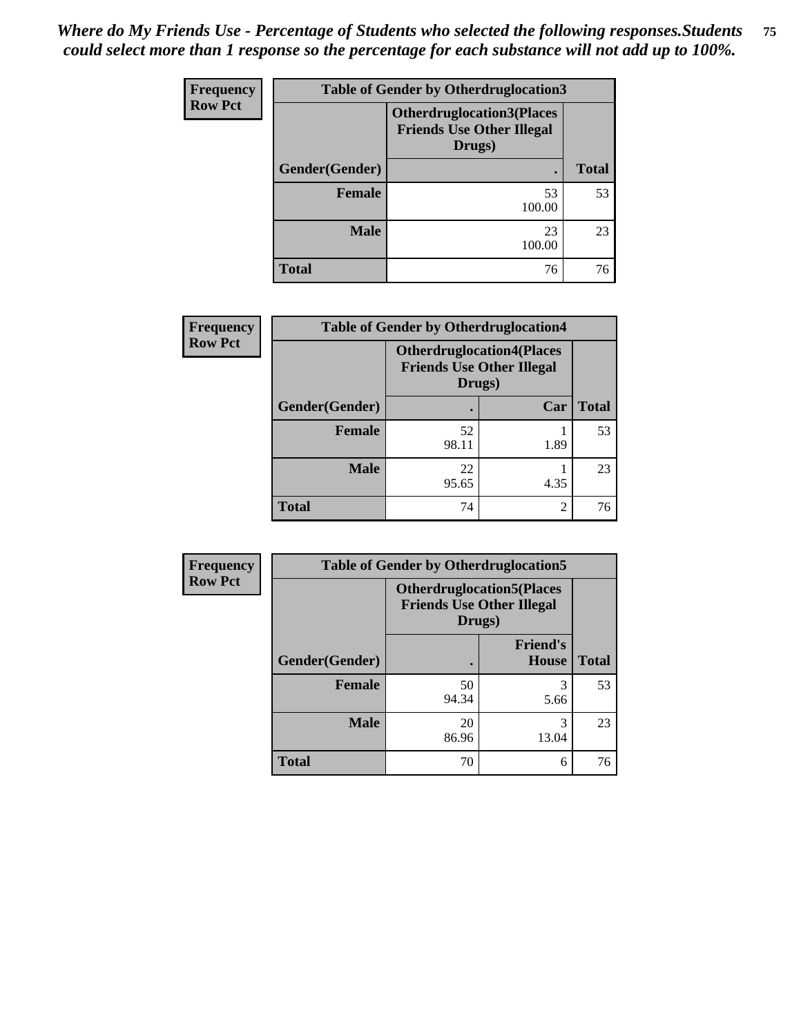*Where do My Friends Use - Percentage of Students who selected the following responses.Students could select more than 1 response so the percentage for each substance will not add up to 100%.*

**Frequency / Row Pct**

| Table of Gender by Otherdruglocation3 | | |
|---|---|---|
| | Otherdruglocation3(Places Friends Use Other Illegal Drugs) | |
| Gender(Gender) | . | Total |
| Female | 53<br>100.00 | 53 |
| Male | 23<br>100.00 | 23 |
| Total | 76 | 76 |

**Frequency / Row Pct**

| Table of Gender by Otherdruglocation4 | | | |
|---|---|---|---|
| | Otherdruglocation4(Places Friends Use Other Illegal Drugs) | | |
| Gender(Gender) | . | Car | Total |
| Female | 52<br>98.11 | 1<br>1.89 | 53 |
| Male | 22<br>95.65 | 1<br>4.35 | 23 |
| Total | 74 | 2 | 76 |

**Frequency / Row Pct**

| Table of Gender by Otherdruglocation5 | | | |
|---|---|---|---|
| | Otherdruglocation5(Places Friends Use Other Illegal Drugs) | | |
| Gender(Gender) | . | Friend's House | Total |
| Female | 50<br>94.34 | 3<br>5.66 | 53 |
| Male | 20<br>86.96 | 3<br>13.04 | 23 |
| Total | 70 | 6 | 76 |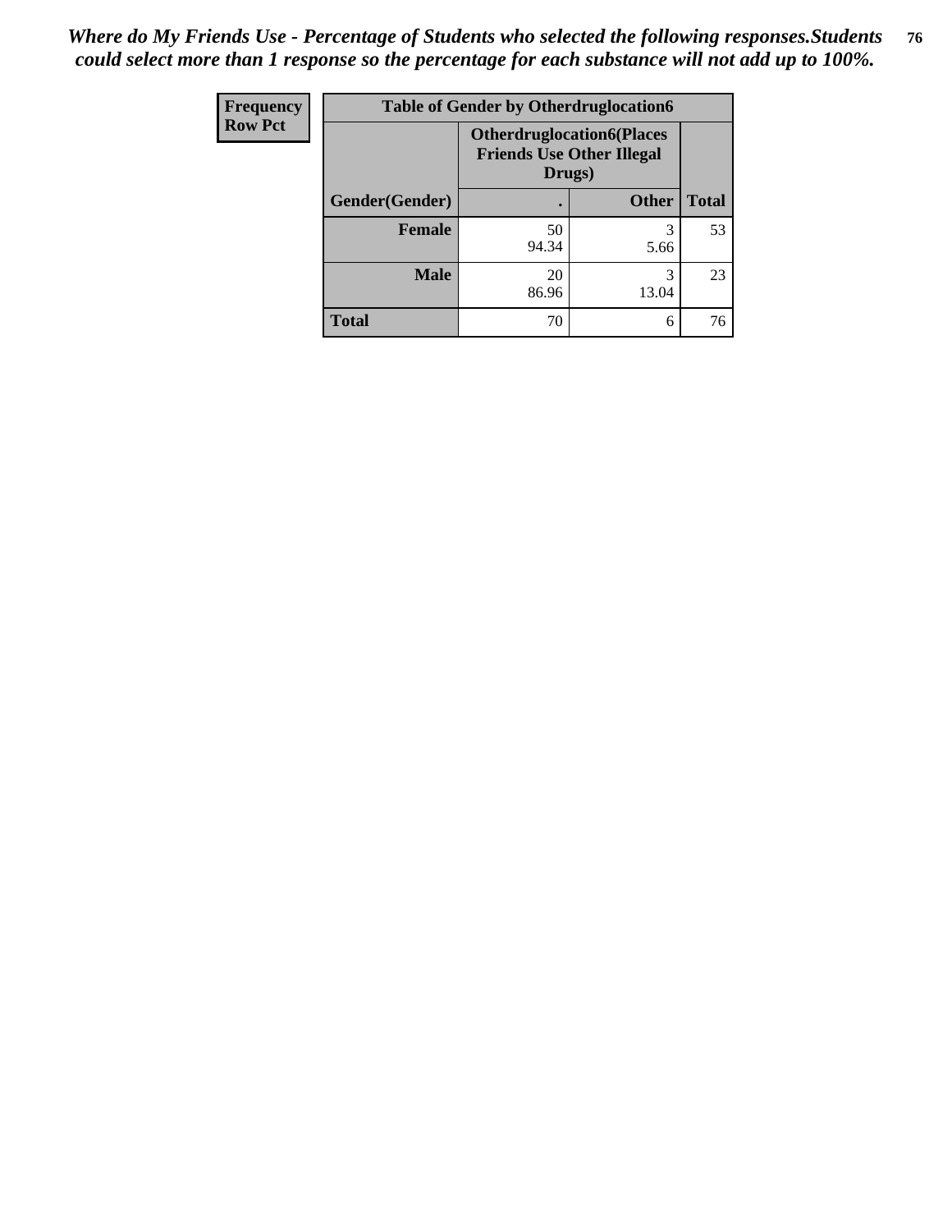*Where do My Friends Use - Percentage of Students who selected the following responses.Students could select more than 1 response so the percentage for each substance will not add up to 100%.*

| Frequency Row Pct | Table of Gender by Otherdruglocation6 | | |
|---|---|---|---|
| | Otherdruglocation6(Places Friends Use Other Illegal Drugs) | | |
| Gender(Gender) | . | Other | Total |
| Female | 50<br>94.34 | 3<br>5.66 | 53 |
| Male | 20<br>86.96 | 3<br>13.04 | 23 |
| Total | 70 | 6 | 76 |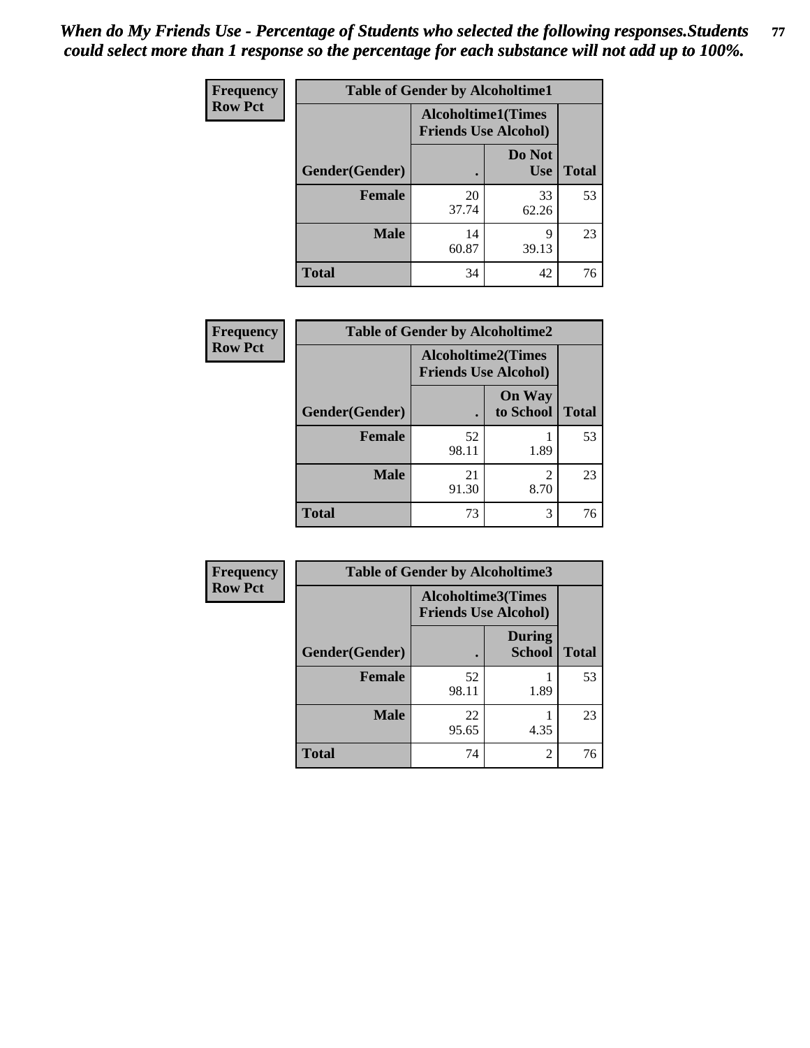*When do My Friends Use - Percentage of Students who selected the following responses.Students could select more than 1 response so the percentage for each substance will not add up to 100%.*

**Frequency**
**Row Pct**

| Table of Gender by Alcoholtime1 | | | |
|---|---|---|---|
| | Alcoholtime1(Times Friends Use Alcohol) | | |
| Gender(Gender) | . | Do Not Use | Total |
| **Female** | 20<br>37.74 | 33<br>62.26 | 53 |
| **Male** | 14<br>60.87 | 9<br>39.13 | 23 |
| **Total** | 34 | 42 | 76 |

**Frequency**
**Row Pct**

| Table of Gender by Alcoholtime2 | | | |
|---|---|---|---|
| | Alcoholtime2(Times Friends Use Alcohol) | | |
| Gender(Gender) | . | On Way to School | Total |
| **Female** | 52<br>98.11 | 1<br>1.89 | 53 |
| **Male** | 21<br>91.30 | 2<br>8.70 | 23 |
| **Total** | 73 | 3 | 76 |

**Frequency**
**Row Pct**

| Table of Gender by Alcoholtime3 | | | |
|---|---|---|---|
| | Alcoholtime3(Times Friends Use Alcohol) | | |
| Gender(Gender) | . | During School | Total |
| **Female** | 52<br>98.11 | 1<br>1.89 | 53 |
| **Male** | 22<br>95.65 | 1<br>4.35 | 23 |
| **Total** | 74 | 2 | 76 |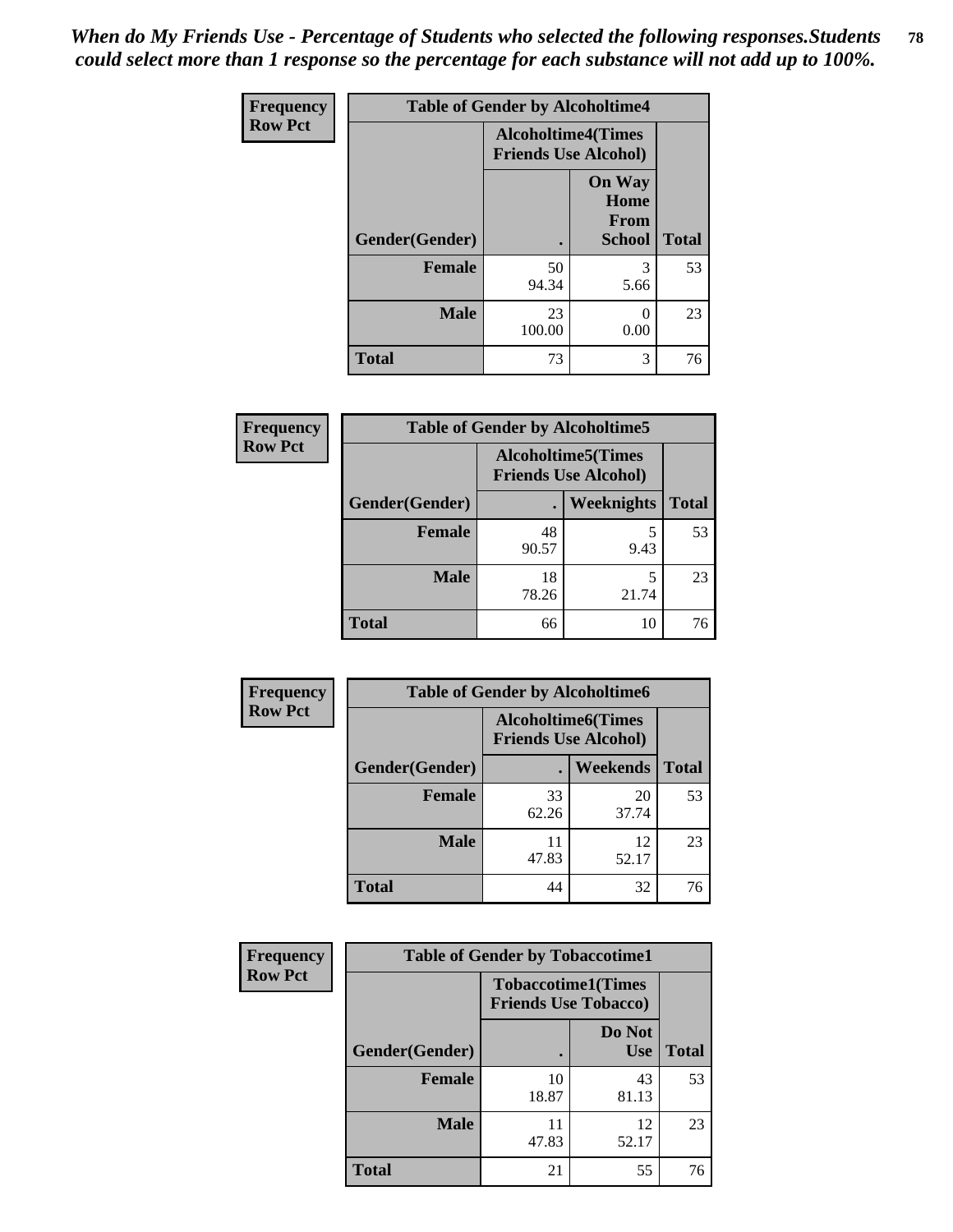*When do My Friends Use - Percentage of Students who selected the following responses.Students could select more than 1 response so the percentage for each substance will not add up to 100%.*

| Frequency Row Pct | Table of Gender by Alcoholtime4 | | |
|---|---|---|---|
| | Alcoholtime4(Times Friends Use Alcohol) | | |
| Gender(Gender) | . | On Way Home From School | Total |
| Female | 50<br>94.34 | 3<br>5.66 | 53 |
| Male | 23<br>100.00 | 0<br>0.00 | 23 |
| Total | 73 | 3 | 76 |

| Frequency Row Pct | Table of Gender by Alcoholtime5 | | |
|---|---|---|---|
| | Alcoholtime5(Times Friends Use Alcohol) | | |
| Gender(Gender) | . | Weeknights | Total |
| Female | 48<br>90.57 | 5<br>9.43 | 53 |
| Male | 18<br>78.26 | 5<br>21.74 | 23 |
| Total | 66 | 10 | 76 |

| Frequency Row Pct | Table of Gender by Alcoholtime6 | | |
|---|---|---|---|
| | Alcoholtime6(Times Friends Use Alcohol) | | |
| Gender(Gender) | . | Weekends | Total |
| Female | 33<br>62.26 | 20<br>37.74 | 53 |
| Male | 11<br>47.83 | 12<br>52.17 | 23 |
| Total | 44 | 32 | 76 |

| Frequency Row Pct | Table of Gender by Tobaccotime1 | | |
|---|---|---|---|
| | Tobaccotime1(Times Friends Use Tobacco) | | |
| Gender(Gender) | . | Do Not Use | Total |
| Female | 10<br>18.87 | 43<br>81.13 | 53 |
| Male | 11<br>47.83 | 12<br>52.17 | 23 |
| Total | 21 | 55 | 76 |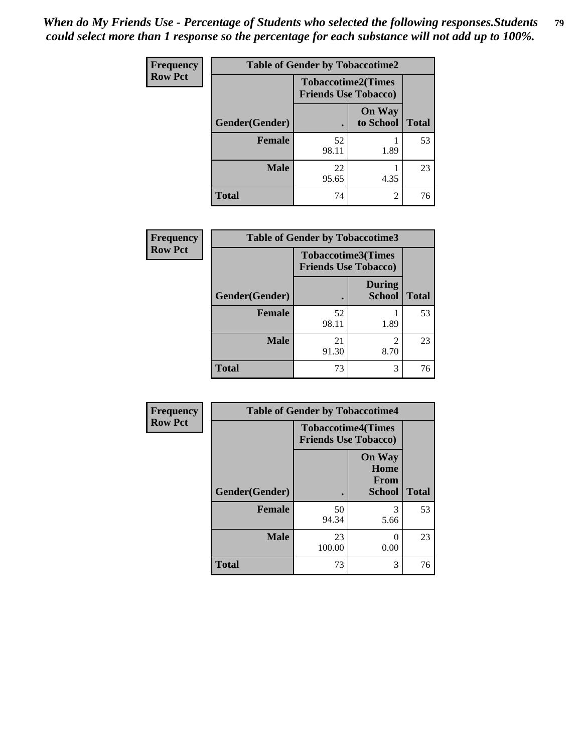*When do My Friends Use - Percentage of Students who selected the following responses.Students could select more than 1 response so the percentage for each substance will not add up to 100%.*

**Frequency**
**Row Pct**

| Table of Gender by Tobaccotime2 | | | |
|---|---|---|---|
| | Tobaccotime2(Times Friends Use Tobacco) | | |
| Gender(Gender) | . | On Way to School | Total |
| **Female** | 52<br>98.11 | 1<br>1.89 | 53 |
| **Male** | 22<br>95.65 | 1<br>4.35 | 23 |
| **Total** | 74 | 2 | 76 |

**Frequency**
**Row Pct**

| Table of Gender by Tobaccotime3 | | | |
|---|---|---|---|
| | Tobaccotime3(Times Friends Use Tobacco) | | |
| Gender(Gender) | . | During School | Total |
| **Female** | 52<br>98.11 | 1<br>1.89 | 53 |
| **Male** | 21<br>91.30 | 2<br>8.70 | 23 |
| **Total** | 73 | 3 | 76 |

**Frequency**
**Row Pct**

| Table of Gender by Tobaccotime4 | | | |
|---|---|---|---|
| | Tobaccotime4(Times Friends Use Tobacco) | | |
| Gender(Gender) | . | On Way Home From School | Total |
| **Female** | 50<br>94.34 | 3<br>5.66 | 53 |
| **Male** | 23<br>100.00 | 0<br>0.00 | 23 |
| **Total** | 73 | 3 | 76 |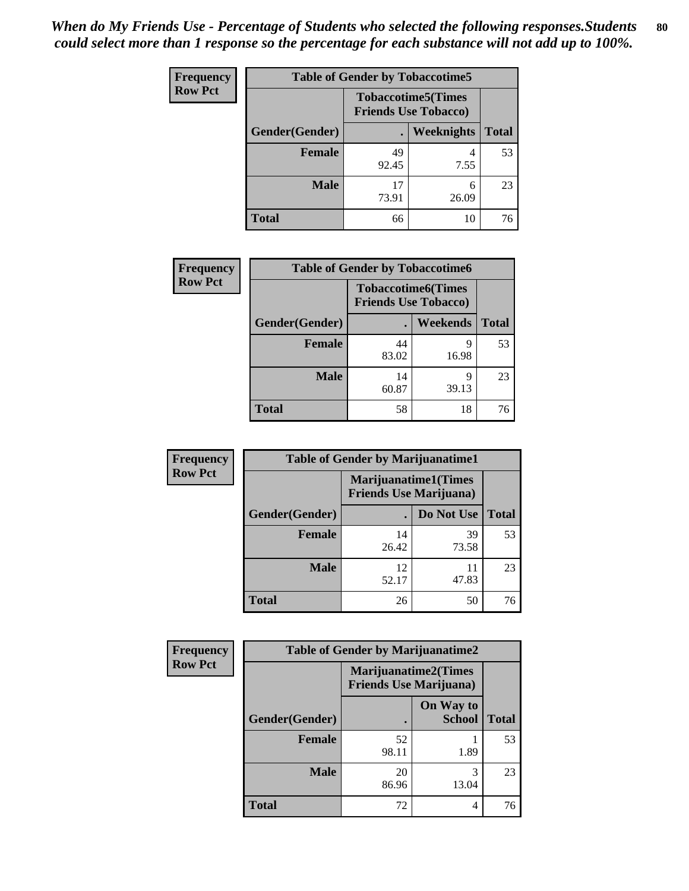*When do My Friends Use - Percentage of Students who selected the following responses.Students could select more than 1 response so the percentage for each substance will not add up to 100%.*

**Frequency**
**Row Pct**

| Table of Gender by Tobaccotime5 | | | |
|---|---|---|---|
| | Tobaccotime5(Times Friends Use Tobacco) | | |
| Gender(Gender) | . | Weeknights | Total |
| Female | 49<br>92.45 | 4<br>7.55 | 53 |
| Male | 17<br>73.91 | 6<br>26.09 | 23 |
| Total | 66 | 10 | 76 |

**Frequency**
**Row Pct**

| Table of Gender by Tobaccotime6 | | | |
|---|---|---|---|
| | Tobaccotime6(Times Friends Use Tobacco) | | |
| Gender(Gender) | . | Weekends | Total |
| Female | 44<br>83.02 | 9<br>16.98 | 53 |
| Male | 14<br>60.87 | 9<br>39.13 | 23 |
| Total | 58 | 18 | 76 |

**Frequency**
**Row Pct**

| Table of Gender by Marijuanatime1 | | | |
|---|---|---|---|
| | Marijuanatime1(Times Friends Use Marijuana) | | |
| Gender(Gender) | . | Do Not Use | Total |
| Female | 14<br>26.42 | 39<br>73.58 | 53 |
| Male | 12<br>52.17 | 11<br>47.83 | 23 |
| Total | 26 | 50 | 76 |

**Frequency**
**Row Pct**

| Table of Gender by Marijuanatime2 | | | |
|---|---|---|---|
| | Marijuanatime2(Times Friends Use Marijuana) | | |
| Gender(Gender) | . | On Way to School | Total |
| Female | 52<br>98.11 | 1<br>1.89 | 53 |
| Male | 20<br>86.96 | 3<br>13.04 | 23 |
| Total | 72 | 4 | 76 |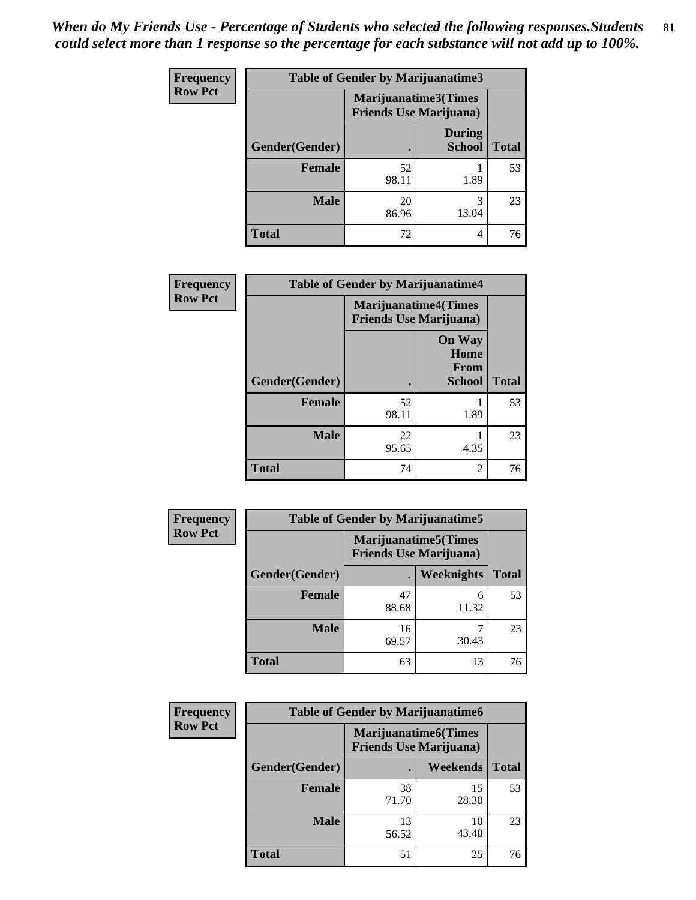*When do My Friends Use - Percentage of Students who selected the following responses.Students could select more than 1 response so the percentage for each substance will not add up to 100%.*

**Frequency**
**Row Pct**

| Table of Gender by Marijuanatime3 | | | |
|---|---|---|---|
| | Marijuanatime3(Times Friends Use Marijuana) | | |
| Gender(Gender) | . | During School | Total |
| Female | 52<br>98.11 | 1<br>1.89 | 53 |
| Male | 20<br>86.96 | 3<br>13.04 | 23 |
| Total | 72 | 4 | 76 |

**Frequency**
**Row Pct**

| Table of Gender by Marijuanatime4 | | | |
|---|---|---|---|
| | Marijuanatime4(Times Friends Use Marijuana) | | |
| Gender(Gender) | . | On Way Home From School | Total |
| Female | 52<br>98.11 | 1<br>1.89 | 53 |
| Male | 22<br>95.65 | 1<br>4.35 | 23 |
| Total | 74 | 2 | 76 |

**Frequency**
**Row Pct**

| Table of Gender by Marijuanatime5 | | | |
|---|---|---|---|
| | Marijuanatime5(Times Friends Use Marijuana) | | |
| Gender(Gender) | . | Weeknights | Total |
| Female | 47<br>88.68 | 6<br>11.32 | 53 |
| Male | 16<br>69.57 | 7<br>30.43 | 23 |
| Total | 63 | 13 | 76 |

**Frequency**
**Row Pct**

| Table of Gender by Marijuanatime6 | | | |
|---|---|---|---|
| | Marijuanatime6(Times Friends Use Marijuana) | | |
| Gender(Gender) | . | Weekends | Total |
| Female | 38<br>71.70 | 15<br>28.30 | 53 |
| Male | 13<br>56.52 | 10<br>43.48 | 23 |
| Total | 51 | 25 | 76 |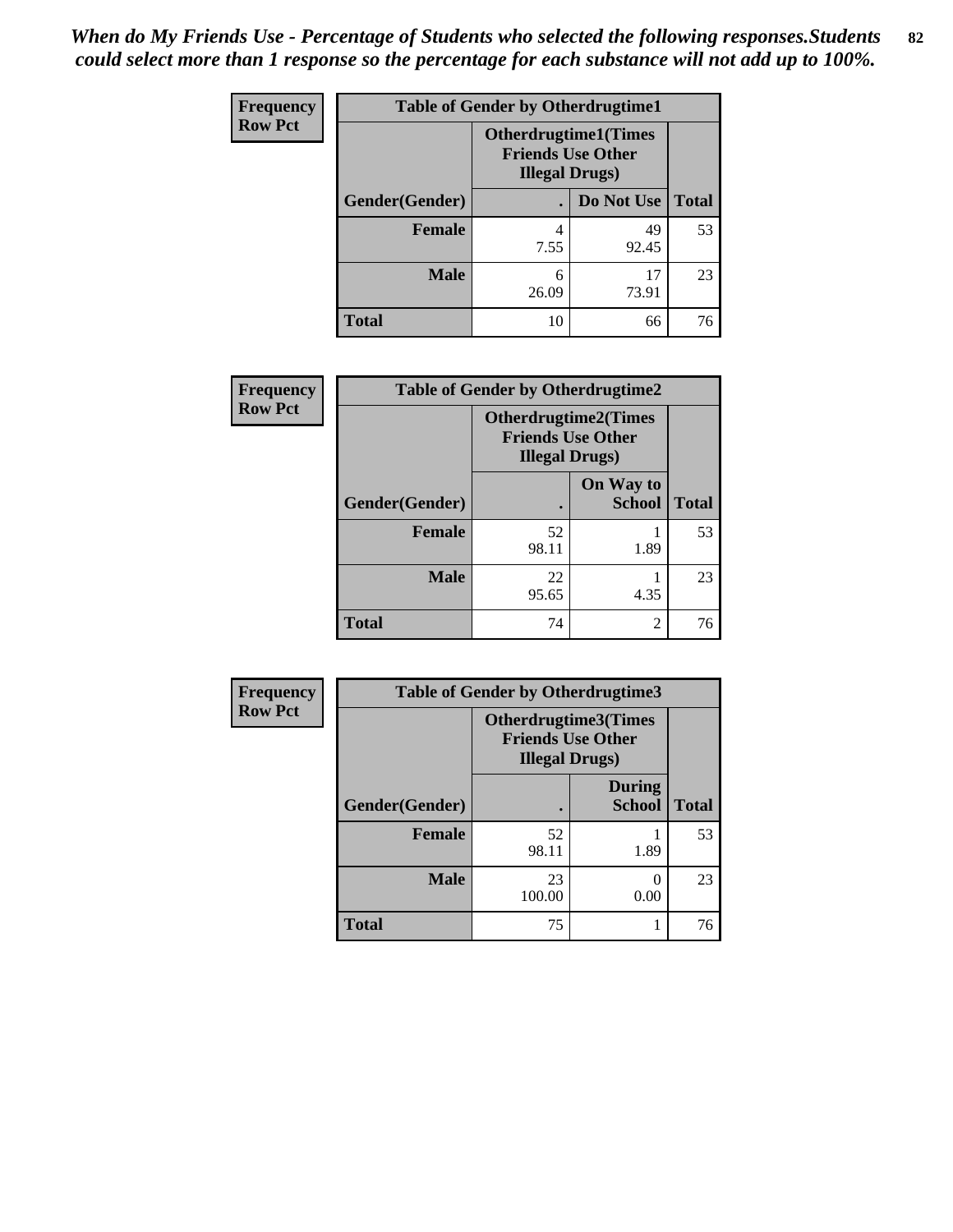*When do My Friends Use - Percentage of Students who selected the following responses.Students could select more than 1 response so the percentage for each substance will not add up to 100%.*

**Frequency**
**Row Pct**

| Table of Gender by Otherdrugtime1 | | | |
|---|---|---|---|
| | Otherdrugtime1(Times Friends Use Other Illegal Drugs) | | |
| Gender(Gender) | . | Do Not Use | Total |
| Female | 4<br>7.55 | 49<br>92.45 | 53 |
| Male | 6<br>26.09 | 17<br>73.91 | 23 |
| Total | 10 | 66 | 76 |

**Frequency**
**Row Pct**

| Table of Gender by Otherdrugtime2 | | | |
|---|---|---|---|
| | Otherdrugtime2(Times Friends Use Other Illegal Drugs) | | |
| Gender(Gender) | . | On Way to School | Total |
| Female | 52<br>98.11 | 1<br>1.89 | 53 |
| Male | 22<br>95.65 | 1<br>4.35 | 23 |
| Total | 74 | 2 | 76 |

**Frequency**
**Row Pct**

| Table of Gender by Otherdrugtime3 | | | |
|---|---|---|---|
| | Otherdrugtime3(Times Friends Use Other Illegal Drugs) | | |
| Gender(Gender) | . | During School | Total |
| Female | 52<br>98.11 | 1<br>1.89 | 53 |
| Male | 23<br>100.00 | 0<br>0.00 | 23 |
| Total | 75 | 1 | 76 |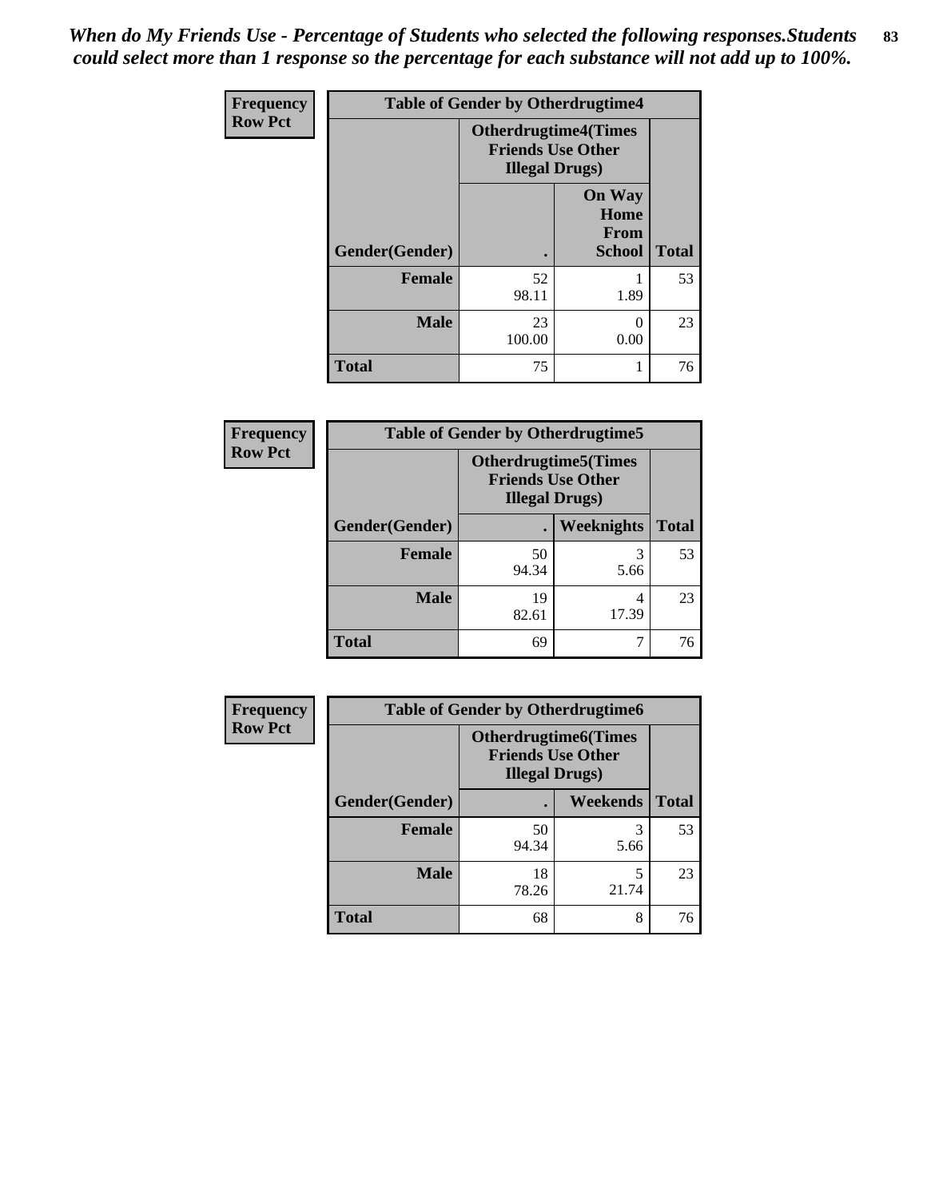*When do My Friends Use - Percentage of Students who selected the following responses.Students could select more than 1 response so the percentage for each substance will not add up to 100%.*

| Frequency Row Pct | Table of Gender by Otherdrugtime4 | | |
|---|---|---|---|
| | Otherdrugtime4(Times Friends Use Other Illegal Drugs) | | |
| Gender(Gender) | . | On Way Home From School | Total |
| Female | 52<br>98.11 | 1<br>1.89 | 53 |
| Male | 23<br>100.00 | 0<br>0.00 | 23 |
| Total | 75 | 1 | 76 |

| Frequency Row Pct | Table of Gender by Otherdrugtime5 | | |
|---|---|---|---|
| | Otherdrugtime5(Times Friends Use Other Illegal Drugs) | | |
| Gender(Gender) | . | Weeknights | Total |
| Female | 50<br>94.34 | 3<br>5.66 | 53 |
| Male | 19<br>82.61 | 4<br>17.39 | 23 |
| Total | 69 | 7 | 76 |

| Frequency Row Pct | Table of Gender by Otherdrugtime6 | | |
|---|---|---|---|
| | Otherdrugtime6(Times Friends Use Other Illegal Drugs) | | |
| Gender(Gender) | . | Weekends | Total |
| Female | 50<br>94.34 | 3<br>5.66 | 53 |
| Male | 18<br>78.26 | 5<br>21.74 | 23 |
| Total | 68 | 8 | 76 |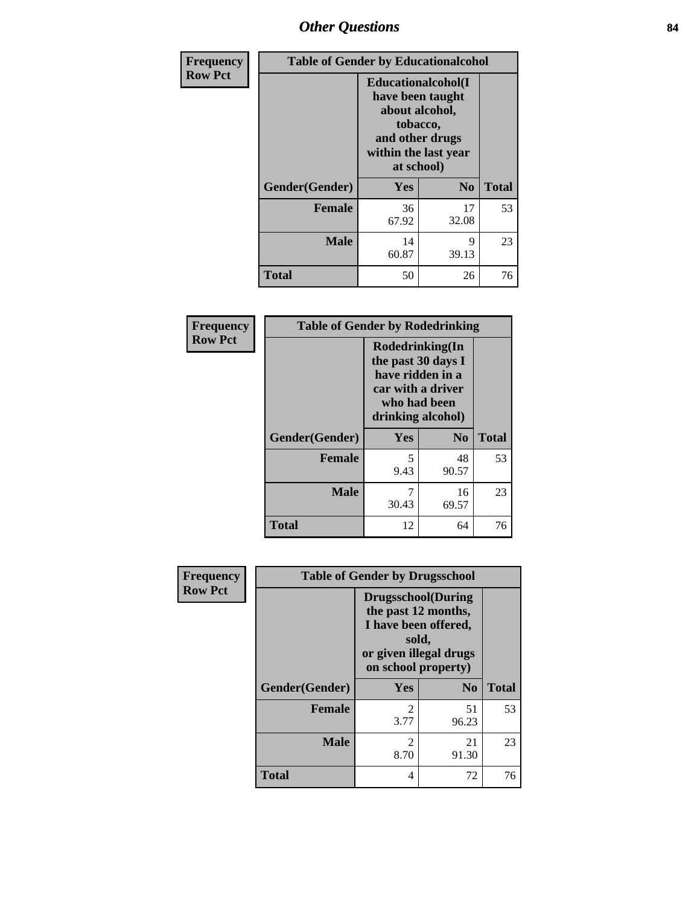# Other Questions

**Frequency**
**Row Pct**

| Table of Gender by Educationalcohol | | | |
|---|---|---|---|
| | Educationalcohol(I have been taught about alcohol, tobacco, and other drugs within the last year at school) | | |
| Gender(Gender) | Yes | No | Total |
| Female | 36<br>67.92 | 17<br>32.08 | 53 |
| Male | 14<br>60.87 | 9<br>39.13 | 23 |
| Total | 50 | 26 | 76 |

**Frequency**
**Row Pct**

| Table of Gender by Rodedrinking | | | |
|---|---|---|---|
| | Rodedrinking(In the past 30 days I have ridden in a car with a driver who had been drinking alcohol) | | |
| Gender(Gender) | Yes | No | Total |
| Female | 5<br>9.43 | 48<br>90.57 | 53 |
| Male | 7<br>30.43 | 16<br>69.57 | 23 |
| Total | 12 | 64 | 76 |

**Frequency**
**Row Pct**

| Table of Gender by Drugsschool | | | |
|---|---|---|---|
| | Drugsschool(During the past 12 months, I have been offered, sold, or given illegal drugs on school property) | | |
| Gender(Gender) | Yes | No | Total |
| Female | 2<br>3.77 | 51<br>96.23 | 53 |
| Male | 2<br>8.70 | 21<br>91.30 | 23 |
| Total | 4 | 72 | 76 |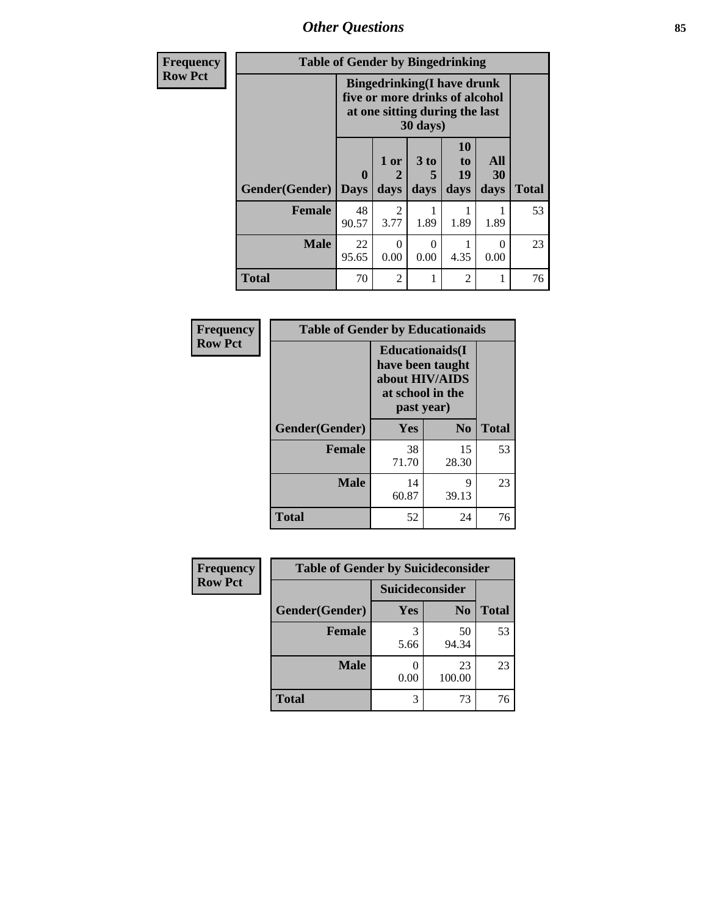# Other Questions

| Frequency<br>Row Pct | Table of Gender by Bingedrinking | | | | | |
|---|---|---|---|---|---|---|
| | Bingedrinking(I have drunk five or more drinks of alcohol at one sitting during the last 30 days) | | | | | |
| Gender(Gender) | 0 Days | 1 or 2 days | 3 to 5 days | 10 to 19 days | All 30 days | Total |
| Female | 48<br>90.57 | 2<br>3.77 | 1<br>1.89 | 1<br>1.89 | 1<br>1.89 | 53 |
| Male | 22<br>95.65 | 0<br>0.00 | 0<br>0.00 | 1<br>4.35 | 0<br>0.00 | 23 |
| Total | 70 | 2 | 1 | 2 | 1 | 76 |

| Frequency<br>Row Pct | Table of Gender by Educationaids | | |
|---|---|---|---|
| | Educationaids(I have been taught about HIV/AIDS at school in the past year) | | |
| Gender(Gender) | Yes | No | Total |
| Female | 38<br>71.70 | 15<br>28.30 | 53 |
| Male | 14<br>60.87 | 9<br>39.13 | 23 |
| Total | 52 | 24 | 76 |

| Frequency<br>Row Pct | Table of Gender by Suicideconsider | | |
|---|---|---|---|
| | Suicideconsider | | |
| Gender(Gender) | Yes | No | Total |
| Female | 3<br>5.66 | 50<br>94.34 | 53 |
| Male | 0<br>0.00 | 23<br>100.00 | 23 |
| Total | 3 | 73 | 76 |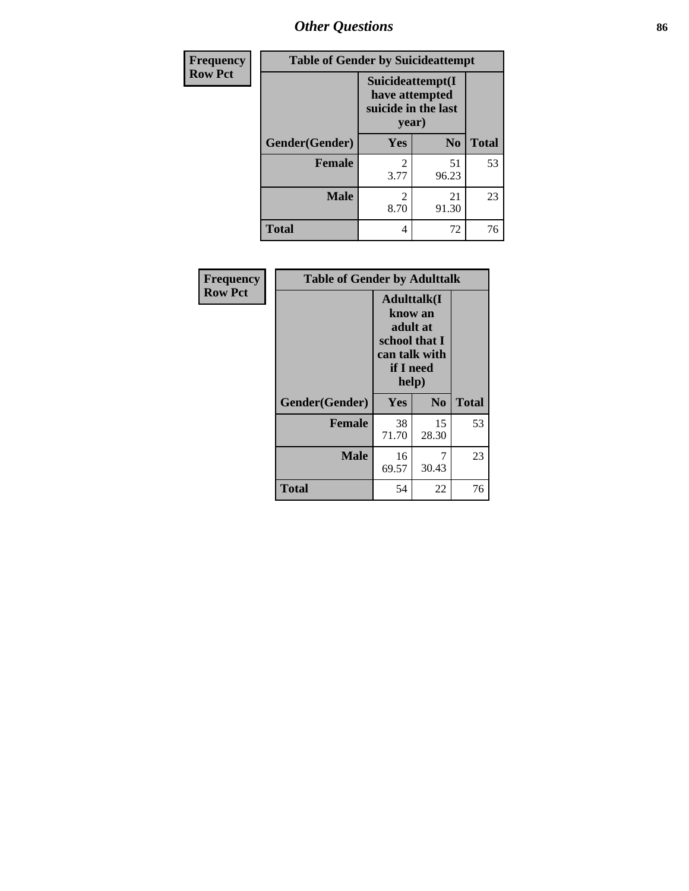## Other Questions

| Frequency Row Pct | Table of Gender by Suicideattempt | | |
|---|---|---|---|
| | Suicideattempt(I have attempted suicide in the last year) | | |
| Gender(Gender) | Yes | No | Total |
| Female | 2<br>3.77 | 51<br>96.23 | 53 |
| Male | 2<br>8.70 | 21<br>91.30 | 23 |
| Total | 4 | 72 | 76 |

| Frequency Row Pct | Table of Gender by Adulttalk | | |
|---|---|---|---|
| | Adulttalk(I know an adult at school that I can talk with if I need help) | | |
| Gender(Gender) | Yes | No | Total |
| Female | 38<br>71.70 | 15<br>28.30 | 53 |
| Male | 16<br>69.57 | 7<br>30.43 | 23 |
| Total | 54 | 22 | 76 |